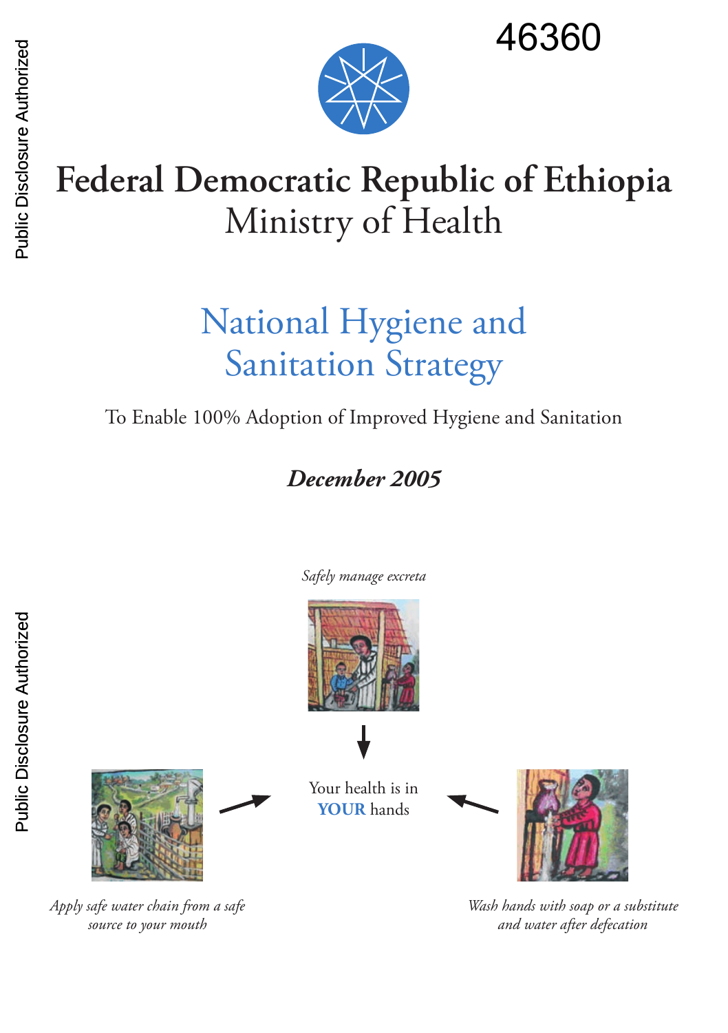46360

# Federal Democratic Republic of Ethiopia
## Ministry of Health

# National Hygiene and Sanitation Strategy

To Enable 100% Adoption of Improved Hygiene and Sanitation

***December 2005***

*Safely manage excreta*

Your health is in **YOUR** hands

*Apply safe water chain from a safe source to your mouth*

*Wash hands with soap or a substitute and water after defecation*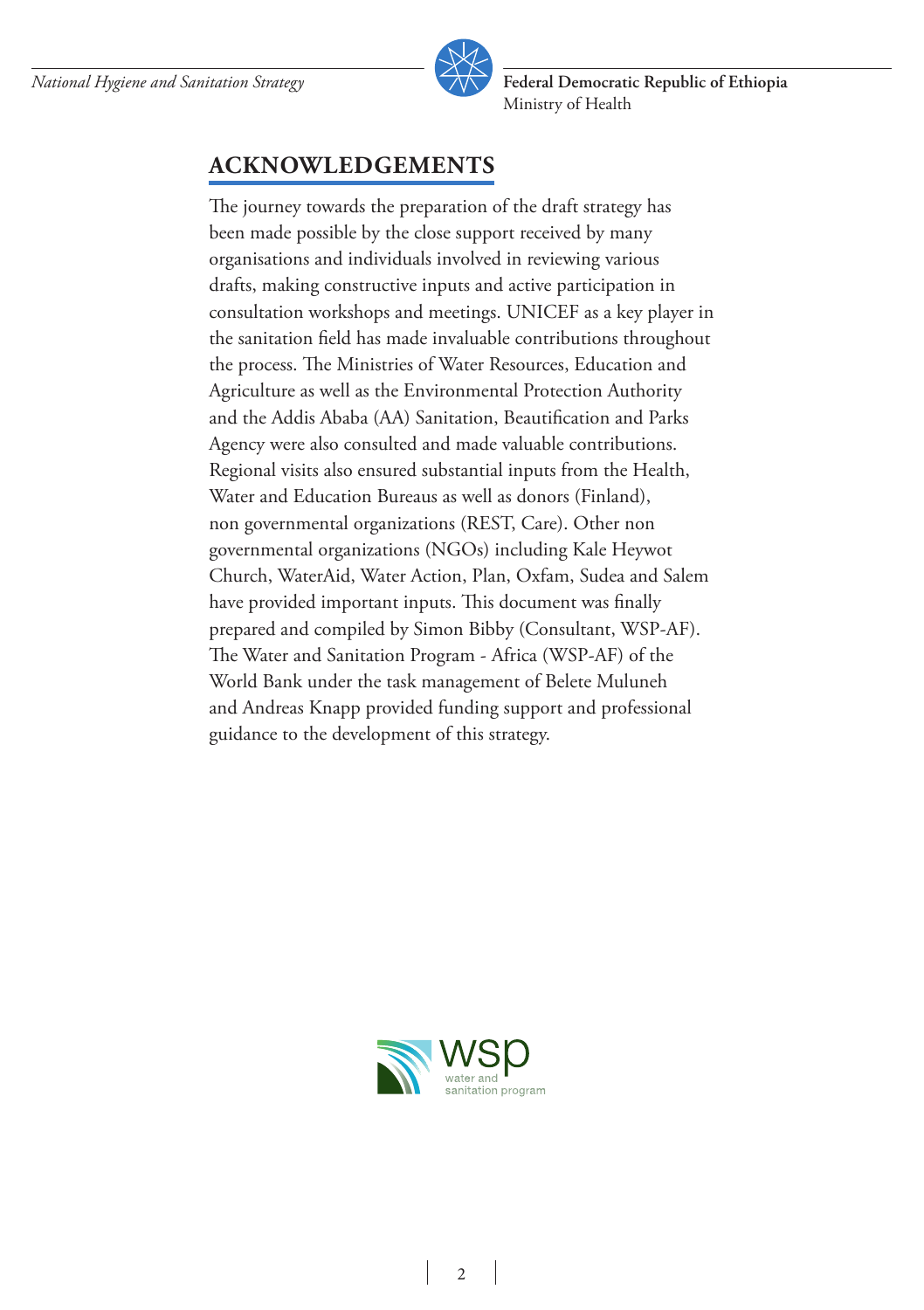## ACKNOWLEDGEMENTS

The journey towards the preparation of the draft strategy has been made possible by the close support received by many organisations and individuals involved in reviewing various drafts, making constructive inputs and active participation in consultation workshops and meetings. UNICEF as a key player in the sanitation field has made invaluable contributions throughout the process. The Ministries of Water Resources, Education and Agriculture as well as the Environmental Protection Authority and the Addis Ababa (AA) Sanitation, Beautification and Parks Agency were also consulted and made valuable contributions. Regional visits also ensured substantial inputs from the Health, Water and Education Bureaus as well as donors (Finland), non governmental organizations (REST, Care). Other non governmental organizations (NGOs) including Kale Heywot Church, WaterAid, Water Action, Plan, Oxfam, Sudea and Salem have provided important inputs. This document was finally prepared and compiled by Simon Bibby (Consultant, WSP-AF). The Water and Sanitation Program - Africa (WSP-AF) of the World Bank under the task management of Belete Muluneh and Andreas Knapp provided funding support and professional guidance to the development of this strategy.

wsp
water and
sanitation program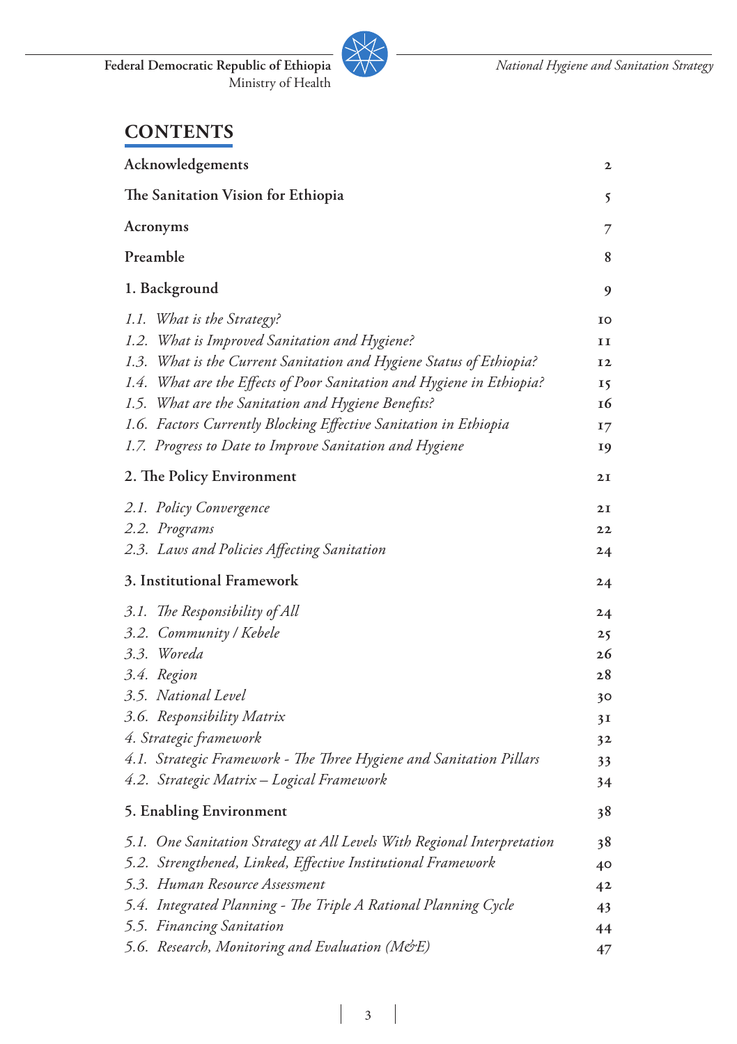## CONTENTS

| | |
|---|---|
| **Acknowledgements** | 2 |
| **The Sanitation Vision for Ethiopia** | 5 |
| **Acronyms** | 7 |
| **Preamble** | 8 |
| **1. Background** | 9 |
| *1.1. What is the Strategy?* | 10 |
| *1.2. What is Improved Sanitation and Hygiene?* | 11 |
| *1.3. What is the Current Sanitation and Hygiene Status of Ethiopia?* | 12 |
| *1.4. What are the Effects of Poor Sanitation and Hygiene in Ethiopia?* | 15 |
| *1.5. What are the Sanitation and Hygiene Benefits?* | 16 |
| *1.6. Factors Currently Blocking Effective Sanitation in Ethiopia* | 17 |
| *1.7. Progress to Date to Improve Sanitation and Hygiene* | 19 |
| **2. The Policy Environment** | 21 |
| *2.1. Policy Convergence* | 21 |
| *2.2. Programs* | 22 |
| *2.3. Laws and Policies Affecting Sanitation* | 24 |
| **3. Institutional Framework** | 24 |
| *3.1. The Responsibility of All* | 24 |
| *3.2. Community / Kebele* | 25 |
| *3.3. Woreda* | 26 |
| *3.4. Region* | 28 |
| *3.5. National Level* | 30 |
| *3.6. Responsibility Matrix* | 31 |
| *4. Strategic framework* | 32 |
| *4.1. Strategic Framework - The Three Hygiene and Sanitation Pillars* | 33 |
| *4.2. Strategic Matrix – Logical Framework* | 34 |
| **5. Enabling Environment** | 38 |
| *5.1. One Sanitation Strategy at All Levels With Regional Interpretation* | 38 |
| *5.2. Strengthened, Linked, Effective Institutional Framework* | 40 |
| *5.3. Human Resource Assessment* | 42 |
| *5.4. Integrated Planning - The Triple A Rational Planning Cycle* | 43 |
| *5.5. Financing Sanitation* | 44 |
| *5.6. Research, Monitoring and Evaluation (M&E)* | 47 |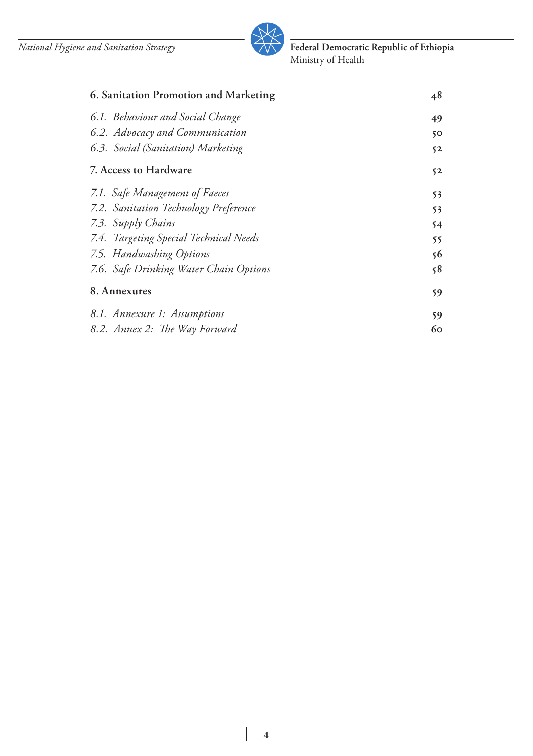| | |
|---|---|
| **6. Sanitation Promotion and Marketing** | **48** |
| *6.1. Behaviour and Social Change* | **49** |
| *6.2. Advocacy and Communication* | **50** |
| *6.3. Social (Sanitation) Marketing* | **52** |
| **7. Access to Hardware** | **52** |
| *7.1. Safe Management of Faeces* | **53** |
| *7.2. Sanitation Technology Preference* | **53** |
| *7.3. Supply Chains* | **54** |
| *7.4. Targeting Special Technical Needs* | **55** |
| *7.5. Handwashing Options* | **56** |
| *7.6. Safe Drinking Water Chain Options* | **58** |
| **8. Annexures** | **59** |
| *8.1. Annexure 1: Assumptions* | **59** |
| *8.2. Annex 2: The Way Forward* | **60** |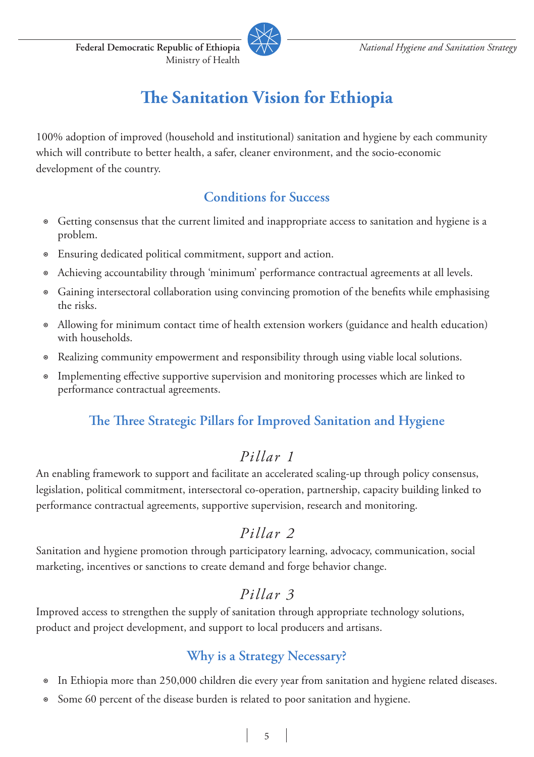# The Sanitation Vision for Ethiopia

100% adoption of improved (household and institutional) sanitation and hygiene by each community which will contribute to better health, a safer, cleaner environment, and the socio-economic development of the country.

## Conditions for Success

- Getting consensus that the current limited and inappropriate access to sanitation and hygiene is a problem.
- Ensuring dedicated political commitment, support and action.
- Achieving accountability through 'minimum' performance contractual agreements at all levels.
- Gaining intersectoral collaboration using convincing promotion of the benefits while emphasising the risks.
- Allowing for minimum contact time of health extension workers (guidance and health education) with households.
- Realizing community empowerment and responsibility through using viable local solutions.
- Implementing effective supportive supervision and monitoring processes which are linked to performance contractual agreements.

## The Three Strategic Pillars for Improved Sanitation and Hygiene

### *Pillar 1*

An enabling framework to support and facilitate an accelerated scaling-up through policy consensus, legislation, political commitment, intersectoral co-operation, partnership, capacity building linked to performance contractual agreements, supportive supervision, research and monitoring.

### *Pillar 2*

Sanitation and hygiene promotion through participatory learning, advocacy, communication, social marketing, incentives or sanctions to create demand and forge behavior change.

### *Pillar 3*

Improved access to strengthen the supply of sanitation through appropriate technology solutions, product and project development, and support to local producers and artisans.

## Why is a Strategy Necessary?

- In Ethiopia more than 250,000 children die every year from sanitation and hygiene related diseases.
- Some 60 percent of the disease burden is related to poor sanitation and hygiene.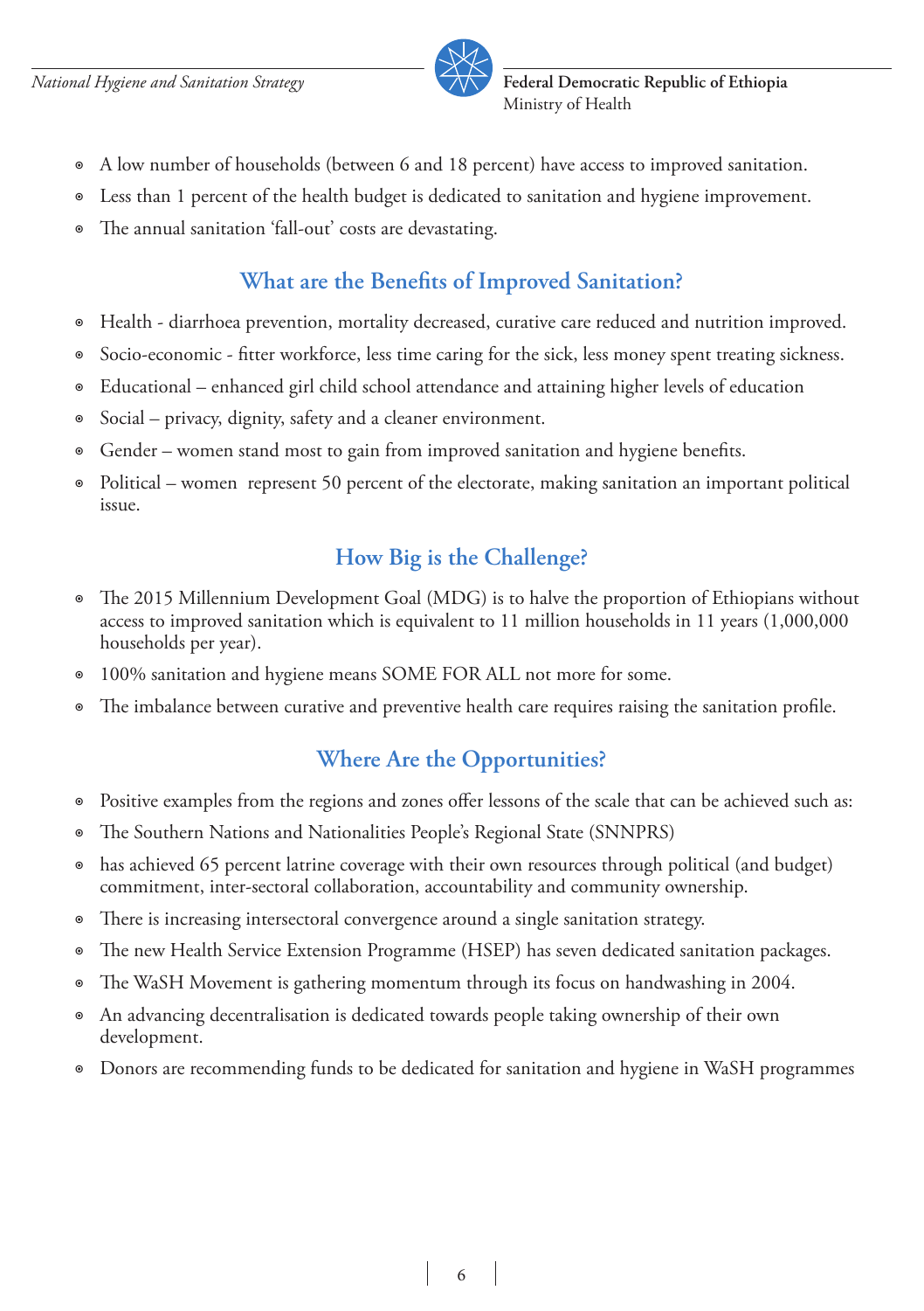- A low number of households (between 6 and 18 percent) have access to improved sanitation.
- Less than 1 percent of the health budget is dedicated to sanitation and hygiene improvement.
- The annual sanitation 'fall-out' costs are devastating.

## What are the Benefits of Improved Sanitation?

- Health - diarrhoea prevention, mortality decreased, curative care reduced and nutrition improved.
- Socio-economic - fitter workforce, less time caring for the sick, less money spent treating sickness.
- Educational – enhanced girl child school attendance and attaining higher levels of education
- Social – privacy, dignity, safety and a cleaner environment.
- Gender – women stand most to gain from improved sanitation and hygiene benefits.
- Political – women represent 50 percent of the electorate, making sanitation an important political issue.

## How Big is the Challenge?

- The 2015 Millennium Development Goal (MDG) is to halve the proportion of Ethiopians without access to improved sanitation which is equivalent to 11 million households in 11 years (1,000,000 households per year).
- 100% sanitation and hygiene means SOME FOR ALL not more for some.
- The imbalance between curative and preventive health care requires raising the sanitation profile.

## Where Are the Opportunities?

- Positive examples from the regions and zones offer lessons of the scale that can be achieved such as:
- The Southern Nations and Nationalities People's Regional State (SNNPRS)
- has achieved 65 percent latrine coverage with their own resources through political (and budget) commitment, inter-sectoral collaboration, accountability and community ownership.
- There is increasing intersectoral convergence around a single sanitation strategy.
- The new Health Service Extension Programme (HSEP) has seven dedicated sanitation packages.
- The WaSH Movement is gathering momentum through its focus on handwashing in 2004.
- An advancing decentralisation is dedicated towards people taking ownership of their own development.
- Donors are recommending funds to be dedicated for sanitation and hygiene in WaSH programmes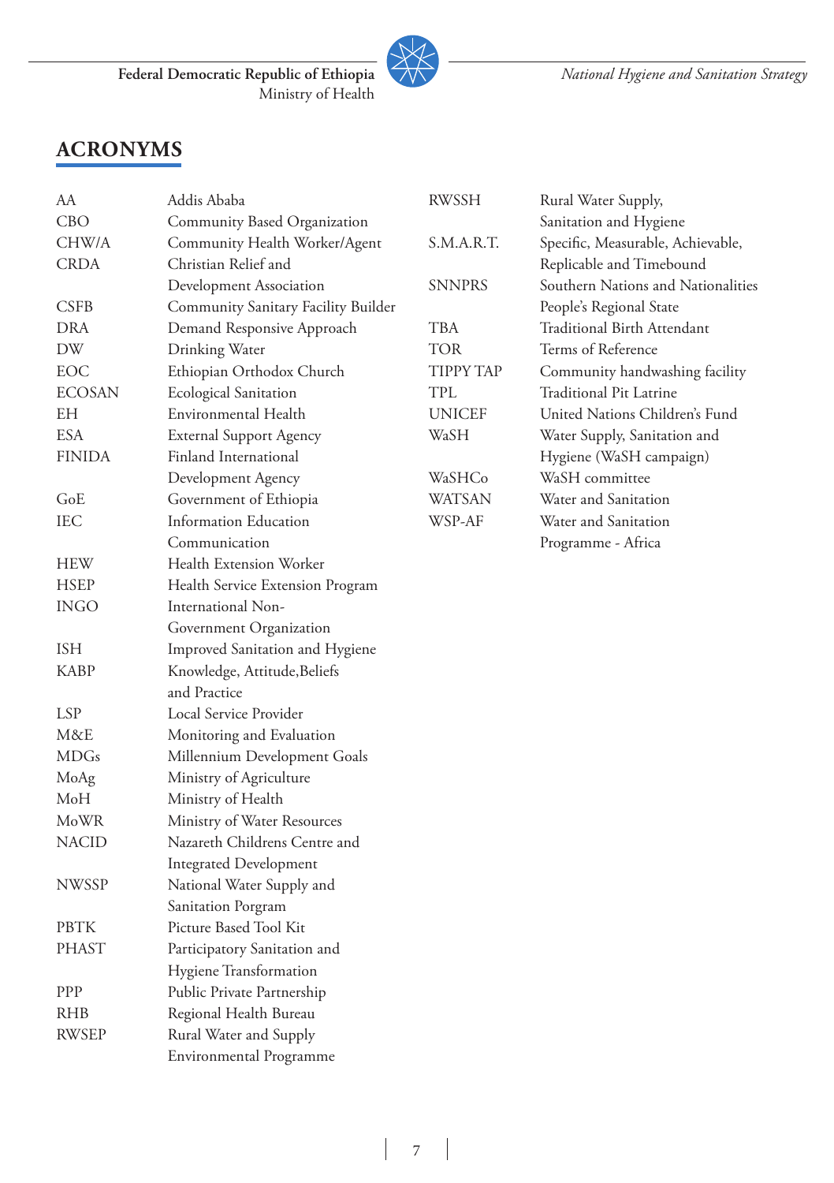## ACRONYMS

| Acronym | Meaning |
|---|---|
| AA | Addis Ababa |
| CBO | Community Based Organization |
| CHW/A | Community Health Worker/Agent |
| CRDA | Christian Relief and Development Association |
| CSFB | Community Sanitary Facility Builder |
| DRA | Demand Responsive Approach |
| DW | Drinking Water |
| EOC | Ethiopian Orthodox Church |
| ECOSAN | Ecological Sanitation |
| EH | Environmental Health |
| ESA | External Support Agency |
| FINIDA | Finland International Development Agency |
| GoE | Government of Ethiopia |
| IEC | Information Education Communication |
| HEW | Health Extension Worker |
| HSEP | Health Service Extension Program |
| INGO | International Non-Government Organization |
| ISH | Improved Sanitation and Hygiene |
| KABP | Knowledge, Attitude,Beliefs and Practice |
| LSP | Local Service Provider |
| M&E | Monitoring and Evaluation |
| MDGs | Millennium Development Goals |
| MoAg | Ministry of Agriculture |
| MoH | Ministry of Health |
| MoWR | Ministry of Water Resources |
| NACID | Nazareth Childrens Centre and Integrated Development |
| NWSSP | National Water Supply and Sanitation Porgram |
| PBTK | Picture Based Tool Kit |
| PHAST | Participatory Sanitation and Hygiene Transformation |
| PPP | Public Private Partnership |
| RHB | Regional Health Bureau |
| RWSEP | Rural Water and Supply Environmental Programme |
| RWSSH | Rural Water Supply, Sanitation and Hygiene |
| S.M.A.R.T. | Specific, Measurable, Achievable, Replicable and Timebound |
| SNNPRS | Southern Nations and Nationalities People's Regional State |
| TBA | Traditional Birth Attendant |
| TOR | Terms of Reference |
| TIPPY TAP | Community handwashing facility |
| TPL | Traditional Pit Latrine |
| UNICEF | United Nations Children's Fund |
| WaSH | Water Supply, Sanitation and Hygiene (WaSH campaign) |
| WaSHCo | WaSH committee |
| WATSAN | Water and Sanitation |
| WSP-AF | Water and Sanitation Programme - Africa |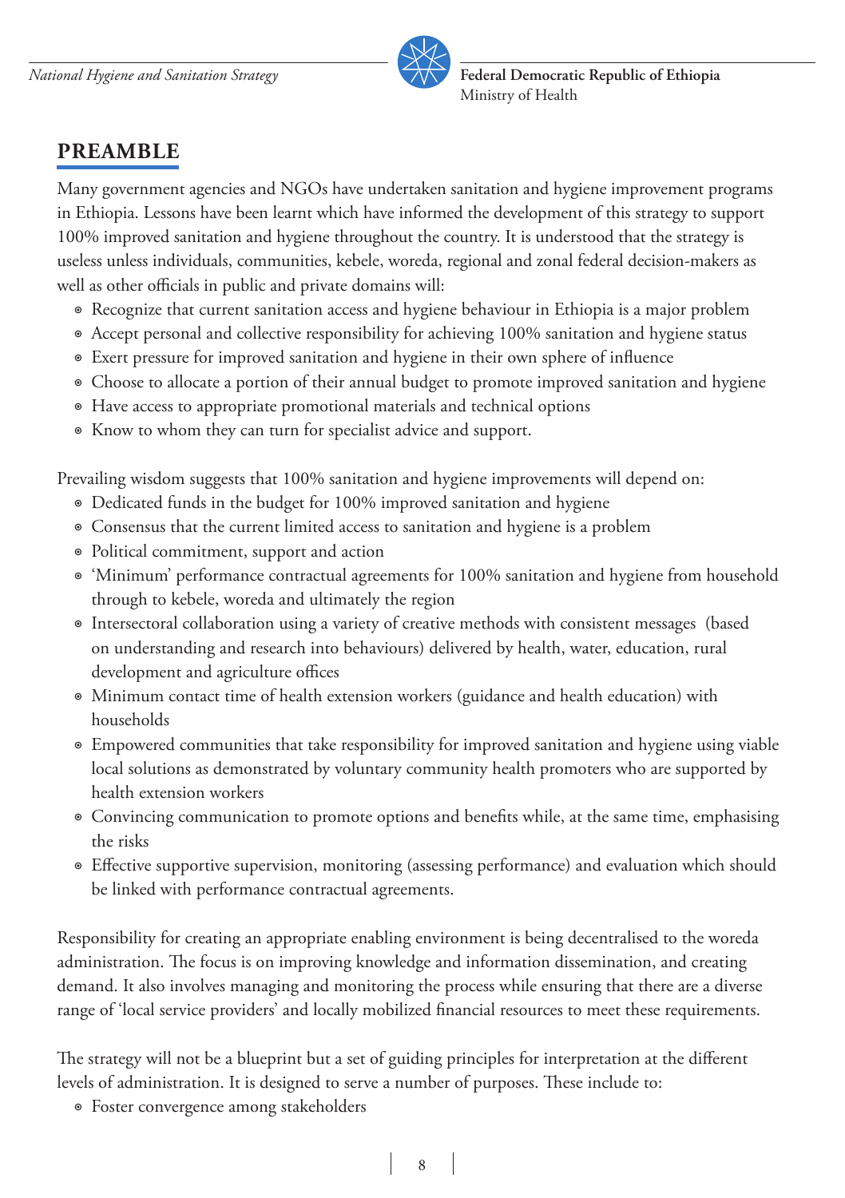## PREAMBLE

Many government agencies and NGOs have undertaken sanitation and hygiene improvement programs in Ethiopia. Lessons have been learnt which have informed the development of this strategy to support 100% improved sanitation and hygiene throughout the country. It is understood that the strategy is useless unless individuals, communities, kebele, woreda, regional and zonal federal decision-makers as well as other officials in public and private domains will:

- Recognize that current sanitation access and hygiene behaviour in Ethiopia is a major problem
- Accept personal and collective responsibility for achieving 100% sanitation and hygiene status
- Exert pressure for improved sanitation and hygiene in their own sphere of influence
- Choose to allocate a portion of their annual budget to promote improved sanitation and hygiene
- Have access to appropriate promotional materials and technical options
- Know to whom they can turn for specialist advice and support.

Prevailing wisdom suggests that 100% sanitation and hygiene improvements will depend on:

- Dedicated funds in the budget for 100% improved sanitation and hygiene
- Consensus that the current limited access to sanitation and hygiene is a problem
- Political commitment, support and action
- 'Minimum' performance contractual agreements for 100% sanitation and hygiene from household through to kebele, woreda and ultimately the region
- Intersectoral collaboration using a variety of creative methods with consistent messages (based on understanding and research into behaviours) delivered by health, water, education, rural development and agriculture offices
- Minimum contact time of health extension workers (guidance and health education) with households
- Empowered communities that take responsibility for improved sanitation and hygiene using viable local solutions as demonstrated by voluntary community health promoters who are supported by health extension workers
- Convincing communication to promote options and benefits while, at the same time, emphasising the risks
- Effective supportive supervision, monitoring (assessing performance) and evaluation which should be linked with performance contractual agreements.

Responsibility for creating an appropriate enabling environment is being decentralised to the woreda administration. The focus is on improving knowledge and information dissemination, and creating demand. It also involves managing and monitoring the process while ensuring that there are a diverse range of 'local service providers' and locally mobilized financial resources to meet these requirements.

The strategy will not be a blueprint but a set of guiding principles for interpretation at the different levels of administration. It is designed to serve a number of purposes. These include to:

- Foster convergence among stakeholders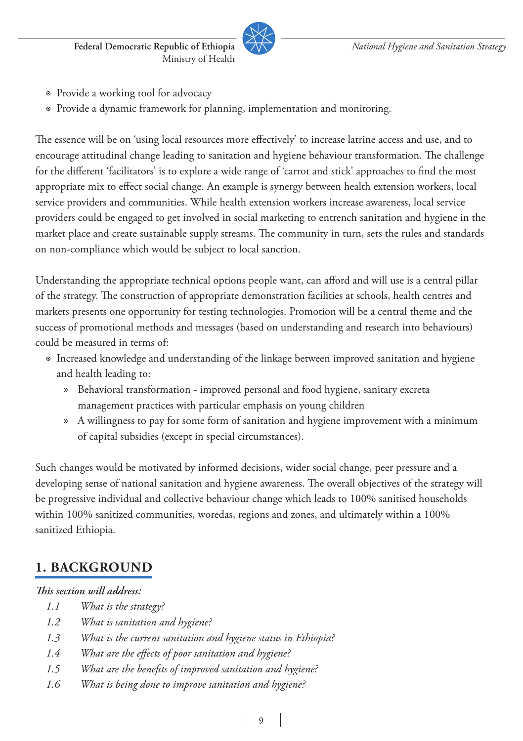- Provide a working tool for advocacy
- Provide a dynamic framework for planning, implementation and monitoring.

The essence will be on 'using local resources more effectively' to increase latrine access and use, and to encourage attitudinal change leading to sanitation and hygiene behaviour transformation. The challenge for the different 'facilitators' is to explore a wide range of 'carrot and stick' approaches to find the most appropriate mix to effect social change. An example is synergy between health extension workers, local service providers and communities. While health extension workers increase awareness, local service providers could be engaged to get involved in social marketing to entrench sanitation and hygiene in the market place and create sustainable supply streams. The community in turn, sets the rules and standards on non-compliance which would be subject to local sanction.

Understanding the appropriate technical options people want, can afford and will use is a central pillar of the strategy. The construction of appropriate demonstration facilities at schools, health centres and markets presents one opportunity for testing technologies. Promotion will be a central theme and the success of promotional methods and messages (based on understanding and research into behaviours) could be measured in terms of:

- Increased knowledge and understanding of the linkage between improved sanitation and hygiene and health leading to:
  - Behavioral transformation - improved personal and food hygiene, sanitary excreta management practices with particular emphasis on young children
  - A willingness to pay for some form of sanitation and hygiene improvement with a minimum of capital subsidies (except in special circumstances).

Such changes would be motivated by informed decisions, wider social change, peer pressure and a developing sense of national sanitation and hygiene awareness. The overall objectives of the strategy will be progressive individual and collective behaviour change which leads to 100% sanitised households within 100% sanitized communities, woredas, regions and zones, and ultimately within a 100% sanitized Ethiopia.

## 1. BACKGROUND

***This section will address:***

*1.1 What is the strategy?*
*1.2 What is sanitation and hygiene?*
*1.3 What is the current sanitation and hygiene status in Ethiopia?*
*1.4 What are the effects of poor sanitation and hygiene?*
*1.5 What are the benefits of improved sanitation and hygiene?*
*1.6 What is being done to improve sanitation and hygiene?*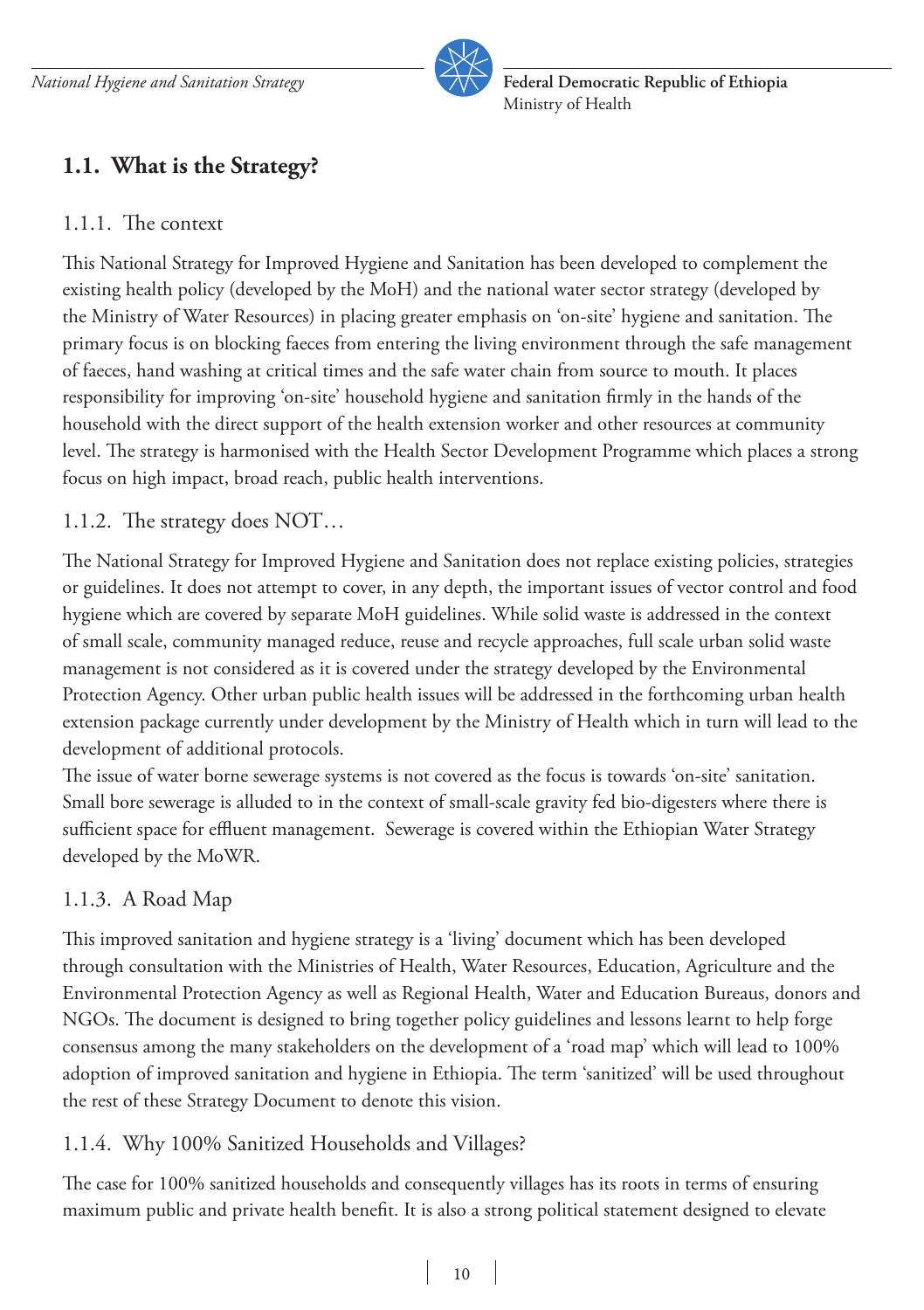## 1.1. What is the Strategy?

### 1.1.1. The context

This National Strategy for Improved Hygiene and Sanitation has been developed to complement the existing health policy (developed by the MoH) and the national water sector strategy (developed by the Ministry of Water Resources) in placing greater emphasis on 'on-site' hygiene and sanitation. The primary focus is on blocking faeces from entering the living environment through the safe management of faeces, hand washing at critical times and the safe water chain from source to mouth. It places responsibility for improving 'on-site' household hygiene and sanitation firmly in the hands of the household with the direct support of the health extension worker and other resources at community level. The strategy is harmonised with the Health Sector Development Programme which places a strong focus on high impact, broad reach, public health interventions.

### 1.1.2. The strategy does NOT…

The National Strategy for Improved Hygiene and Sanitation does not replace existing policies, strategies or guidelines. It does not attempt to cover, in any depth, the important issues of vector control and food hygiene which are covered by separate MoH guidelines. While solid waste is addressed in the context of small scale, community managed reduce, reuse and recycle approaches, full scale urban solid waste management is not considered as it is covered under the strategy developed by the Environmental Protection Agency. Other urban public health issues will be addressed in the forthcoming urban health extension package currently under development by the Ministry of Health which in turn will lead to the development of additional protocols.

The issue of water borne sewerage systems is not covered as the focus is towards 'on-site' sanitation. Small bore sewerage is alluded to in the context of small-scale gravity fed bio-digesters where there is sufficient space for effluent management. Sewerage is covered within the Ethiopian Water Strategy developed by the MoWR.

### 1.1.3. A Road Map

This improved sanitation and hygiene strategy is a 'living' document which has been developed through consultation with the Ministries of Health, Water Resources, Education, Agriculture and the Environmental Protection Agency as well as Regional Health, Water and Education Bureaus, donors and NGOs. The document is designed to bring together policy guidelines and lessons learnt to help forge consensus among the many stakeholders on the development of a 'road map' which will lead to 100% adoption of improved sanitation and hygiene in Ethiopia. The term 'sanitized' will be used throughout the rest of these Strategy Document to denote this vision.

### 1.1.4. Why 100% Sanitized Households and Villages?

The case for 100% sanitized households and consequently villages has its roots in terms of ensuring maximum public and private health benefit. It is also a strong political statement designed to elevate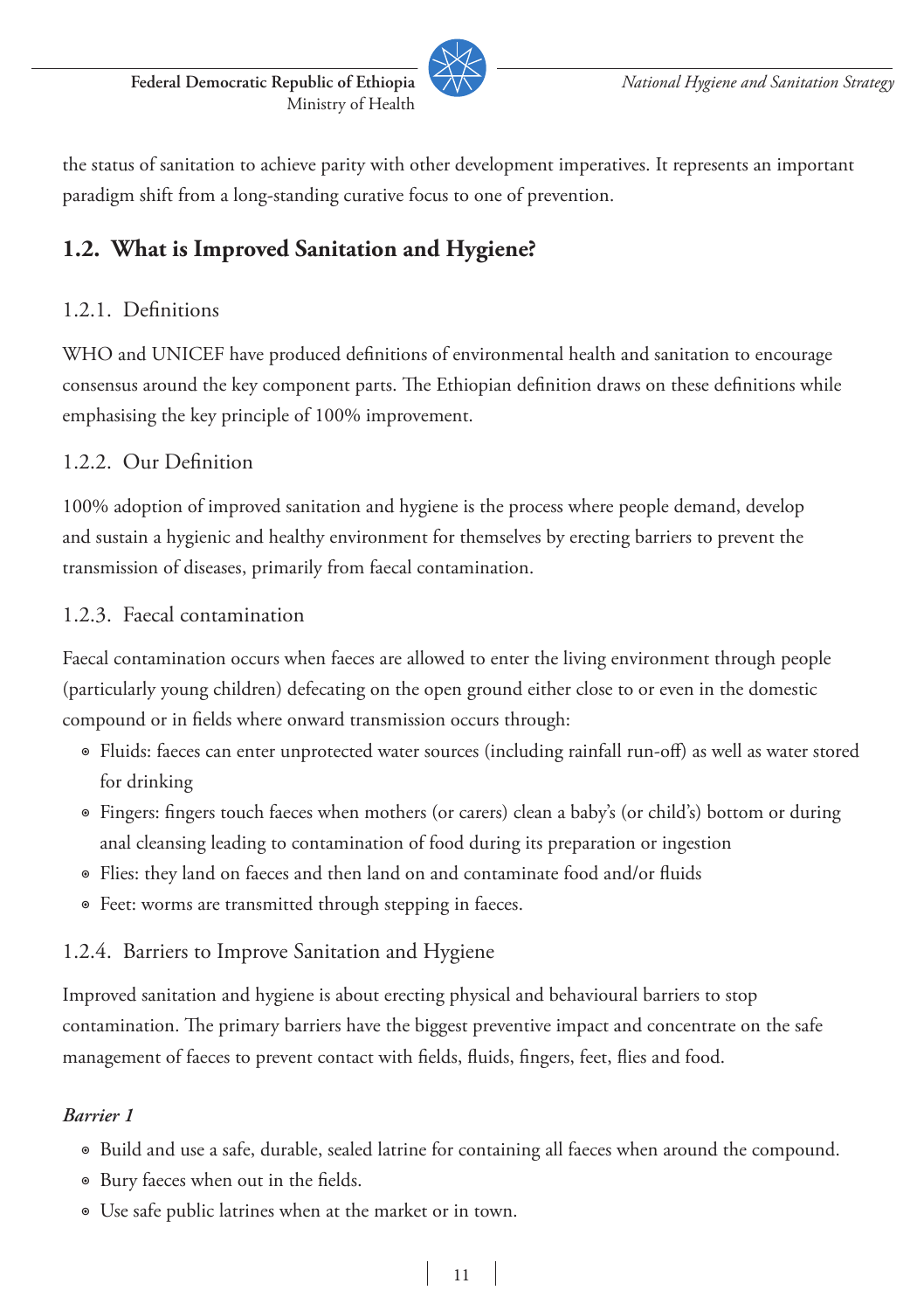the status of sanitation to achieve parity with other development imperatives. It represents an important paradigm shift from a long-standing curative focus to one of prevention.

## 1.2. What is Improved Sanitation and Hygiene?

### 1.2.1. Definitions

WHO and UNICEF have produced definitions of environmental health and sanitation to encourage consensus around the key component parts. The Ethiopian definition draws on these definitions while emphasising the key principle of 100% improvement.

### 1.2.2. Our Definition

100% adoption of improved sanitation and hygiene is the process where people demand, develop and sustain a hygienic and healthy environment for themselves by erecting barriers to prevent the transmission of diseases, primarily from faecal contamination.

### 1.2.3. Faecal contamination

Faecal contamination occurs when faeces are allowed to enter the living environment through people (particularly young children) defecating on the open ground either close to or even in the domestic compound or in fields where onward transmission occurs through:

- Fluids: faeces can enter unprotected water sources (including rainfall run-off) as well as water stored for drinking
- Fingers: fingers touch faeces when mothers (or carers) clean a baby's (or child's) bottom or during anal cleansing leading to contamination of food during its preparation or ingestion
- Flies: they land on faeces and then land on and contaminate food and/or fluids
- Feet: worms are transmitted through stepping in faeces.

### 1.2.4. Barriers to Improve Sanitation and Hygiene

Improved sanitation and hygiene is about erecting physical and behavioural barriers to stop contamination. The primary barriers have the biggest preventive impact and concentrate on the safe management of faeces to prevent contact with fields, fluids, fingers, feet, flies and food.

***Barrier 1***

- Build and use a safe, durable, sealed latrine for containing all faeces when around the compound.
- Bury faeces when out in the fields.
- Use safe public latrines when at the market or in town.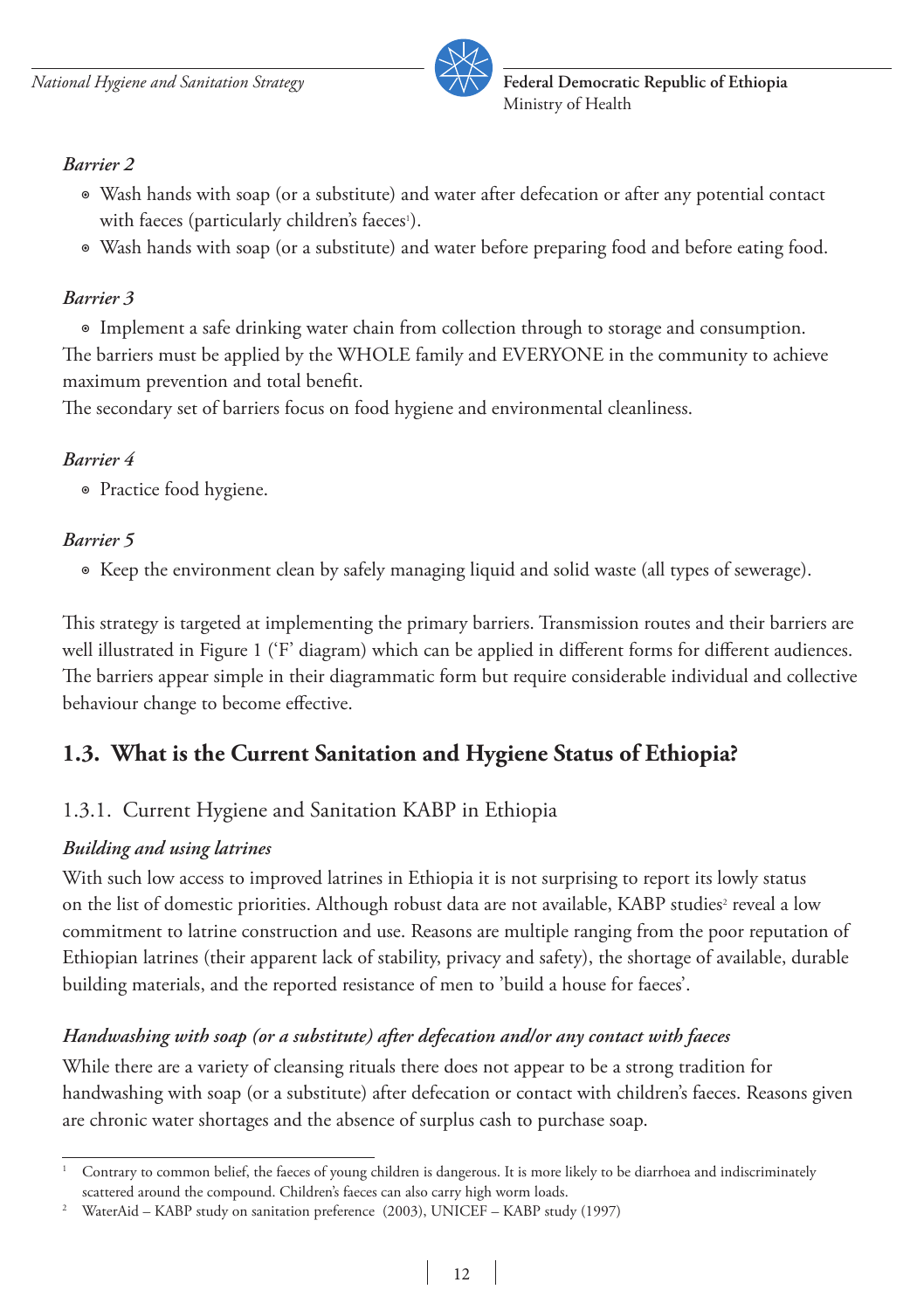*Barrier 2*

- Wash hands with soap (or a substitute) and water after defecation or after any potential contact with faeces (particularly children's faeces[1]).
- Wash hands with soap (or a substitute) and water before preparing food and before eating food.

*Barrier 3*

- Implement a safe drinking water chain from collection through to storage and consumption.

The barriers must be applied by the WHOLE family and EVERYONE in the community to achieve maximum prevention and total benefit.

The secondary set of barriers focus on food hygiene and environmental cleanliness.

*Barrier 4*

- Practice food hygiene.

*Barrier 5*

- Keep the environment clean by safely managing liquid and solid waste (all types of sewerage).

This strategy is targeted at implementing the primary barriers. Transmission routes and their barriers are well illustrated in Figure 1 ('F' diagram) which can be applied in different forms for different audiences. The barriers appear simple in their diagrammatic form but require considerable individual and collective behaviour change to become effective.

## 1.3. What is the Current Sanitation and Hygiene Status of Ethiopia?

### 1.3.1. Current Hygiene and Sanitation KABP in Ethiopia

***Building and using latrines***

With such low access to improved latrines in Ethiopia it is not surprising to report its lowly status on the list of domestic priorities. Although robust data are not available, KABP studies[2] reveal a low commitment to latrine construction and use. Reasons are multiple ranging from the poor reputation of Ethiopian latrines (their apparent lack of stability, privacy and safety), the shortage of available, durable building materials, and the reported resistance of men to 'build a house for faeces'.

***Handwashing with soap (or a substitute) after defecation and/or any contact with faeces***

While there are a variety of cleansing rituals there does not appear to be a strong tradition for handwashing with soap (or a substitute) after defecation or contact with children's faeces. Reasons given are chronic water shortages and the absence of surplus cash to purchase soap.

---

[1] Contrary to common belief, the faeces of young children is dangerous. It is more likely to be diarrhoea and indiscriminately scattered around the compound. Children's faeces can also carry high worm loads.

[2] WaterAid – KABP study on sanitation preference (2003), UNICEF – KABP study (1997)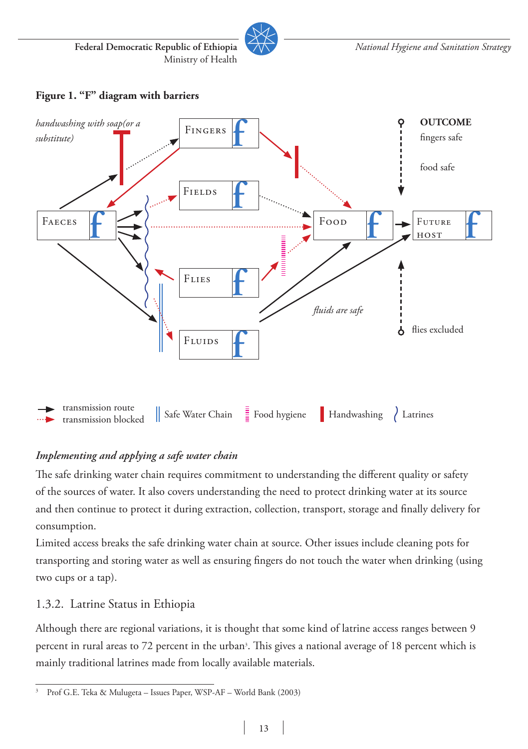**Figure 1. "F" diagram with barriers**

*handwashing with soap(or a substitute)*

FINGERS

FIELDS

FAECES

FOOD

FUTURE HOST

FLIES

FLUIDS

**OUTCOME**

fingers safe

food safe

*fluids are safe*

flies excluded

transmission route

transmission blocked

Safe Water Chain

Food hygiene

Handwashing

Latrines

### *Implementing and applying a safe water chain*

The safe drinking water chain requires commitment to understanding the different quality or safety of the sources of water. It also covers understanding the need to protect drinking water at its source and then continue to protect it during extraction, collection, transport, storage and finally delivery for consumption.

Limited access breaks the safe drinking water chain at source. Other issues include cleaning pots for transporting and storing water as well as ensuring fingers do not touch the water when drinking (using two cups or a tap).

### 1.3.2. Latrine Status in Ethiopia

Although there are regional variations, it is thought that some kind of latrine access ranges between 9 percent in rural areas to 72 percent in the urban[3]. This gives a national average of 18 percent which is mainly traditional latrines made from locally available materials.

[3] Prof G.E. Teka & Mulugeta – Issues Paper, WSP-AF – World Bank (2003)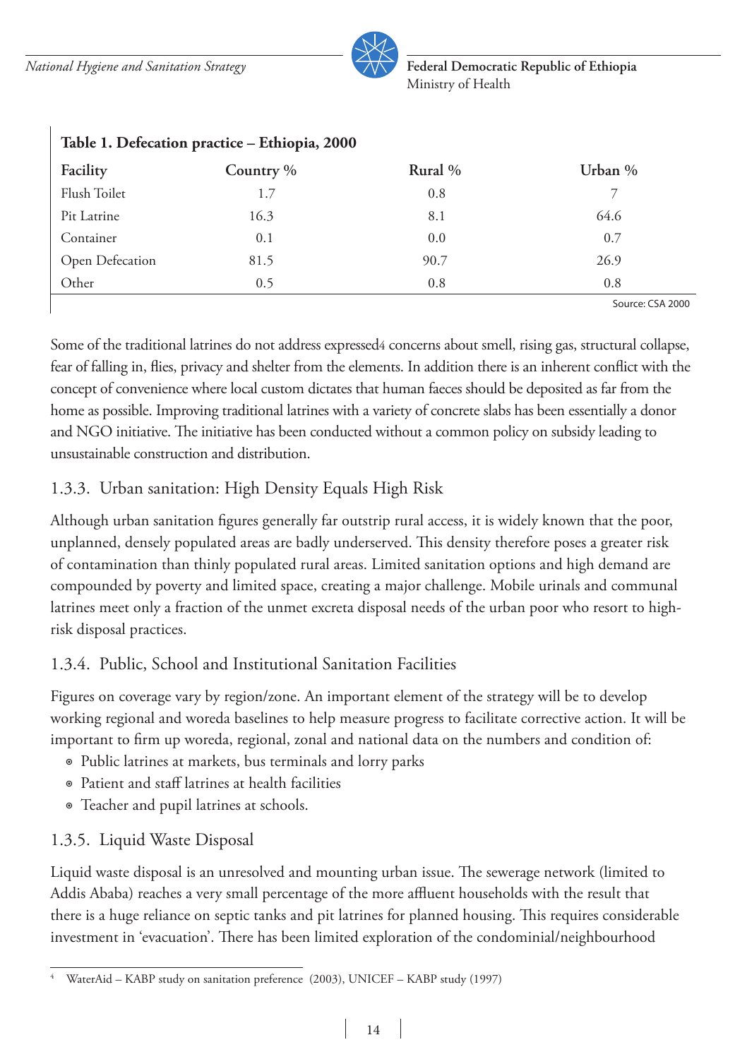**Table 1. Defecation practice – Ethiopia, 2000**

| Facility | Country % | Rural % | Urban % |
|---|---|---|---|
| Flush Toilet | 1.7 | 0.8 | 7 |
| Pit Latrine | 16.3 | 8.1 | 64.6 |
| Container | 0.1 | 0.0 | 0.7 |
| Open Defecation | 81.5 | 90.7 | 26.9 |
| Other | 0.5 | 0.8 | 0.8 |

Source: CSA 2000

Some of the traditional latrines do not address expressed[4] concerns about smell, rising gas, structural collapse, fear of falling in, flies, privacy and shelter from the elements. In addition there is an inherent conflict with the concept of convenience where local custom dictates that human faeces should be deposited as far from the home as possible. Improving traditional latrines with a variety of concrete slabs has been essentially a donor and NGO initiative. The initiative has been conducted without a common policy on subsidy leading to unsustainable construction and distribution.

### 1.3.3. Urban sanitation: High Density Equals High Risk

Although urban sanitation figures generally far outstrip rural access, it is widely known that the poor, unplanned, densely populated areas are badly underserved. This density therefore poses a greater risk of contamination than thinly populated rural areas. Limited sanitation options and high demand are compounded by poverty and limited space, creating a major challenge. Mobile urinals and communal latrines meet only a fraction of the unmet excreta disposal needs of the urban poor who resort to high-risk disposal practices.

### 1.3.4. Public, School and Institutional Sanitation Facilities

Figures on coverage vary by region/zone. An important element of the strategy will be to develop working regional and woreda baselines to help measure progress to facilitate corrective action. It will be important to firm up woreda, regional, zonal and national data on the numbers and condition of:

- Public latrines at markets, bus terminals and lorry parks
- Patient and staff latrines at health facilities
- Teacher and pupil latrines at schools.

### 1.3.5. Liquid Waste Disposal

Liquid waste disposal is an unresolved and mounting urban issue. The sewerage network (limited to Addis Ababa) reaches a very small percentage of the more affluent households with the result that there is a huge reliance on septic tanks and pit latrines for planned housing. This requires considerable investment in 'evacuation'. There has been limited exploration of the condominial/neighbourhood

[4] WaterAid – KABP study on sanitation preference (2003), UNICEF – KABP study (1997)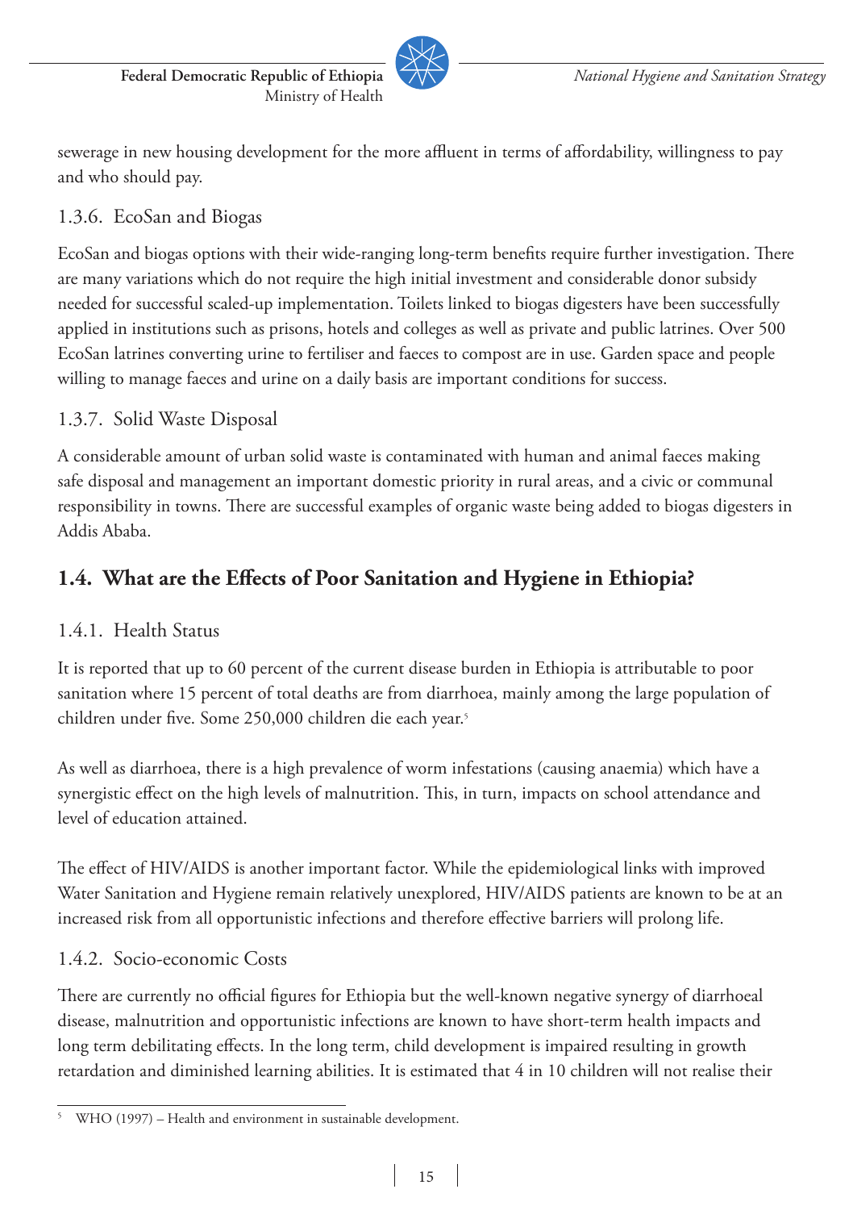sewerage in new housing development for the more affluent in terms of affordability, willingness to pay and who should pay.

### 1.3.6. EcoSan and Biogas

EcoSan and biogas options with their wide-ranging long-term benefits require further investigation. There are many variations which do not require the high initial investment and considerable donor subsidy needed for successful scaled-up implementation. Toilets linked to biogas digesters have been successfully applied in institutions such as prisons, hotels and colleges as well as private and public latrines. Over 500 EcoSan latrines converting urine to fertiliser and faeces to compost are in use. Garden space and people willing to manage faeces and urine on a daily basis are important conditions for success.

### 1.3.7. Solid Waste Disposal

A considerable amount of urban solid waste is contaminated with human and animal faeces making safe disposal and management an important domestic priority in rural areas, and a civic or communal responsibility in towns. There are successful examples of organic waste being added to biogas digesters in Addis Ababa.

## 1.4. What are the Effects of Poor Sanitation and Hygiene in Ethiopia?

### 1.4.1. Health Status

It is reported that up to 60 percent of the current disease burden in Ethiopia is attributable to poor sanitation where 15 percent of total deaths are from diarrhoea, mainly among the large population of children under five. Some 250,000 children die each year.[5]

As well as diarrhoea, there is a high prevalence of worm infestations (causing anaemia) which have a synergistic effect on the high levels of malnutrition. This, in turn, impacts on school attendance and level of education attained.

The effect of HIV/AIDS is another important factor. While the epidemiological links with improved Water Sanitation and Hygiene remain relatively unexplored, HIV/AIDS patients are known to be at an increased risk from all opportunistic infections and therefore effective barriers will prolong life.

### 1.4.2. Socio-economic Costs

There are currently no official figures for Ethiopia but the well-known negative synergy of diarrhoeal disease, malnutrition and opportunistic infections are known to have short-term health impacts and long term debilitating effects. In the long term, child development is impaired resulting in growth retardation and diminished learning abilities. It is estimated that 4 in 10 children will not realise their

---

[5] WHO (1997) – Health and environment in sustainable development.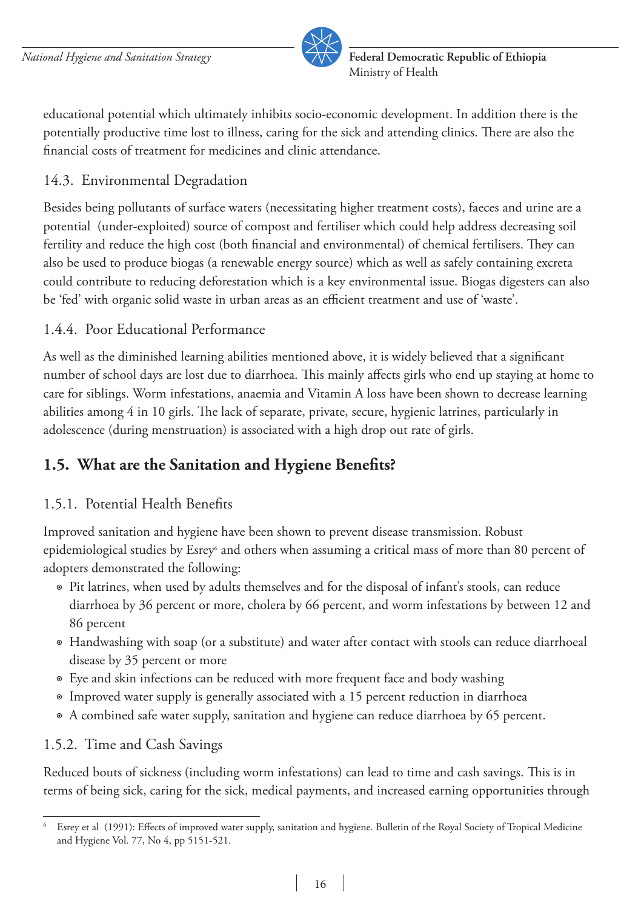educational potential which ultimately inhibits socio-economic development. In addition there is the potentially productive time lost to illness, caring for the sick and attending clinics. There are also the financial costs of treatment for medicines and clinic attendance.

### 14.3. Environmental Degradation

Besides being pollutants of surface waters (necessitating higher treatment costs), faeces and urine are a potential (under-exploited) source of compost and fertiliser which could help address decreasing soil fertility and reduce the high cost (both financial and environmental) of chemical fertilisers. They can also be used to produce biogas (a renewable energy source) which as well as safely containing excreta could contribute to reducing deforestation which is a key environmental issue. Biogas digesters can also be 'fed' with organic solid waste in urban areas as an efficient treatment and use of 'waste'.

### 1.4.4. Poor Educational Performance

As well as the diminished learning abilities mentioned above, it is widely believed that a significant number of school days are lost due to diarrhoea. This mainly affects girls who end up staying at home to care for siblings. Worm infestations, anaemia and Vitamin A loss have been shown to decrease learning abilities among 4 in 10 girls. The lack of separate, private, secure, hygienic latrines, particularly in adolescence (during menstruation) is associated with a high drop out rate of girls.

## 1.5. What are the Sanitation and Hygiene Benefits?

### 1.5.1. Potential Health Benefits

Improved sanitation and hygiene have been shown to prevent disease transmission. Robust epidemiological studies by Esrey[6] and others when assuming a critical mass of more than 80 percent of adopters demonstrated the following:

- Pit latrines, when used by adults themselves and for the disposal of infant's stools, can reduce diarrhoea by 36 percent or more, cholera by 66 percent, and worm infestations by between 12 and 86 percent
- Handwashing with soap (or a substitute) and water after contact with stools can reduce diarrhoeal disease by 35 percent or more
- Eye and skin infections can be reduced with more frequent face and body washing
- Improved water supply is generally associated with a 15 percent reduction in diarrhoea
- A combined safe water supply, sanitation and hygiene can reduce diarrhoea by 65 percent.

### 1.5.2. Time and Cash Savings

Reduced bouts of sickness (including worm infestations) can lead to time and cash savings. This is in terms of being sick, caring for the sick, medical payments, and increased earning opportunities through

[6] Esrey et al (1991): Effects of improved water supply, sanitation and hygiene. Bulletin of the Royal Society of Tropical Medicine and Hygiene Vol. 77, No 4, pp 5151-521.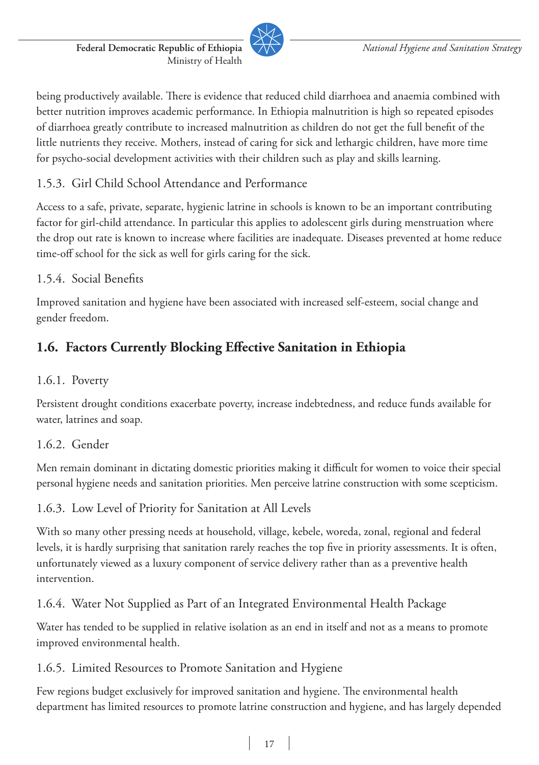being productively available. There is evidence that reduced child diarrhoea and anaemia combined with better nutrition improves academic performance. In Ethiopia malnutrition is high so repeated episodes of diarrhoea greatly contribute to increased malnutrition as children do not get the full benefit of the little nutrients they receive. Mothers, instead of caring for sick and lethargic children, have more time for psycho-social development activities with their children such as play and skills learning.

### 1.5.3. Girl Child School Attendance and Performance

Access to a safe, private, separate, hygienic latrine in schools is known to be an important contributing factor for girl-child attendance. In particular this applies to adolescent girls during menstruation where the drop out rate is known to increase where facilities are inadequate. Diseases prevented at home reduce time-off school for the sick as well for girls caring for the sick.

### 1.5.4. Social Benefits

Improved sanitation and hygiene have been associated with increased self-esteem, social change and gender freedom.

## 1.6. Factors Currently Blocking Effective Sanitation in Ethiopia

### 1.6.1. Poverty

Persistent drought conditions exacerbate poverty, increase indebtedness, and reduce funds available for water, latrines and soap.

### 1.6.2. Gender

Men remain dominant in dictating domestic priorities making it difficult for women to voice their special personal hygiene needs and sanitation priorities. Men perceive latrine construction with some scepticism.

### 1.6.3. Low Level of Priority for Sanitation at All Levels

With so many other pressing needs at household, village, kebele, woreda, zonal, regional and federal levels, it is hardly surprising that sanitation rarely reaches the top five in priority assessments. It is often, unfortunately viewed as a luxury component of service delivery rather than as a preventive health intervention.

### 1.6.4. Water Not Supplied as Part of an Integrated Environmental Health Package

Water has tended to be supplied in relative isolation as an end in itself and not as a means to promote improved environmental health.

### 1.6.5. Limited Resources to Promote Sanitation and Hygiene

Few regions budget exclusively for improved sanitation and hygiene. The environmental health department has limited resources to promote latrine construction and hygiene, and has largely depended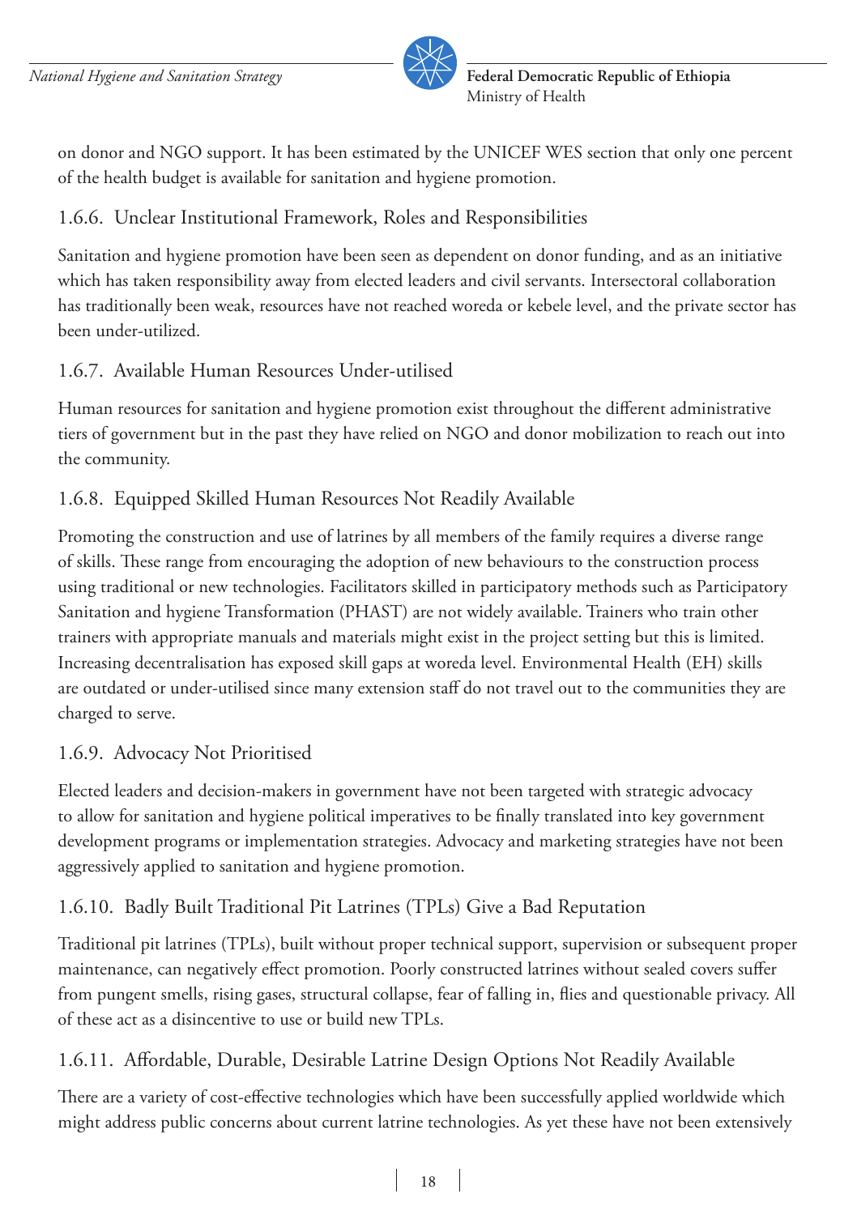on donor and NGO support. It has been estimated by the UNICEF WES section that only one percent of the health budget is available for sanitation and hygiene promotion.

### 1.6.6. Unclear Institutional Framework, Roles and Responsibilities

Sanitation and hygiene promotion have been seen as dependent on donor funding, and as an initiative which has taken responsibility away from elected leaders and civil servants. Intersectoral collaboration has traditionally been weak, resources have not reached woreda or kebele level, and the private sector has been under-utilized.

### 1.6.7. Available Human Resources Under-utilised

Human resources for sanitation and hygiene promotion exist throughout the different administrative tiers of government but in the past they have relied on NGO and donor mobilization to reach out into the community.

### 1.6.8. Equipped Skilled Human Resources Not Readily Available

Promoting the construction and use of latrines by all members of the family requires a diverse range of skills. These range from encouraging the adoption of new behaviours to the construction process using traditional or new technologies. Facilitators skilled in participatory methods such as Participatory Sanitation and hygiene Transformation (PHAST) are not widely available. Trainers who train other trainers with appropriate manuals and materials might exist in the project setting but this is limited. Increasing decentralisation has exposed skill gaps at woreda level. Environmental Health (EH) skills are outdated or under-utilised since many extension staff do not travel out to the communities they are charged to serve.

### 1.6.9. Advocacy Not Prioritised

Elected leaders and decision-makers in government have not been targeted with strategic advocacy to allow for sanitation and hygiene political imperatives to be finally translated into key government development programs or implementation strategies. Advocacy and marketing strategies have not been aggressively applied to sanitation and hygiene promotion.

### 1.6.10. Badly Built Traditional Pit Latrines (TPLs) Give a Bad Reputation

Traditional pit latrines (TPLs), built without proper technical support, supervision or subsequent proper maintenance, can negatively effect promotion. Poorly constructed latrines without sealed covers suffer from pungent smells, rising gases, structural collapse, fear of falling in, flies and questionable privacy. All of these act as a disincentive to use or build new TPLs.

### 1.6.11. Affordable, Durable, Desirable Latrine Design Options Not Readily Available

There are a variety of cost-effective technologies which have been successfully applied worldwide which might address public concerns about current latrine technologies. As yet these have not been extensively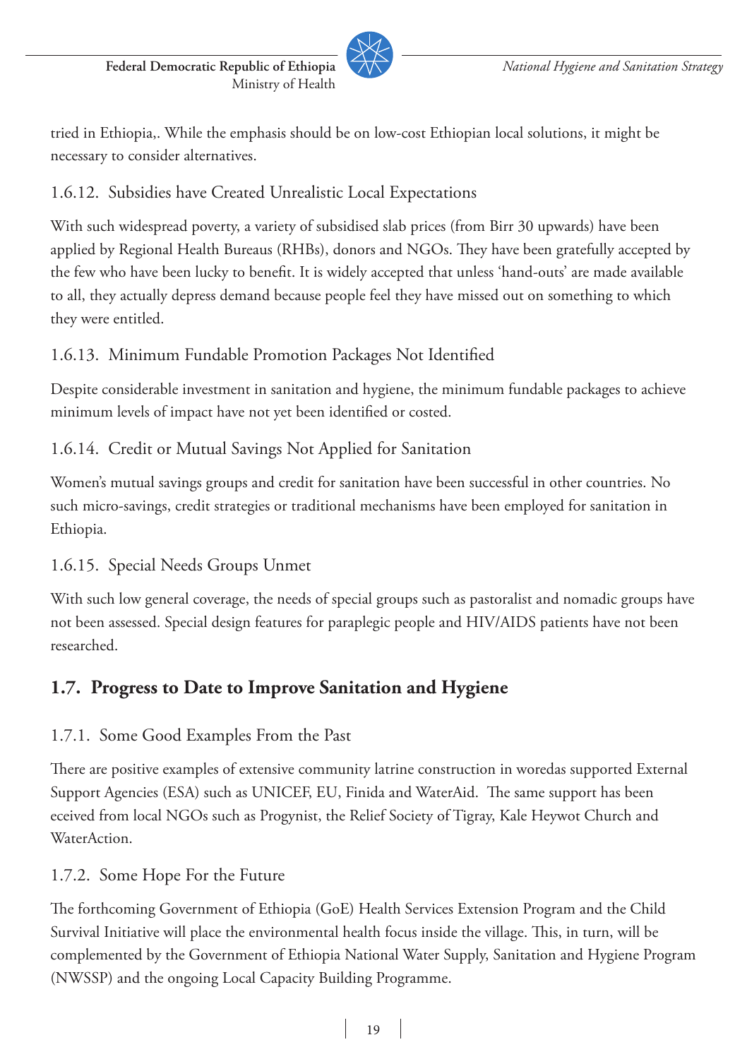tried in Ethiopia,. While the emphasis should be on low-cost Ethiopian local solutions, it might be necessary to consider alternatives.

### 1.6.12. Subsidies have Created Unrealistic Local Expectations

With such widespread poverty, a variety of subsidised slab prices (from Birr 30 upwards) have been applied by Regional Health Bureaus (RHBs), donors and NGOs. They have been gratefully accepted by the few who have been lucky to benefit. It is widely accepted that unless 'hand-outs' are made available to all, they actually depress demand because people feel they have missed out on something to which they were entitled.

### 1.6.13. Minimum Fundable Promotion Packages Not Identified

Despite considerable investment in sanitation and hygiene, the minimum fundable packages to achieve minimum levels of impact have not yet been identified or costed.

### 1.6.14. Credit or Mutual Savings Not Applied for Sanitation

Women's mutual savings groups and credit for sanitation have been successful in other countries. No such micro-savings, credit strategies or traditional mechanisms have been employed for sanitation in Ethiopia.

### 1.6.15. Special Needs Groups Unmet

With such low general coverage, the needs of special groups such as pastoralist and nomadic groups have not been assessed. Special design features for paraplegic people and HIV/AIDS patients have not been researched.

## 1.7. Progress to Date to Improve Sanitation and Hygiene

### 1.7.1. Some Good Examples From the Past

There are positive examples of extensive community latrine construction in woredas supported External Support Agencies (ESA) such as UNICEF, EU, Finida and WaterAid. The same support has been eceived from local NGOs such as Progynist, the Relief Society of Tigray, Kale Heywot Church and WaterAction.

### 1.7.2. Some Hope For the Future

The forthcoming Government of Ethiopia (GoE) Health Services Extension Program and the Child Survival Initiative will place the environmental health focus inside the village. This, in turn, will be complemented by the Government of Ethiopia National Water Supply, Sanitation and Hygiene Program (NWSSP) and the ongoing Local Capacity Building Programme.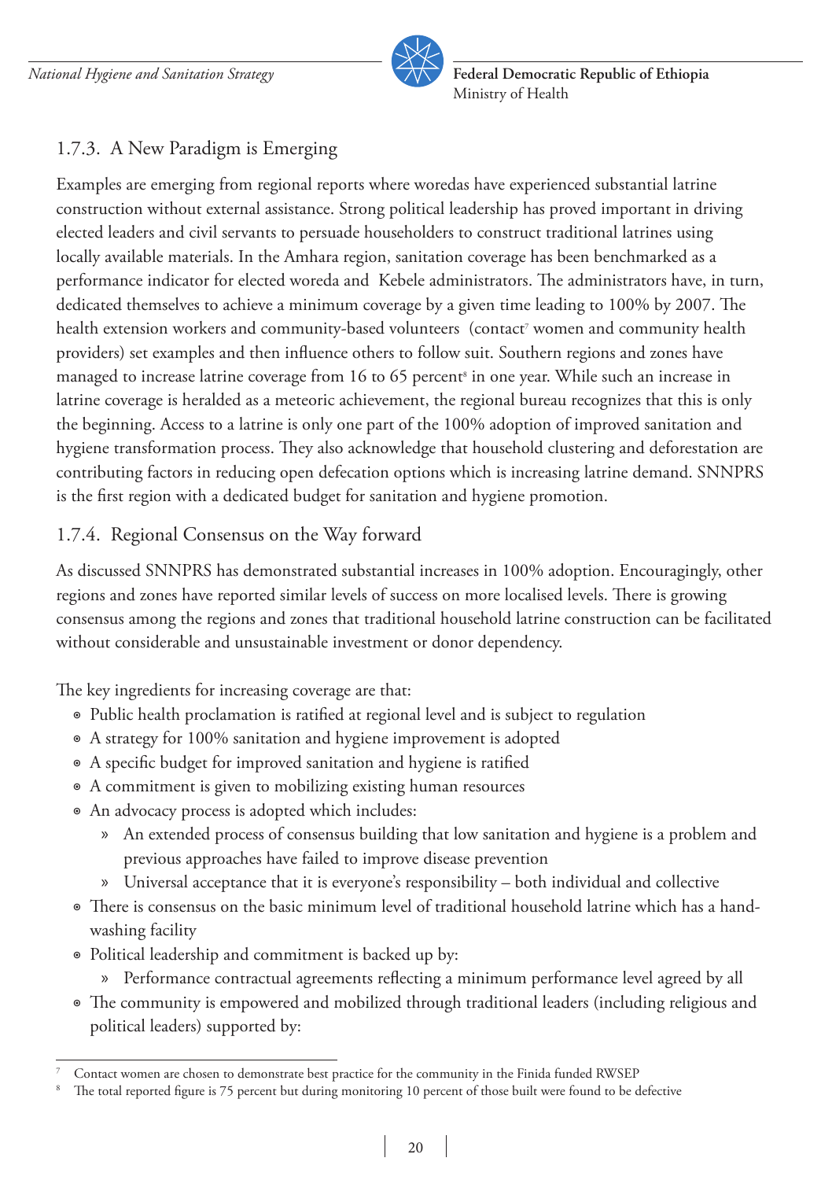### 1.7.3. A New Paradigm is Emerging

Examples are emerging from regional reports where woredas have experienced substantial latrine construction without external assistance. Strong political leadership has proved important in driving elected leaders and civil servants to persuade householders to construct traditional latrines using locally available materials. In the Amhara region, sanitation coverage has been benchmarked as a performance indicator for elected woreda and Kebele administrators. The administrators have, in turn, dedicated themselves to achieve a minimum coverage by a given time leading to 100% by 2007. The health extension workers and community-based volunteers (contact[7] women and community health providers) set examples and then influence others to follow suit. Southern regions and zones have managed to increase latrine coverage from 16 to 65 percent[8] in one year. While such an increase in latrine coverage is heralded as a meteoric achievement, the regional bureau recognizes that this is only the beginning. Access to a latrine is only one part of the 100% adoption of improved sanitation and hygiene transformation process. They also acknowledge that household clustering and deforestation are contributing factors in reducing open defecation options which is increasing latrine demand. SNNPRS is the first region with a dedicated budget for sanitation and hygiene promotion.

### 1.7.4. Regional Consensus on the Way forward

As discussed SNNPRS has demonstrated substantial increases in 100% adoption. Encouragingly, other regions and zones have reported similar levels of success on more localised levels. There is growing consensus among the regions and zones that traditional household latrine construction can be facilitated without considerable and unsustainable investment or donor dependency.

The key ingredients for increasing coverage are that:

- Public health proclamation is ratified at regional level and is subject to regulation
- A strategy for 100% sanitation and hygiene improvement is adopted
- A specific budget for improved sanitation and hygiene is ratified
- A commitment is given to mobilizing existing human resources
- An advocacy process is adopted which includes:
  - An extended process of consensus building that low sanitation and hygiene is a problem and previous approaches have failed to improve disease prevention
  - Universal acceptance that it is everyone's responsibility – both individual and collective
- There is consensus on the basic minimum level of traditional household latrine which has a hand-washing facility
- Political leadership and commitment is backed up by:
  - Performance contractual agreements reflecting a minimum performance level agreed by all
- The community is empowered and mobilized through traditional leaders (including religious and political leaders) supported by:

---

[7] Contact women are chosen to demonstrate best practice for the community in the Finida funded RWSEP

[8] The total reported figure is 75 percent but during monitoring 10 percent of those built were found to be defective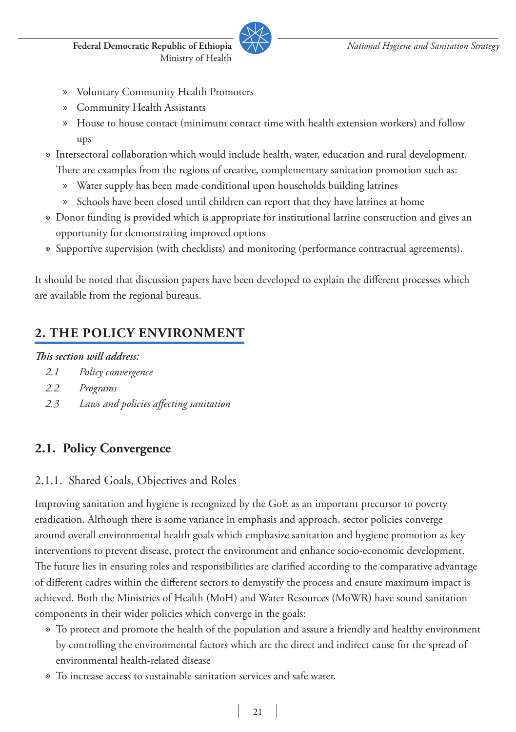- Voluntary Community Health Promoters
  - Community Health Assistants
  - House to house contact (minimum contact time with health extension workers) and follow ups
- Intersectoral collaboration which would include health, water, education and rural development. There are examples from the regions of creative, complementary sanitation promotion such as:
  - Water supply has been made conditional upon households building latrines
  - Schools have been closed until children can report that they have latrines at home
- Donor funding is provided which is appropriate for institutional latrine construction and gives an opportunity for demonstrating improved options
- Supportive supervision (with checklists) and monitoring (performance contractual agreements).

It should be noted that discussion papers have been developed to explain the different processes which are available from the regional bureaus.

# 2. THE POLICY ENVIRONMENT

***This section will address:***

*2.1 Policy convergence*

*2.2 Programs*

*2.3 Laws and policies affecting sanitation*

## 2.1. Policy Convergence

### 2.1.1. Shared Goals, Objectives and Roles

Improving sanitation and hygiene is recognized by the GoE as an important precursor to poverty eradication. Although there is some variance in emphasis and approach, sector policies converge around overall environmental health goals which emphasize sanitation and hygiene promotion as key interventions to prevent disease, protect the environment and enhance socio-economic development. The future lies in ensuring roles and responsibilities are clarified according to the comparative advantage of different cadres within the different sectors to demystify the process and ensure maximum impact is achieved. Both the Ministries of Health (MoH) and Water Resources (MoWR) have sound sanitation components in their wider policies which converge in the goals:

- To protect and promote the health of the population and assure a friendly and healthy environment by controlling the environmental factors which are the direct and indirect cause for the spread of environmental health-related disease
- To increase access to sustainable sanitation services and safe water.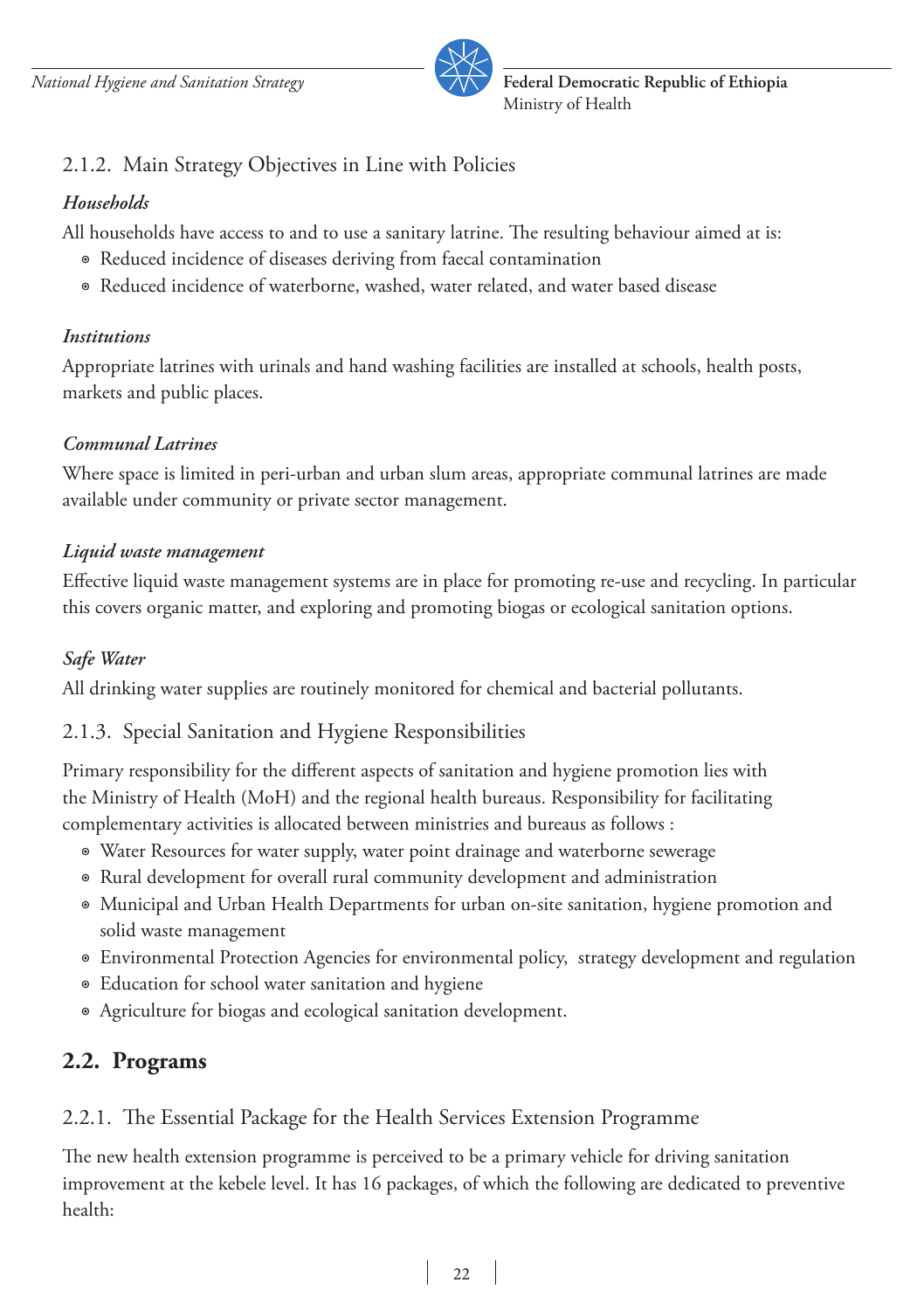### 2.1.2. Main Strategy Objectives in Line with Policies

***Households***

All households have access to and to use a sanitary latrine. The resulting behaviour aimed at is:

- Reduced incidence of diseases deriving from faecal contamination
- Reduced incidence of waterborne, washed, water related, and water based disease

***Institutions***

Appropriate latrines with urinals and hand washing facilities are installed at schools, health posts, markets and public places.

***Communal Latrines***

Where space is limited in peri-urban and urban slum areas, appropriate communal latrines are made available under community or private sector management.

***Liquid waste management***

Effective liquid waste management systems are in place for promoting re-use and recycling. In particular this covers organic matter, and exploring and promoting biogas or ecological sanitation options.

***Safe Water***

All drinking water supplies are routinely monitored for chemical and bacterial pollutants.

### 2.1.3. Special Sanitation and Hygiene Responsibilities

Primary responsibility for the different aspects of sanitation and hygiene promotion lies with the Ministry of Health (MoH) and the regional health bureaus. Responsibility for facilitating complementary activities is allocated between ministries and bureaus as follows :

- Water Resources for water supply, water point drainage and waterborne sewerage
- Rural development for overall rural community development and administration
- Municipal and Urban Health Departments for urban on-site sanitation, hygiene promotion and solid waste management
- Environmental Protection Agencies for environmental policy, strategy development and regulation
- Education for school water sanitation and hygiene
- Agriculture for biogas and ecological sanitation development.

## 2.2. Programs

### 2.2.1. The Essential Package for the Health Services Extension Programme

The new health extension programme is perceived to be a primary vehicle for driving sanitation improvement at the kebele level. It has 16 packages, of which the following are dedicated to preventive health: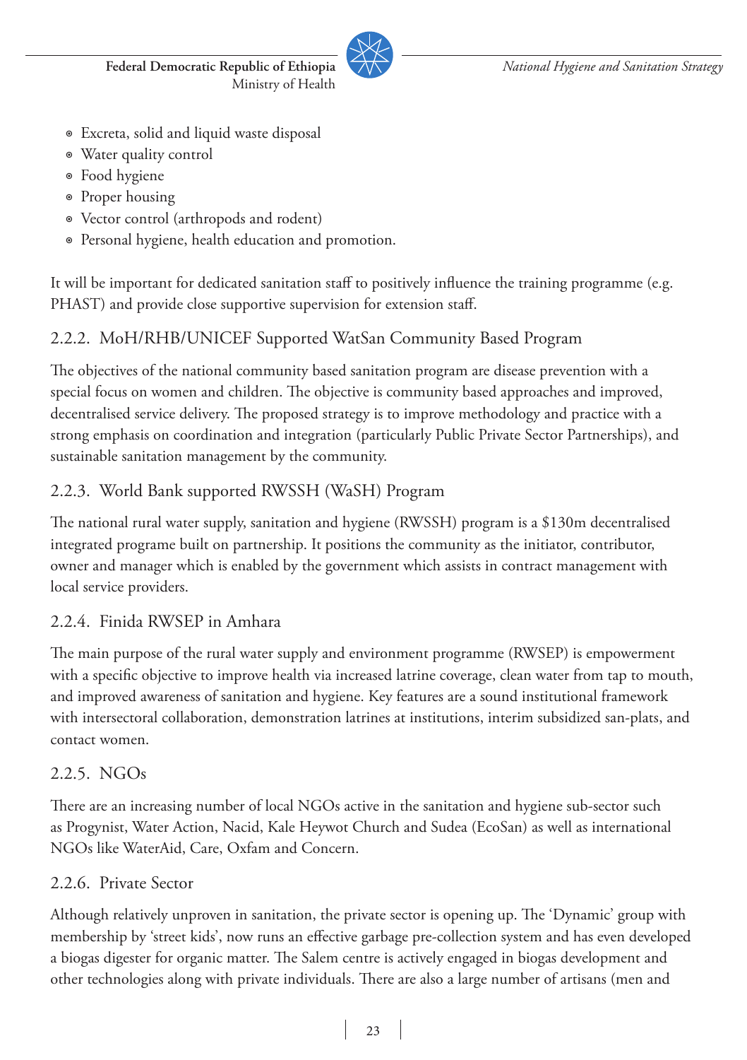- Excreta, solid and liquid waste disposal
- Water quality control
- Food hygiene
- Proper housing
- Vector control (arthropods and rodent)
- Personal hygiene, health education and promotion.

It will be important for dedicated sanitation staff to positively influence the training programme (e.g. PHAST) and provide close supportive supervision for extension staff.

### 2.2.2. MoH/RHB/UNICEF Supported WatSan Community Based Program

The objectives of the national community based sanitation program are disease prevention with a special focus on women and children. The objective is community based approaches and improved, decentralised service delivery. The proposed strategy is to improve methodology and practice with a strong emphasis on coordination and integration (particularly Public Private Sector Partnerships), and sustainable sanitation management by the community.

### 2.2.3. World Bank supported RWSSH (WaSH) Program

The national rural water supply, sanitation and hygiene (RWSSH) program is a $130m decentralised integrated programe built on partnership. It positions the community as the initiator, contributor, owner and manager which is enabled by the government which assists in contract management with local service providers.

### 2.2.4. Finida RWSEP in Amhara

The main purpose of the rural water supply and environment programme (RWSEP) is empowerment with a specific objective to improve health via increased latrine coverage, clean water from tap to mouth, and improved awareness of sanitation and hygiene. Key features are a sound institutional framework with intersectoral collaboration, demonstration latrines at institutions, interim subsidized san-plats, and contact women.

### 2.2.5. NGOs

There are an increasing number of local NGOs active in the sanitation and hygiene sub-sector such as Progynist, Water Action, Nacid, Kale Heywot Church and Sudea (EcoSan) as well as international NGOs like WaterAid, Care, Oxfam and Concern.

### 2.2.6. Private Sector

Although relatively unproven in sanitation, the private sector is opening up. The 'Dynamic' group with membership by 'street kids', now runs an effective garbage pre-collection system and has even developed a biogas digester for organic matter. The Salem centre is actively engaged in biogas development and other technologies along with private individuals. There are also a large number of artisans (men and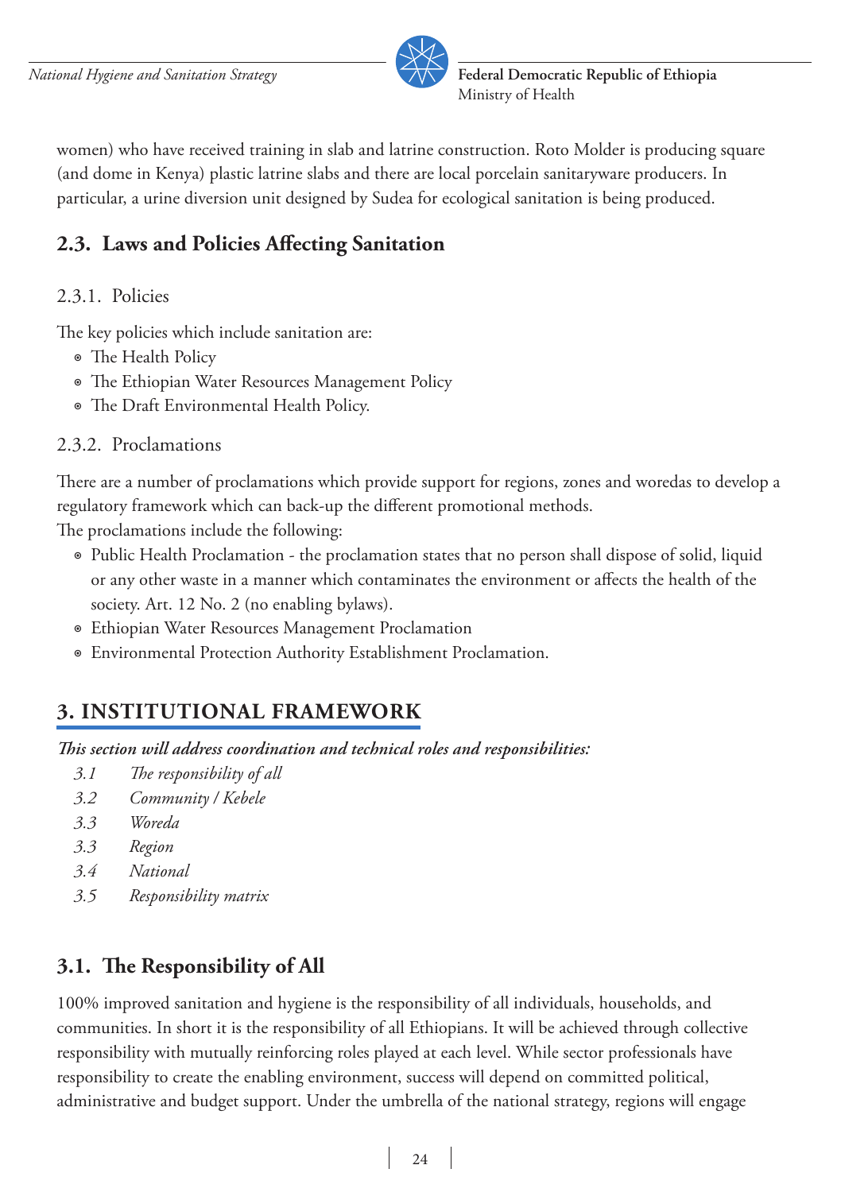women) who have received training in slab and latrine construction. Roto Molder is producing square (and dome in Kenya) plastic latrine slabs and there are local porcelain sanitaryware producers. In particular, a urine diversion unit designed by Sudea for ecological sanitation is being produced.

## 2.3. Laws and Policies Affecting Sanitation

### 2.3.1. Policies

The key policies which include sanitation are:

- The Health Policy
- The Ethiopian Water Resources Management Policy
- The Draft Environmental Health Policy.

### 2.3.2. Proclamations

There are a number of proclamations which provide support for regions, zones and woredas to develop a regulatory framework which can back-up the different promotional methods.

The proclamations include the following:

- Public Health Proclamation - the proclamation states that no person shall dispose of solid, liquid or any other waste in a manner which contaminates the environment or affects the health of the society. Art. 12 No. 2 (no enabling bylaws).
- Ethiopian Water Resources Management Proclamation
- Environmental Protection Authority Establishment Proclamation.

# 3. INSTITUTIONAL FRAMEWORK

***This section will address coordination and technical roles and responsibilities:***

*3.1 The responsibility of all*
*3.2 Community / Kebele*
*3.3 Woreda*
*3.3 Region*
*3.4 National*
*3.5 Responsibility matrix*

## 3.1. The Responsibility of All

100% improved sanitation and hygiene is the responsibility of all individuals, households, and communities. In short it is the responsibility of all Ethiopians. It will be achieved through collective responsibility with mutually reinforcing roles played at each level. While sector professionals have responsibility to create the enabling environment, success will depend on committed political, administrative and budget support. Under the umbrella of the national strategy, regions will engage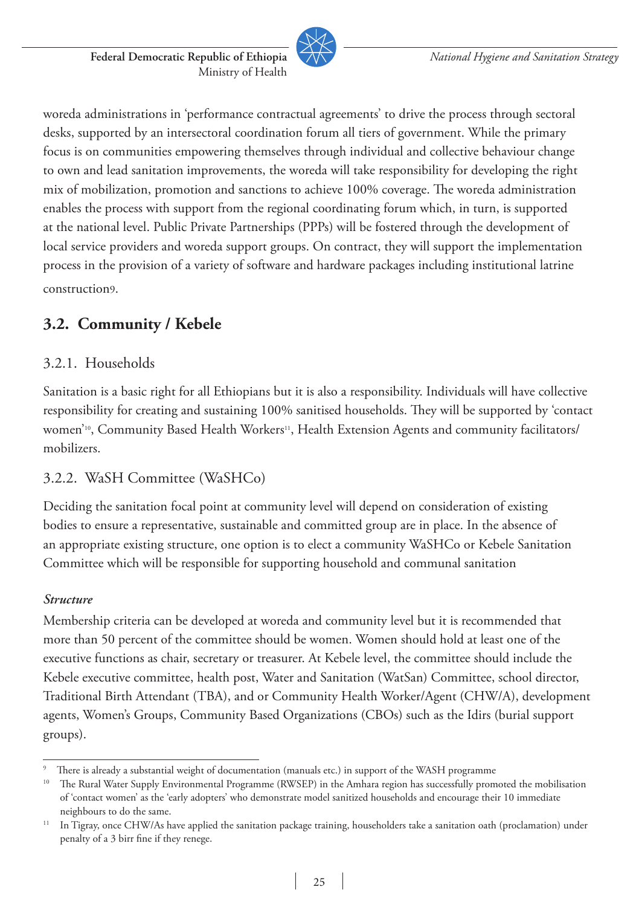woreda administrations in 'performance contractual agreements' to drive the process through sectoral desks, supported by an intersectoral coordination forum all tiers of government. While the primary focus is on communities empowering themselves through individual and collective behaviour change to own and lead sanitation improvements, the woreda will take responsibility for developing the right mix of mobilization, promotion and sanctions to achieve 100% coverage. The woreda administration enables the process with support from the regional coordinating forum which, in turn, is supported at the national level. Public Private Partnerships (PPPs) will be fostered through the development of local service providers and woreda support groups. On contract, they will support the implementation process in the provision of a variety of software and hardware packages including institutional latrine construction[9].

## 3.2. Community / Kebele

### 3.2.1. Households

Sanitation is a basic right for all Ethiopians but it is also a responsibility. Individuals will have collective responsibility for creating and sustaining 100% sanitised households. They will be supported by 'contact women'[10], Community Based Health Workers[11], Health Extension Agents and community facilitators/mobilizers.

### 3.2.2. WaSH Committee (WaSHCo)

Deciding the sanitation focal point at community level will depend on consideration of existing bodies to ensure a representative, sustainable and committed group are in place. In the absence of an appropriate existing structure, one option is to elect a community WaSHCo or Kebele Sanitation Committee which will be responsible for supporting household and communal sanitation

***Structure***

Membership criteria can be developed at woreda and community level but it is recommended that more than 50 percent of the committee should be women. Women should hold at least one of the executive functions as chair, secretary or treasurer. At Kebele level, the committee should include the Kebele executive committee, health post, Water and Sanitation (WatSan) Committee, school director, Traditional Birth Attendant (TBA), and or Community Health Worker/Agent (CHW/A), development agents, Women's Groups, Community Based Organizations (CBOs) such as the Idirs (burial support groups).

---

[9] There is already a substantial weight of documentation (manuals etc.) in support of the WASH programme

[10] The Rural Water Supply Environmental Programme (RWSEP) in the Amhara region has successfully promoted the mobilisation of 'contact women' as the 'early adopters' who demonstrate model sanitized households and encourage their 10 immediate neighbours to do the same.

[11] In Tigray, once CHW/As have applied the sanitation package training, householders take a sanitation oath (proclamation) under penalty of a 3 birr fine if they renege.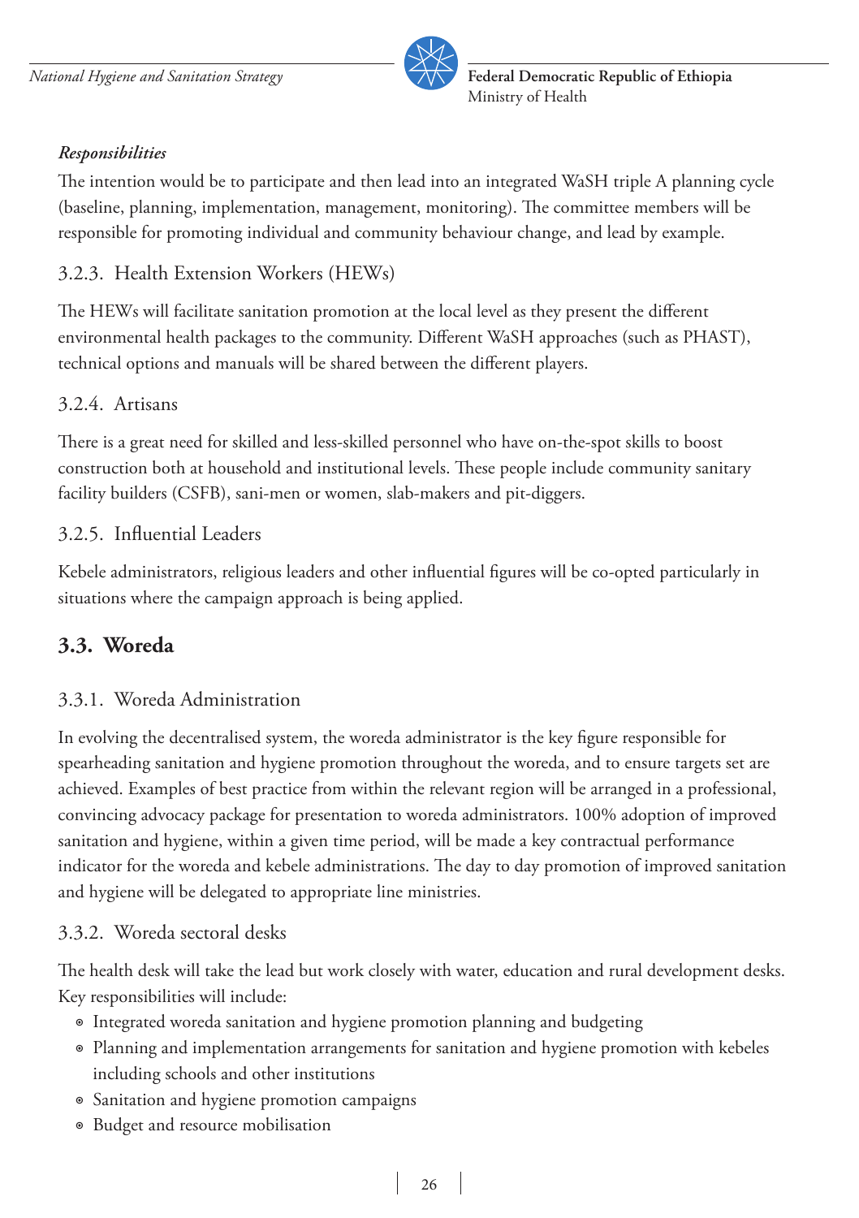*Responsibilities*

The intention would be to participate and then lead into an integrated WaSH triple A planning cycle (baseline, planning, implementation, management, monitoring). The committee members will be responsible for promoting individual and community behaviour change, and lead by example.

### 3.2.3. Health Extension Workers (HEWs)

The HEWs will facilitate sanitation promotion at the local level as they present the different environmental health packages to the community. Different WaSH approaches (such as PHAST), technical options and manuals will be shared between the different players.

### 3.2.4. Artisans

There is a great need for skilled and less-skilled personnel who have on-the-spot skills to boost construction both at household and institutional levels. These people include community sanitary facility builders (CSFB), sani-men or women, slab-makers and pit-diggers.

### 3.2.5. Influential Leaders

Kebele administrators, religious leaders and other influential figures will be co-opted particularly in situations where the campaign approach is being applied.

## 3.3. Woreda

### 3.3.1. Woreda Administration

In evolving the decentralised system, the woreda administrator is the key figure responsible for spearheading sanitation and hygiene promotion throughout the woreda, and to ensure targets set are achieved. Examples of best practice from within the relevant region will be arranged in a professional, convincing advocacy package for presentation to woreda administrators. 100% adoption of improved sanitation and hygiene, within a given time period, will be made a key contractual performance indicator for the woreda and kebele administrations. The day to day promotion of improved sanitation and hygiene will be delegated to appropriate line ministries.

### 3.3.2. Woreda sectoral desks

The health desk will take the lead but work closely with water, education and rural development desks. Key responsibilities will include:

- Integrated woreda sanitation and hygiene promotion planning and budgeting
- Planning and implementation arrangements for sanitation and hygiene promotion with kebeles including schools and other institutions
- Sanitation and hygiene promotion campaigns
- Budget and resource mobilisation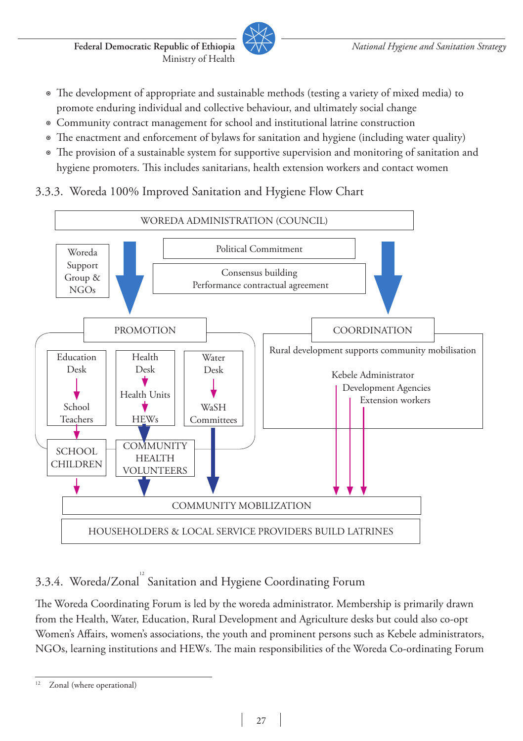- The development of appropriate and sustainable methods (testing a variety of mixed media) to promote enduring individual and collective behaviour, and ultimately social change
- Community contract management for school and institutional latrine construction
- The enactment and enforcement of bylaws for sanitation and hygiene (including water quality)
- The provision of a sustainable system for supportive supervision and monitoring of sanitation and hygiene promoters. This includes sanitarians, health extension workers and contact women

### 3.3.3. Woreda 100% Improved Sanitation and Hygiene Flow Chart

WOREDA ADMINISTRATION (COUNCIL)

Woreda Support Group & NGOs

Political Commitment

Consensus building
Performance contractual agreement

PROMOTION

Education Desk → School Teachers → SCHOOL CHILDREN

Health Desk → Health Units → HEWs → COMMUNITY HEALTH VOLUNTEERS

Water Desk → WaSH Committees

COORDINATION

Rural development supports community mobilisation

Kebele Administrator
Development Agencies
Extension workers

COMMUNITY MOBILIZATION

HOUSEHOLDERS & LOCAL SERVICE PROVIDERS BUILD LATRINES

### 3.3.4. Woreda/Zonal[12] Sanitation and Hygiene Coordinating Forum

The Woreda Coordinating Forum is led by the woreda administrator. Membership is primarily drawn from the Health, Water, Education, Rural Development and Agriculture desks but could also co-opt Women's Affairs, women's associations, the youth and prominent persons such as Kebele administrators, NGOs, learning institutions and HEWs. The main responsibilities of the Woreda Co-ordinating Forum

[12] Zonal (where operational)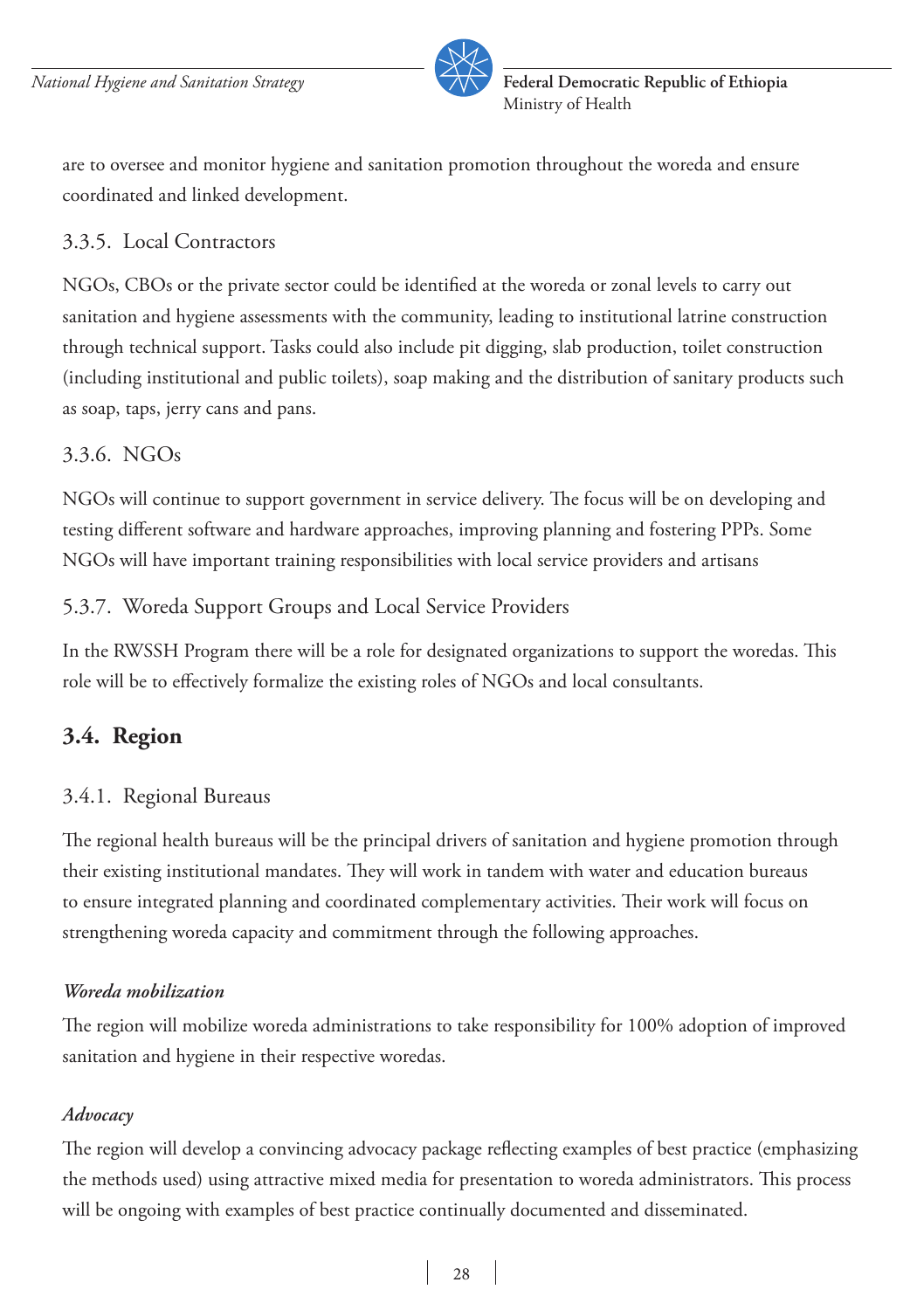are to oversee and monitor hygiene and sanitation promotion throughout the woreda and ensure coordinated and linked development.

### 3.3.5. Local Contractors

NGOs, CBOs or the private sector could be identified at the woreda or zonal levels to carry out sanitation and hygiene assessments with the community, leading to institutional latrine construction through technical support. Tasks could also include pit digging, slab production, toilet construction (including institutional and public toilets), soap making and the distribution of sanitary products such as soap, taps, jerry cans and pans.

### 3.3.6. NGOs

NGOs will continue to support government in service delivery. The focus will be on developing and testing different software and hardware approaches, improving planning and fostering PPPs. Some NGOs will have important training responsibilities with local service providers and artisans

### 5.3.7. Woreda Support Groups and Local Service Providers

In the RWSSH Program there will be a role for designated organizations to support the woredas. This role will be to effectively formalize the existing roles of NGOs and local consultants.

## 3.4. Region

### 3.4.1. Regional Bureaus

The regional health bureaus will be the principal drivers of sanitation and hygiene promotion through their existing institutional mandates. They will work in tandem with water and education bureaus to ensure integrated planning and coordinated complementary activities. Their work will focus on strengthening woreda capacity and commitment through the following approaches.

***Woreda mobilization***

The region will mobilize woreda administrations to take responsibility for 100% adoption of improved sanitation and hygiene in their respective woredas.

***Advocacy***

The region will develop a convincing advocacy package reflecting examples of best practice (emphasizing the methods used) using attractive mixed media for presentation to woreda administrators. This process will be ongoing with examples of best practice continually documented and disseminated.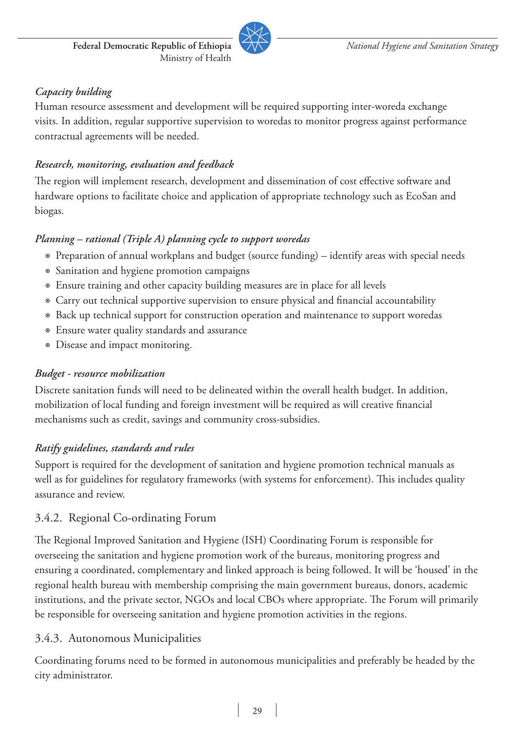*Capacity building*

Human resource assessment and development will be required supporting inter-woreda exchange visits. In addition, regular supportive supervision to woredas to monitor progress against performance contractual agreements will be needed.

*Research, monitoring, evaluation and feedback*

The region will implement research, development and dissemination of cost effective software and hardware options to facilitate choice and application of appropriate technology such as EcoSan and biogas.

*Planning – rational (Triple A) planning cycle to support woredas*

- Preparation of annual workplans and budget (source funding) – identify areas with special needs
- Sanitation and hygiene promotion campaigns
- Ensure training and other capacity building measures are in place for all levels
- Carry out technical supportive supervision to ensure physical and financial accountability
- Back up technical support for construction operation and maintenance to support woredas
- Ensure water quality standards and assurance
- Disease and impact monitoring.

*Budget - resource mobilization*

Discrete sanitation funds will need to be delineated within the overall health budget. In addition, mobilization of local funding and foreign investment will be required as will creative financial mechanisms such as credit, savings and community cross-subsidies.

*Ratify guidelines, standards and rules*

Support is required for the development of sanitation and hygiene promotion technical manuals as well as for guidelines for regulatory frameworks (with systems for enforcement). This includes quality assurance and review.

### 3.4.2. Regional Co-ordinating Forum

The Regional Improved Sanitation and Hygiene (ISH) Coordinating Forum is responsible for overseeing the sanitation and hygiene promotion work of the bureaus, monitoring progress and ensuring a coordinated, complementary and linked approach is being followed. It will be 'housed' in the regional health bureau with membership comprising the main government bureaus, donors, academic institutions, and the private sector, NGOs and local CBOs where appropriate. The Forum will primarily be responsible for overseeing sanitation and hygiene promotion activities in the regions.

### 3.4.3. Autonomous Municipalities

Coordinating forums need to be formed in autonomous municipalities and preferably be headed by the city administrator.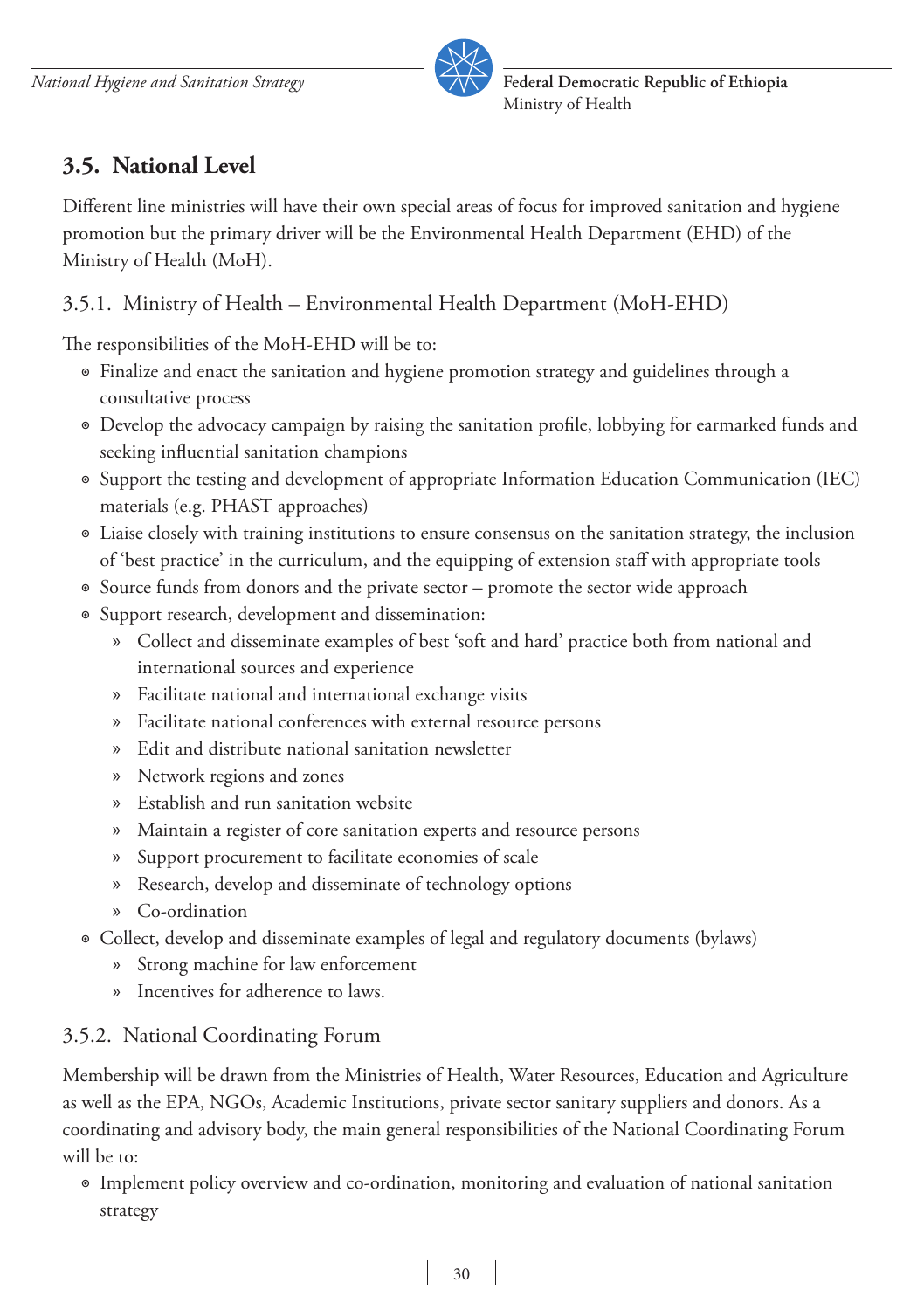## 3.5. National Level

Different line ministries will have their own special areas of focus for improved sanitation and hygiene promotion but the primary driver will be the Environmental Health Department (EHD) of the Ministry of Health (MoH).

### 3.5.1. Ministry of Health – Environmental Health Department (MoH-EHD)

The responsibilities of the MoH-EHD will be to:

- Finalize and enact the sanitation and hygiene promotion strategy and guidelines through a consultative process
- Develop the advocacy campaign by raising the sanitation profile, lobbying for earmarked funds and seeking influential sanitation champions
- Support the testing and development of appropriate Information Education Communication (IEC) materials (e.g. PHAST approaches)
- Liaise closely with training institutions to ensure consensus on the sanitation strategy, the inclusion of 'best practice' in the curriculum, and the equipping of extension staff with appropriate tools
- Source funds from donors and the private sector – promote the sector wide approach
- Support research, development and dissemination:
  - Collect and disseminate examples of best 'soft and hard' practice both from national and international sources and experience
  - Facilitate national and international exchange visits
  - Facilitate national conferences with external resource persons
  - Edit and distribute national sanitation newsletter
  - Network regions and zones
  - Establish and run sanitation website
  - Maintain a register of core sanitation experts and resource persons
  - Support procurement to facilitate economies of scale
  - Research, develop and disseminate of technology options
  - Co-ordination
- Collect, develop and disseminate examples of legal and regulatory documents (bylaws)
  - Strong machine for law enforcement
  - Incentives for adherence to laws.

### 3.5.2. National Coordinating Forum

Membership will be drawn from the Ministries of Health, Water Resources, Education and Agriculture as well as the EPA, NGOs, Academic Institutions, private sector sanitary suppliers and donors. As a coordinating and advisory body, the main general responsibilities of the National Coordinating Forum will be to:

- Implement policy overview and co-ordination, monitoring and evaluation of national sanitation strategy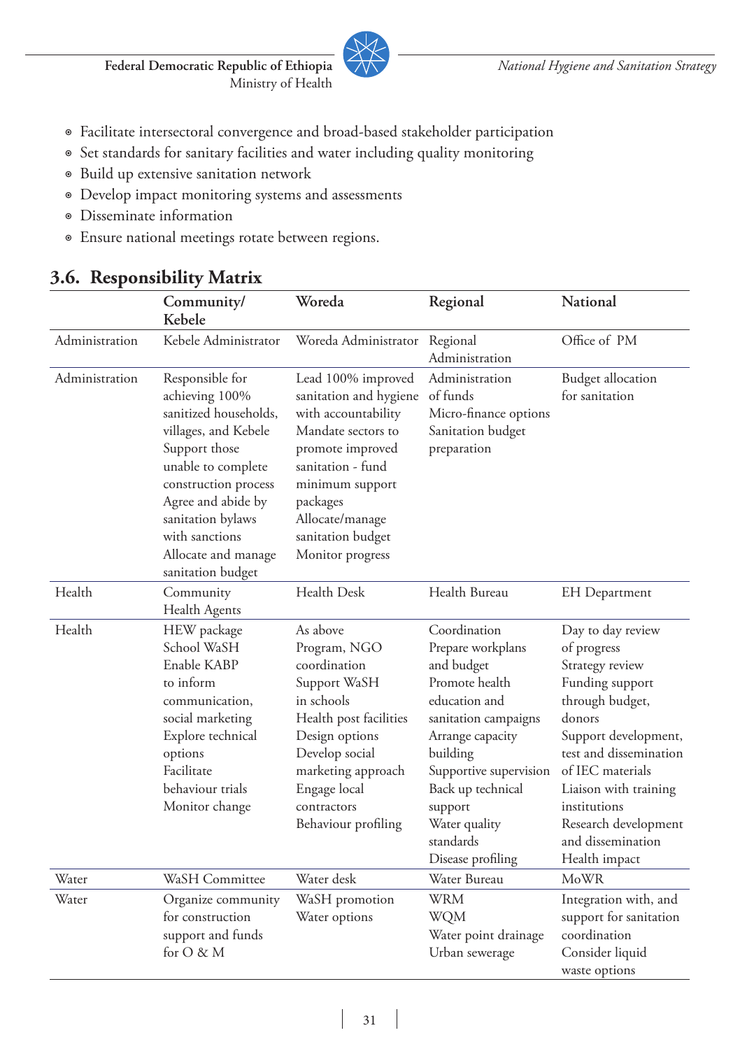- Facilitate intersectoral convergence and broad-based stakeholder participation
- Set standards for sanitary facilities and water including quality monitoring
- Build up extensive sanitation network
- Develop impact monitoring systems and assessments
- Disseminate information
- Ensure national meetings rotate between regions.

## 3.6. Responsibility Matrix

| | Community/ Kebele | Woreda | Regional | National |
|---|---|---|---|---|
| Administration | Kebele Administrator | Woreda Administrator | Regional Administration | Office of PM |
| Administration | Responsible for achieving 100% sanitized households, villages, and Kebele<br>Support those unable to complete construction process<br>Agree and abide by sanitation bylaws with sanctions<br>Allocate and manage sanitation budget | Lead 100% improved sanitation and hygiene with accountability<br>Mandate sectors to promote improved sanitation - fund minimum support packages<br>Allocate/manage sanitation budget<br>Monitor progress | Administration of funds<br>Micro-finance options<br>Sanitation budget preparation | Budget allocation for sanitation |
| Health | Community Health Agents | Health Desk | Health Bureau | EH Department |
| Health | HEW package<br>School WaSH<br>Enable KABP to inform communication, social marketing<br>Explore technical options<br>Facilitate behaviour trials<br>Monitor change | As above<br>Program, NGO coordination<br>Support WaSH in schools<br>Health post facilities<br>Design options<br>Develop social marketing approach<br>Engage local contractors<br>Behaviour profiling | Coordination<br>Prepare workplans and budget<br>Promote health education and sanitation campaigns<br>Arrange capacity building<br>Supportive supervision<br>Back up technical support<br>Water quality standards<br>Disease profiling | Day to day review of progress<br>Strategy review<br>Funding support through budget, donors<br>Support development, test and dissemination of IEC materials<br>Liaison with training institutions<br>Research development and dissemination<br>Health impact |
| Water | WaSH Committee | Water desk | Water Bureau | MoWR |
| Water | Organize community for construction support and funds for O & M | WaSH promotion<br>Water options | WRM<br>WQM<br>Water point drainage<br>Urban sewerage | Integration with, and support for sanitation coordination<br>Consider liquid waste options |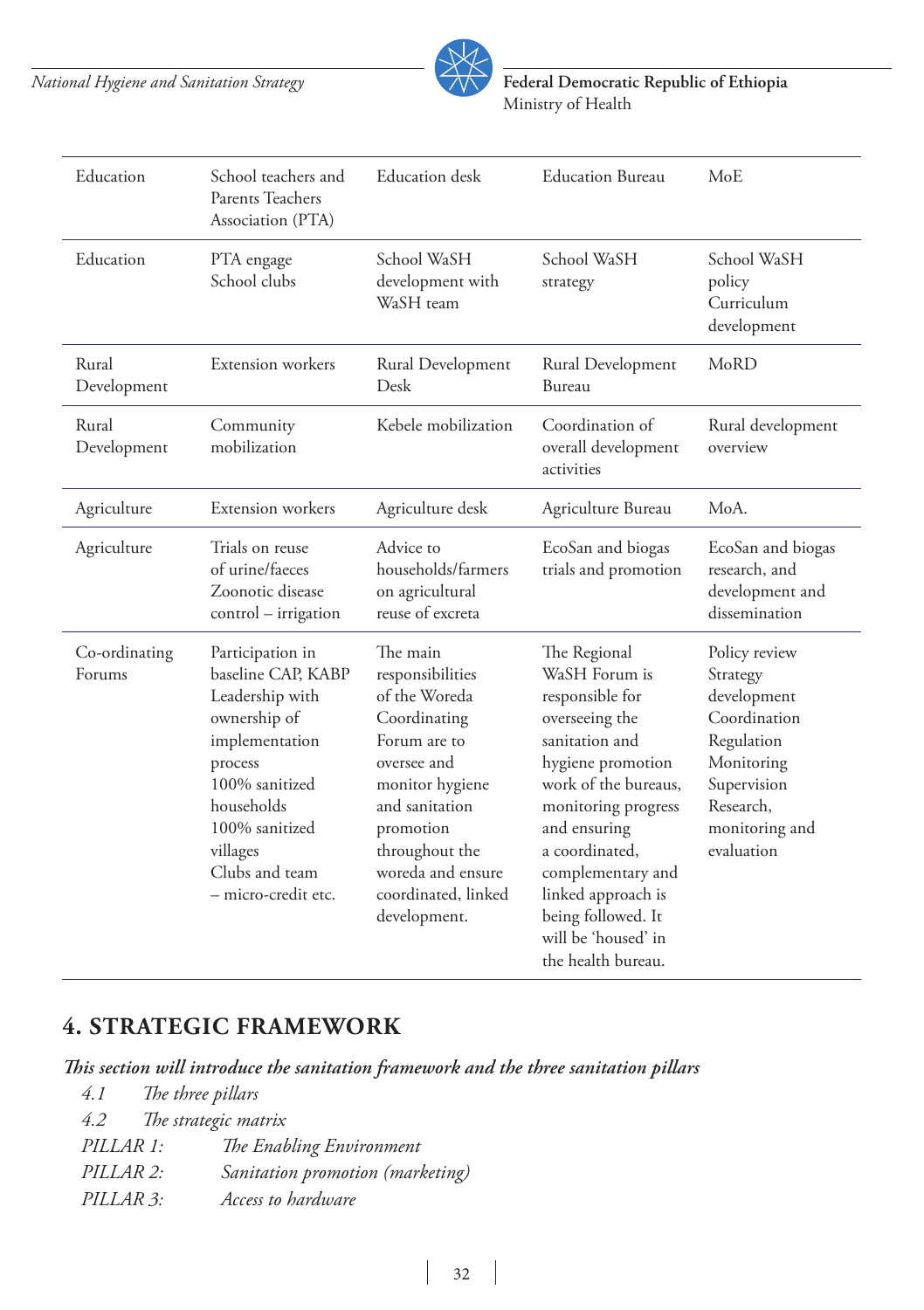| | | | | |
|---|---|---|---|---|
| Education | School teachers and Parents Teachers Association (PTA) | Education desk | Education Bureau | MoE |
| Education | PTA engage School clubs | School WaSH development with WaSH team | School WaSH strategy | School WaSH policy Curriculum development |
| Rural Development | Extension workers | Rural Development Desk | Rural Development Bureau | MoRD |
| Rural Development | Community mobilization | Kebele mobilization | Coordination of overall development activities | Rural development overview |
| Agriculture | Extension workers | Agriculture desk | Agriculture Bureau | MoA. |
| Agriculture | Trials on reuse of urine/faeces Zoonotic disease control – irrigation | Advice to households/farmers on agricultural reuse of excreta | EcoSan and biogas trials and promotion | EcoSan and biogas research, and development and dissemination |
| Co-ordinating Forums | Participation in baseline CAP, KABP Leadership with ownership of implementation process 100% sanitized households 100% sanitized villages Clubs and team – micro-credit etc. | The main responsibilities of the Woreda Coordinating Forum are to oversee and monitor hygiene and sanitation promotion throughout the woreda and ensure coordinated, linked development. | The Regional WaSH Forum is responsible for overseeing the sanitation and hygiene promotion work of the bureaus, monitoring progress and ensuring a coordinated, complementary and linked approach is being followed. It will be 'housed' in the health bureau. | Policy review Strategy development Coordination Regulation Monitoring Supervision Research, monitoring and evaluation |

# 4. STRATEGIC FRAMEWORK

***This section will introduce the sanitation framework and the three sanitation pillars***

*4.1 The three pillars*

*4.2 The strategic matrix*

*PILLAR 1: The Enabling Environment*

*PILLAR 2: Sanitation promotion (marketing)*

*PILLAR 3: Access to hardware*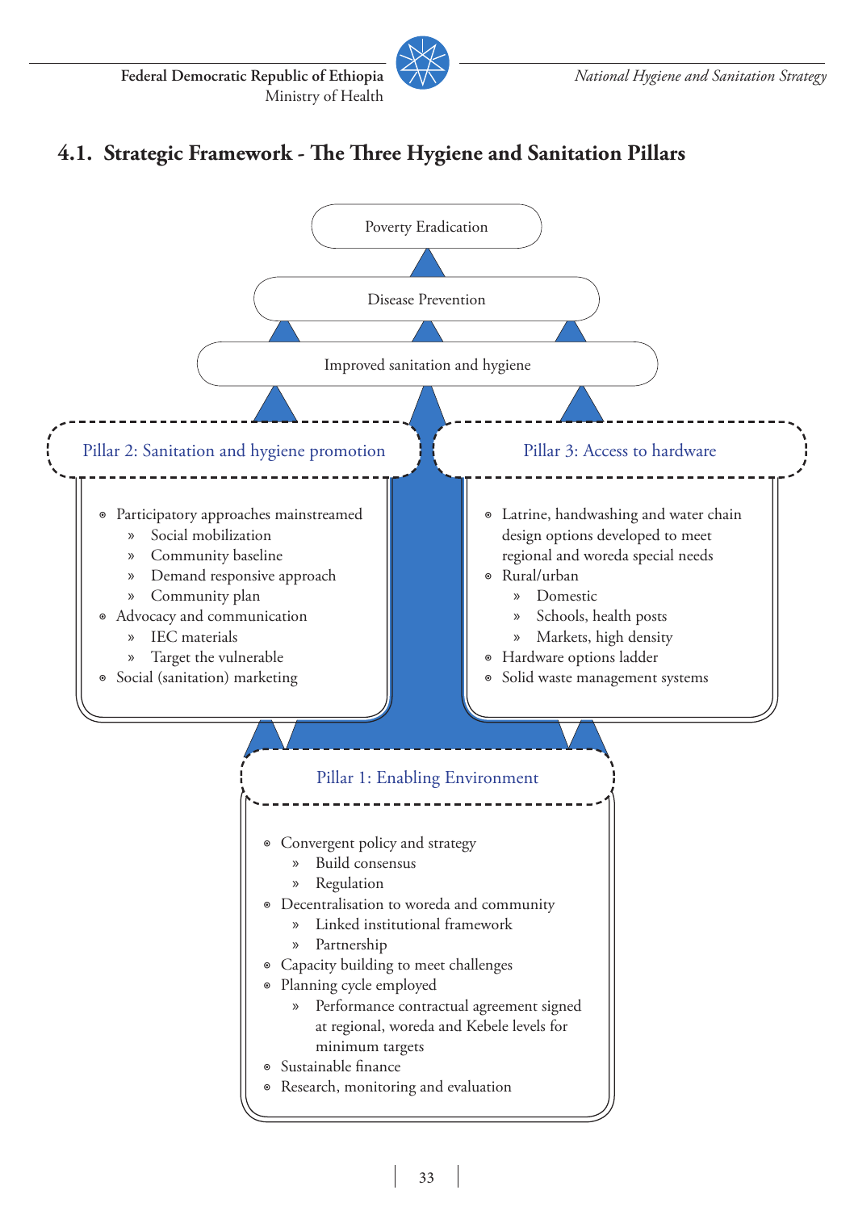## 4.1. Strategic Framework - The Three Hygiene and Sanitation Pillars

Poverty Eradication

Disease Prevention

Improved sanitation and hygiene

**Pillar 2: Sanitation and hygiene promotion**

- Participatory approaches mainstreamed
  - Social mobilization
  - Community baseline
  - Demand responsive approach
  - Community plan
- Advocacy and communication
  - IEC materials
  - Target the vulnerable
- Social (sanitation) marketing

**Pillar 3: Access to hardware**

- Latrine, handwashing and water chain design options developed to meet regional and woreda special needs
- Rural/urban
  - Domestic
  - Schools, health posts
  - Markets, high density
- Hardware options ladder
- Solid waste management systems

**Pillar 1: Enabling Environment**

- Convergent policy and strategy
  - Build consensus
  - Regulation
- Decentralisation to woreda and community
  - Linked institutional framework
  - Partnership
- Capacity building to meet challenges
- Planning cycle employed
  - Performance contractual agreement signed at regional, woreda and Kebele levels for minimum targets
- Sustainable finance
- Research, monitoring and evaluation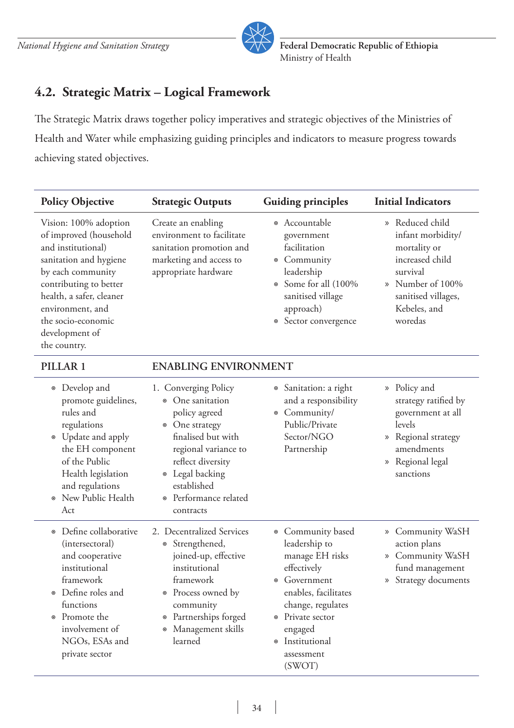## 4.2. Strategic Matrix – Logical Framework

The Strategic Matrix draws together policy imperatives and strategic objectives of the Ministries of Health and Water while emphasizing guiding principles and indicators to measure progress towards achieving stated objectives.

| Policy Objective | Strategic Outputs | Guiding principles | Initial Indicators |
|---|---|---|---|
| Vision: 100% adoption of improved (household and institutional) sanitation and hygiene by each community contributing to better health, a safer, cleaner environment, and the socio-economic development of the country. | Create an enabling environment to facilitate sanitation promotion and marketing and access to appropriate hardware | ⊙ Accountable government facilitation<br>⊙ Community leadership<br>⊙ Some for all (100% sanitised village approach)<br>⊙ Sector convergence | » Reduced child infant morbidity/ mortality or increased child survival<br>» Number of 100% sanitised villages, Kebeles, and woredas |
| **PILLAR 1** | **ENABLING ENVIRONMENT** | | |
| ⊙ Develop and promote guidelines, rules and regulations<br>⊙ Update and apply the EH component of the Public Health legislation and regulations<br>⊙ New Public Health Act | 1. Converging Policy<br>⊙ One sanitation policy agreed<br>⊙ One strategy finalised but with regional variance to reflect diversity<br>⊙ Legal backing established<br>⊙ Performance related contracts | ⊙ Sanitation: a right and a responsibility<br>⊙ Community/ Public/Private Sector/NGO Partnership | » Policy and strategy ratified by government at all levels<br>» Regional strategy amendments<br>» Regional legal sanctions |
| ⊙ Define collaborative (intersectoral) and cooperative institutional framework<br>⊙ Define roles and functions<br>⊙ Promote the involvement of NGOs, ESAs and private sector | 2. Decentralized Services<br>⊙ Strengthened, joined-up, effective institutional framework<br>⊙ Process owned by community<br>⊙ Partnerships forged<br>⊙ Management skills learned | ⊙ Community based leadership to manage EH risks effectively<br>⊙ Government enables, facilitates change, regulates<br>⊙ Private sector engaged<br>⊙ Institutional assessment (SWOT) | » Community WaSH action plans<br>» Community WaSH fund management<br>» Strategy documents |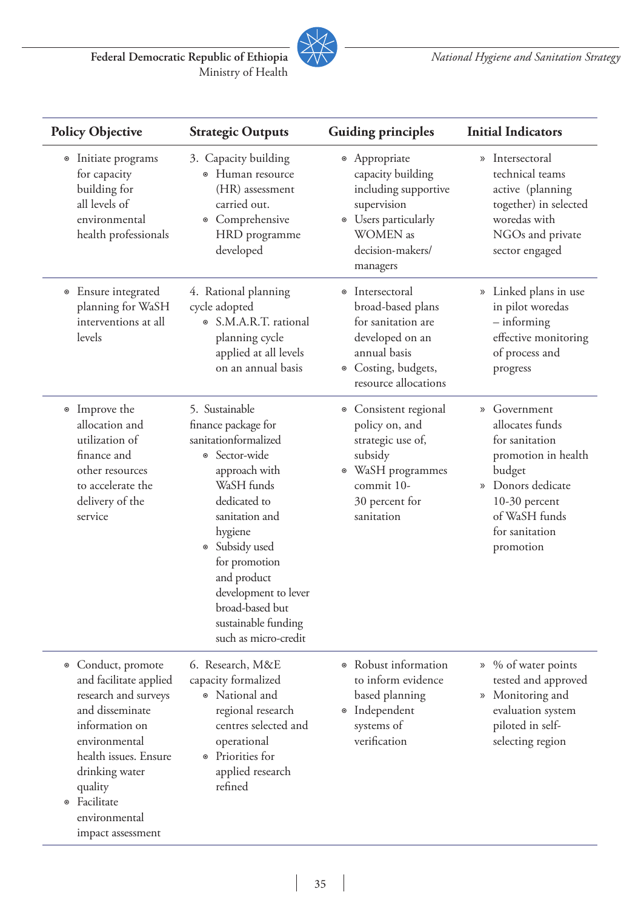| Policy Objective | Strategic Outputs | Guiding principles | Initial Indicators |
|---|---|---|---|
| ⊚ Initiate programs for capacity building for all levels of environmental health professionals | 3. Capacity building<br>⊚ Human resource (HR) assessment carried out.<br>⊚ Comprehensive HRD programme developed | ⊚ Appropriate capacity building including supportive supervision<br>⊚ Users particularly WOMEN as decision-makers/ managers | » Intersectoral technical teams active (planning together) in selected woredas with NGOs and private sector engaged |
| ⊚ Ensure integrated planning for WaSH interventions at all levels | 4. Rational planning cycle adopted<br>⊚ S.M.A.R.T. rational planning cycle applied at all levels on an annual basis | ⊚ Intersectoral broad-based plans for sanitation are developed on an annual basis<br>⊚ Costing, budgets, resource allocations | » Linked plans in use in pilot woredas – informing effective monitoring of process and progress |
| ⊚ Improve the allocation and utilization of finance and other resources to accelerate the delivery of the service | 5. Sustainable finance package for sanitationformalized<br>⊚ Sector-wide approach with WaSH funds dedicated to sanitation and hygiene<br>⊚ Subsidy used for promotion and product development to lever broad-based but sustainable funding such as micro-credit | ⊚ Consistent regional policy on, and strategic use of, subsidy<br>⊚ WaSH programmes commit 10-30 percent for sanitation | » Government allocates funds for sanitation promotion in health budget<br>» Donors dedicate 10-30 percent of WaSH funds for sanitation promotion |
| ⊚ Conduct, promote and facilitate applied research and surveys and disseminate information on environmental health issues. Ensure drinking water quality<br>⊚ Facilitate environmental impact assessment | 6. Research, M&E capacity formalized<br>⊚ National and regional research centres selected and operational<br>⊚ Priorities for applied research refined | ⊚ Robust information to inform evidence based planning<br>⊚ Independent systems of verification | » % of water points tested and approved<br>» Monitoring and evaluation system piloted in self-selecting region |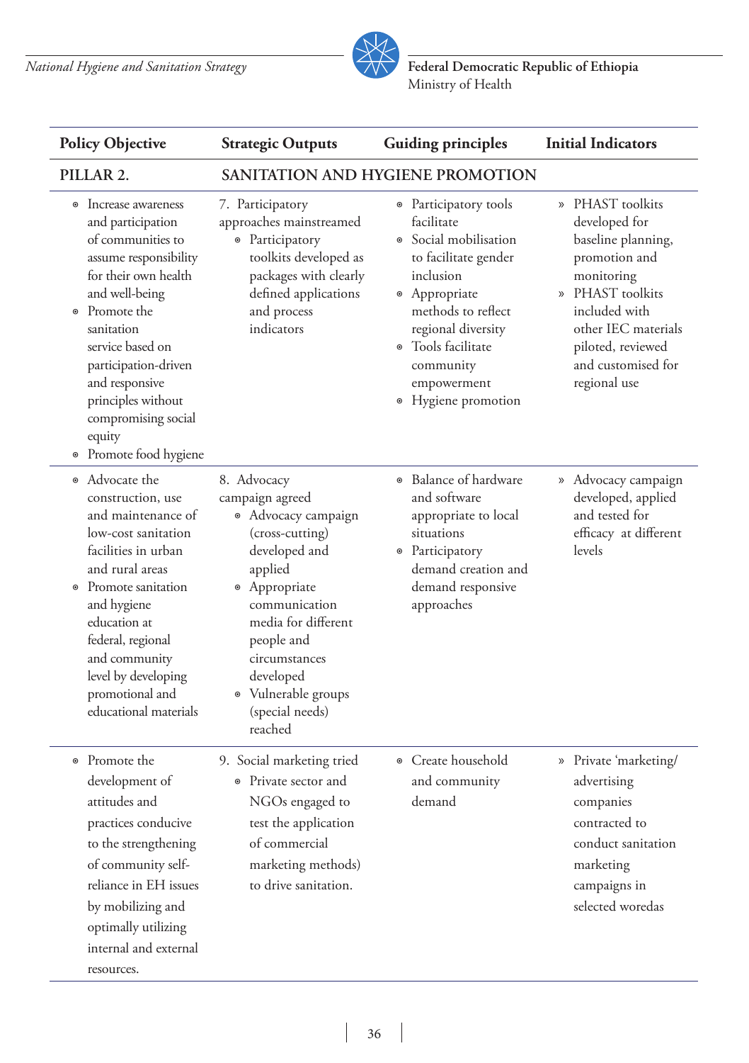| Policy Objective | Strategic Outputs | Guiding principles | Initial Indicators |
|---|---|---|---|
| **PILLAR 2.** | **SANITATION AND HYGIENE PROMOTION** | | |
| ◉ Increase awareness and participation of communities to assume responsibility for their own health and well-being<br>◉ Promote the sanitation service based on participation-driven and responsive principles without compromising social equity<br>◉ Promote food hygiene | 7. Participatory approaches mainstreamed<br>◉ Participatory toolkits developed as packages with clearly defined applications and process indicators | ◉ Participatory tools facilitate<br>◉ Social mobilisation to facilitate gender inclusion<br>◉ Appropriate methods to reflect regional diversity<br>◉ Tools facilitate community empowerment<br>◉ Hygiene promotion | » PHAST toolkits developed for baseline planning, promotion and monitoring<br>» PHAST toolkits included with other IEC materials piloted, reviewed and customised for regional use |
| ◉ Advocate the construction, use and maintenance of low-cost sanitation facilities in urban and rural areas<br>◉ Promote sanitation and hygiene education at federal, regional and community level by developing promotional and educational materials | 8. Advocacy campaign agreed<br>◉ Advocacy campaign (cross-cutting) developed and applied<br>◉ Appropriate communication media for different people and circumstances developed<br>◉ Vulnerable groups (special needs) reached | ◉ Balance of hardware and software appropriate to local situations<br>◉ Participatory demand creation and demand responsive approaches | » Advocacy campaign developed, applied and tested for efficacy at different levels |
| ◉ Promote the development of attitudes and practices conducive to the strengthening of community self-reliance in EH issues by mobilizing and optimally utilizing internal and external resources. | 9. Social marketing tried<br>◉ Private sector and NGOs engaged to test the application of commercial marketing methods) to drive sanitation. | ◉ Create household and community demand | » Private 'marketing/ advertising companies contracted to conduct sanitation marketing campaigns in selected woredas |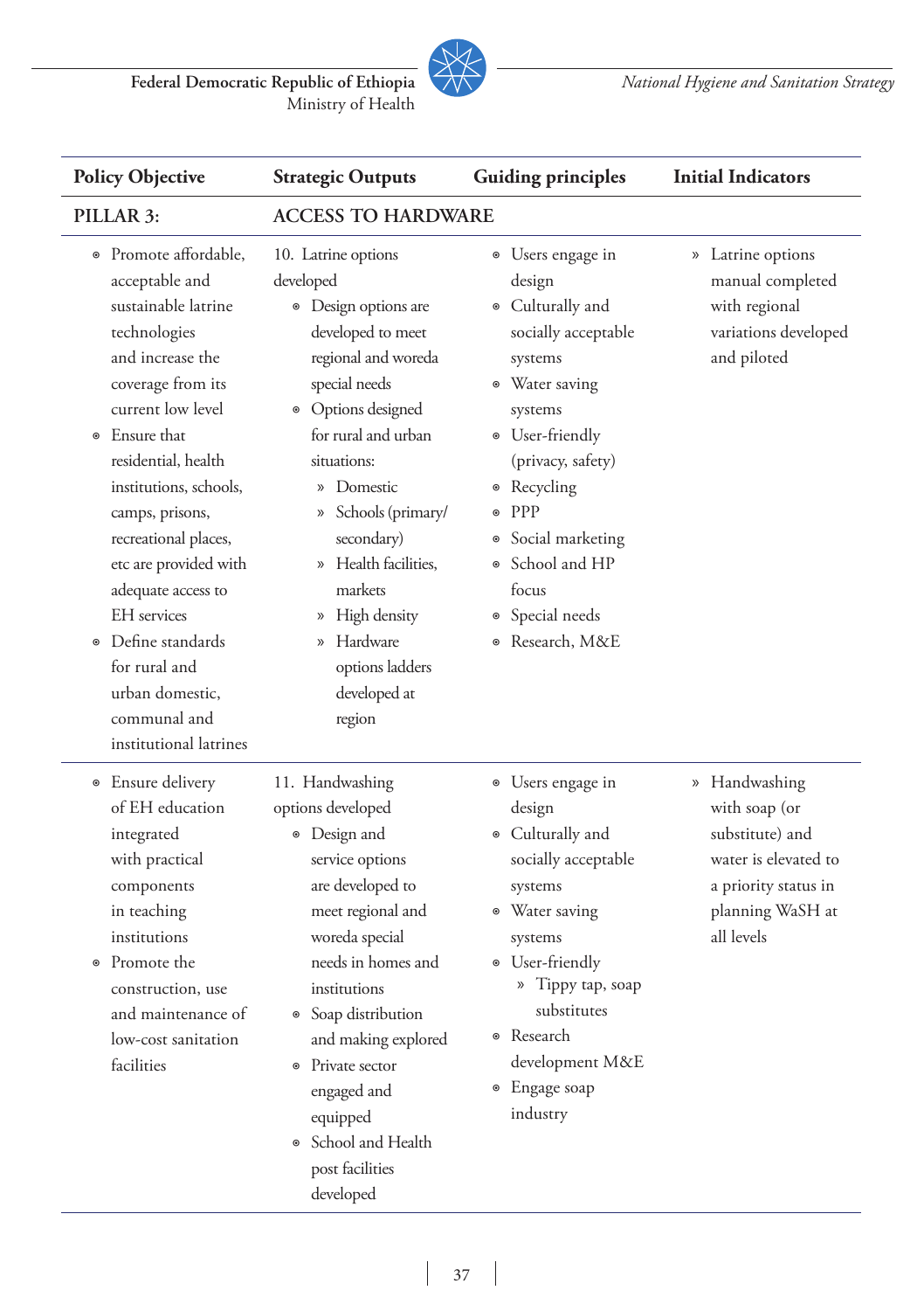| Policy Objective | Strategic Outputs | Guiding principles | Initial Indicators |
|---|---|---|---|
| **PILLAR 3:** | **ACCESS TO HARDWARE** | | |
| ⊙ Promote affordable, acceptable and sustainable latrine technologies and increase the coverage from its current low level<br>⊙ Ensure that residential, health institutions, schools, camps, prisons, recreational places, etc are provided with adequate access to EH services<br>⊙ Define standards for rural and urban domestic, communal and institutional latrines | 10. Latrine options developed<br>⊙ Design options are developed to meet regional and woreda special needs<br>⊙ Options designed for rural and urban situations:<br>» Domestic<br>» Schools (primary/ secondary)<br>» Health facilities, markets<br>» High density<br>» Hardware options ladders developed at region | ⊙ Users engage in design<br>⊙ Culturally and socially acceptable systems<br>⊙ Water saving systems<br>⊙ User-friendly (privacy, safety)<br>⊙ Recycling<br>⊙ PPP<br>⊙ Social marketing<br>⊙ School and HP focus<br>⊙ Special needs<br>⊙ Research, M&E | » Latrine options manual completed with regional variations developed and piloted |
| ⊙ Ensure delivery of EH education integrated with practical components in teaching institutions<br>⊙ Promote the construction, use and maintenance of low-cost sanitation facilities | 11. Handwashing options developed<br>⊙ Design and service options are developed to meet regional and woreda special needs in homes and institutions<br>⊙ Soap distribution and making explored<br>⊙ Private sector engaged and equipped<br>⊙ School and Health post facilities developed | ⊙ Users engage in design<br>⊙ Culturally and socially acceptable systems<br>⊙ Water saving systems<br>⊙ User-friendly<br>» Tippy tap, soap substitutes<br>⊙ Research development M&E<br>⊙ Engage soap industry | » Handwashing with soap (or substitute) and water is elevated to a priority status in planning WaSH at all levels |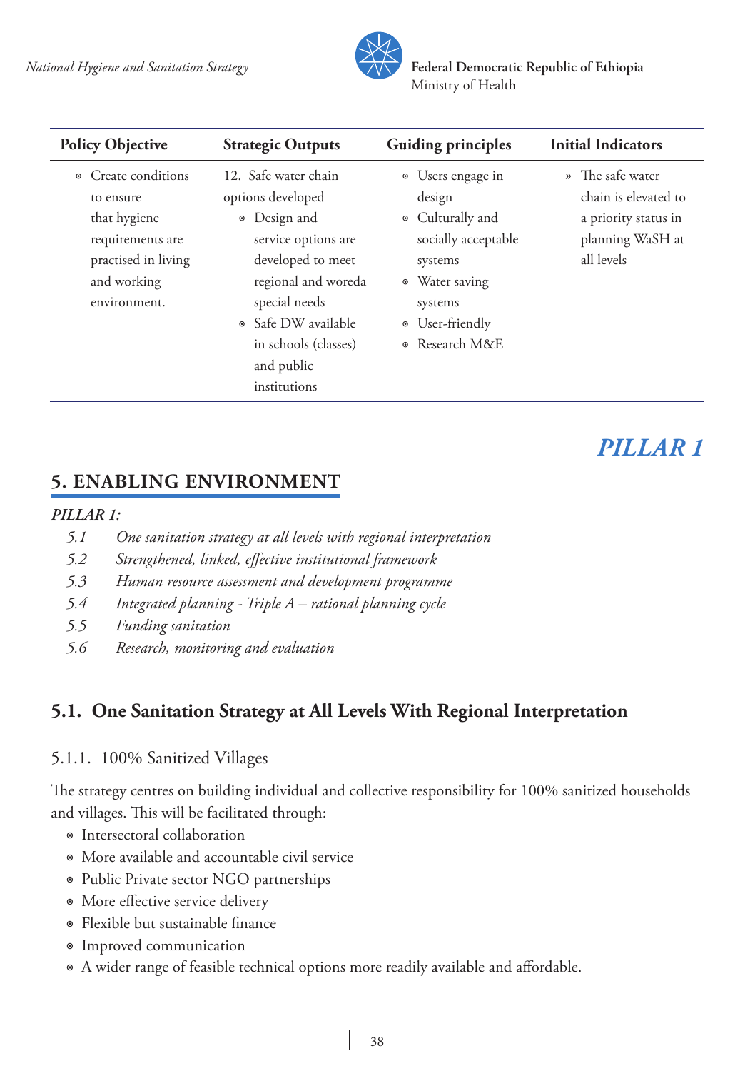| Policy Objective | Strategic Outputs | Guiding principles | Initial Indicators |
|---|---|---|---|
| ◉ Create conditions to ensure that hygiene requirements are practised in living and working environment. | 12. Safe water chain options developed<br>◉ Design and service options are developed to meet regional and woreda special needs<br>◉ Safe DW available in schools (classes) and public institutions | ◉ Users engage in design<br>◉ Culturally and socially acceptable systems<br>◉ Water saving systems<br>◉ User-friendly<br>◉ Research M&E | » The safe water chain is elevated to a priority status in planning WaSH at all levels |

***PILLAR 1***

# 5. ENABLING ENVIRONMENT

***PILLAR 1:***

*5.1 One sanitation strategy at all levels with regional interpretation*
*5.2 Strengthened, linked, effective institutional framework*
*5.3 Human resource assessment and development programme*
*5.4 Integrated planning - Triple A – rational planning cycle*
*5.5 Funding sanitation*
*5.6 Research, monitoring and evaluation*

## 5.1. One Sanitation Strategy at All Levels With Regional Interpretation

### 5.1.1. 100% Sanitized Villages

The strategy centres on building individual and collective responsibility for 100% sanitized households and villages. This will be facilitated through:

- Intersectoral collaboration
- More available and accountable civil service
- Public Private sector NGO partnerships
- More effective service delivery
- Flexible but sustainable finance
- Improved communication
- A wider range of feasible technical options more readily available and affordable.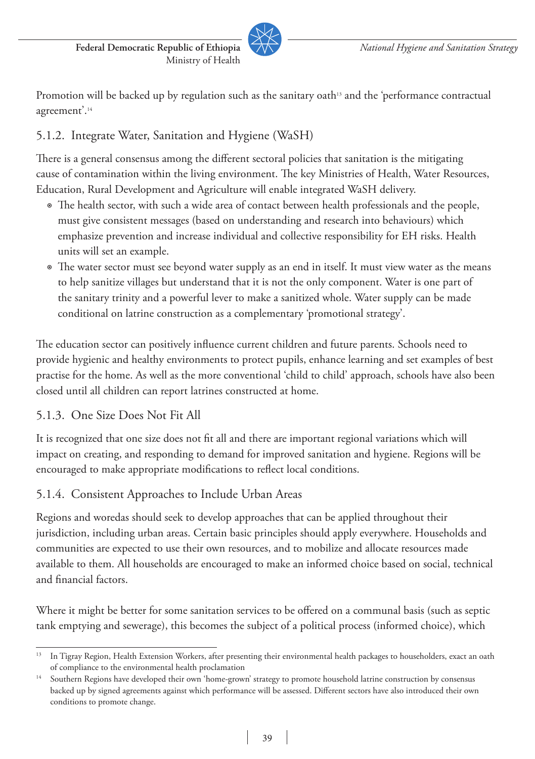Promotion will be backed up by regulation such as the sanitary oath[13] and the 'performance contractual agreement'.[14]

### 5.1.2. Integrate Water, Sanitation and Hygiene (WaSH)

There is a general consensus among the different sectoral policies that sanitation is the mitigating cause of contamination within the living environment. The key Ministries of Health, Water Resources, Education, Rural Development and Agriculture will enable integrated WaSH delivery.

- The health sector, with such a wide area of contact between health professionals and the people, must give consistent messages (based on understanding and research into behaviours) which emphasize prevention and increase individual and collective responsibility for EH risks. Health units will set an example.
- The water sector must see beyond water supply as an end in itself. It must view water as the means to help sanitize villages but understand that it is not the only component. Water is one part of the sanitary trinity and a powerful lever to make a sanitized whole. Water supply can be made conditional on latrine construction as a complementary 'promotional strategy'.

The education sector can positively influence current children and future parents. Schools need to provide hygienic and healthy environments to protect pupils, enhance learning and set examples of best practise for the home. As well as the more conventional 'child to child' approach, schools have also been closed until all children can report latrines constructed at home.

### 5.1.3. One Size Does Not Fit All

It is recognized that one size does not fit all and there are important regional variations which will impact on creating, and responding to demand for improved sanitation and hygiene. Regions will be encouraged to make appropriate modifications to reflect local conditions.

### 5.1.4. Consistent Approaches to Include Urban Areas

Regions and woredas should seek to develop approaches that can be applied throughout their jurisdiction, including urban areas. Certain basic principles should apply everywhere. Households and communities are expected to use their own resources, and to mobilize and allocate resources made available to them. All households are encouraged to make an informed choice based on social, technical and financial factors.

Where it might be better for some sanitation services to be offered on a communal basis (such as septic tank emptying and sewerage), this becomes the subject of a political process (informed choice), which

---

[13] In Tigray Region, Health Extension Workers, after presenting their environmental health packages to householders, exact an oath of compliance to the environmental health proclamation

[14] Southern Regions have developed their own 'home-grown' strategy to promote household latrine construction by consensus backed up by signed agreements against which performance will be assessed. Different sectors have also introduced their own conditions to promote change.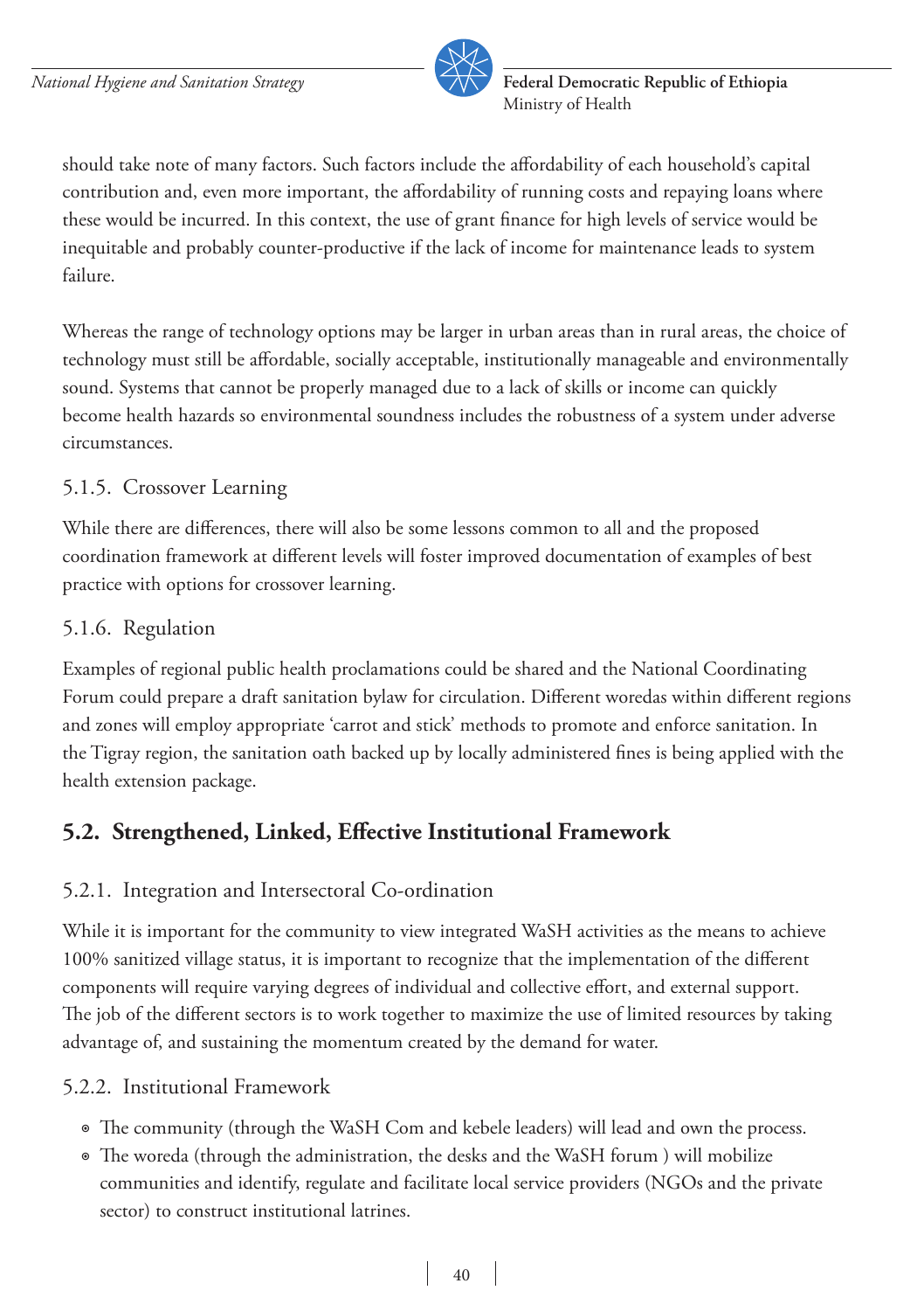should take note of many factors. Such factors include the affordability of each household's capital contribution and, even more important, the affordability of running costs and repaying loans where these would be incurred. In this context, the use of grant finance for high levels of service would be inequitable and probably counter-productive if the lack of income for maintenance leads to system failure.

Whereas the range of technology options may be larger in urban areas than in rural areas, the choice of technology must still be affordable, socially acceptable, institutionally manageable and environmentally sound. Systems that cannot be properly managed due to a lack of skills or income can quickly become health hazards so environmental soundness includes the robustness of a system under adverse circumstances.

### 5.1.5. Crossover Learning

While there are differences, there will also be some lessons common to all and the proposed coordination framework at different levels will foster improved documentation of examples of best practice with options for crossover learning.

### 5.1.6. Regulation

Examples of regional public health proclamations could be shared and the National Coordinating Forum could prepare a draft sanitation bylaw for circulation. Different woredas within different regions and zones will employ appropriate 'carrot and stick' methods to promote and enforce sanitation. In the Tigray region, the sanitation oath backed up by locally administered fines is being applied with the health extension package.

## 5.2. Strengthened, Linked, Effective Institutional Framework

### 5.2.1. Integration and Intersectoral Co-ordination

While it is important for the community to view integrated WaSH activities as the means to achieve 100% sanitized village status, it is important to recognize that the implementation of the different components will require varying degrees of individual and collective effort, and external support. The job of the different sectors is to work together to maximize the use of limited resources by taking advantage of, and sustaining the momentum created by the demand for water.

### 5.2.2. Institutional Framework

- The community (through the WaSH Com and kebele leaders) will lead and own the process.
- The woreda (through the administration, the desks and the WaSH forum ) will mobilize communities and identify, regulate and facilitate local service providers (NGOs and the private sector) to construct institutional latrines.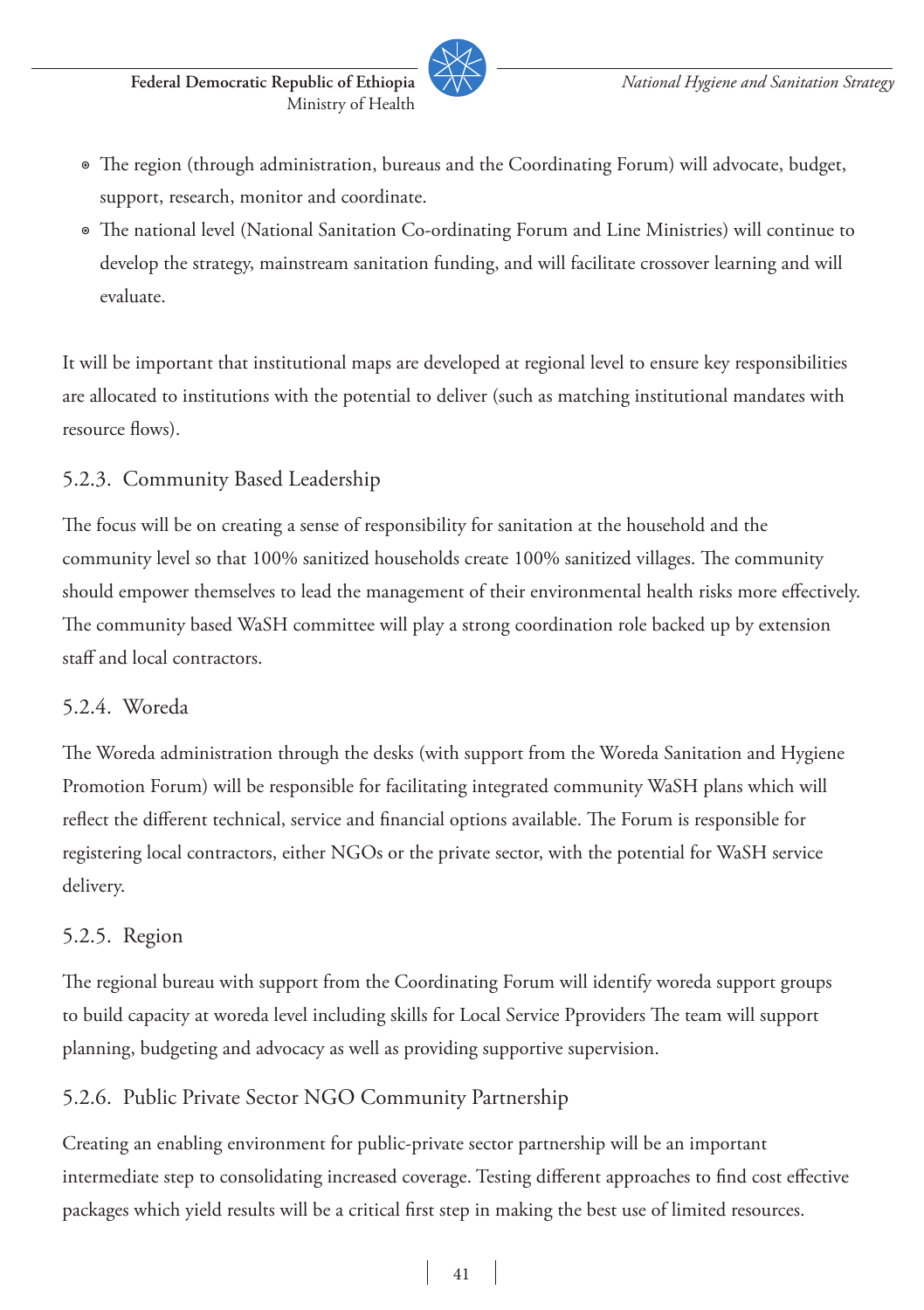- The region (through administration, bureaus and the Coordinating Forum) will advocate, budget, support, research, monitor and coordinate.
- The national level (National Sanitation Co-ordinating Forum and Line Ministries) will continue to develop the strategy, mainstream sanitation funding, and will facilitate crossover learning and will evaluate.

It will be important that institutional maps are developed at regional level to ensure key responsibilities are allocated to institutions with the potential to deliver (such as matching institutional mandates with resource flows).

### 5.2.3. Community Based Leadership

The focus will be on creating a sense of responsibility for sanitation at the household and the community level so that 100% sanitized households create 100% sanitized villages. The community should empower themselves to lead the management of their environmental health risks more effectively. The community based WaSH committee will play a strong coordination role backed up by extension staff and local contractors.

### 5.2.4. Woreda

The Woreda administration through the desks (with support from the Woreda Sanitation and Hygiene Promotion Forum) will be responsible for facilitating integrated community WaSH plans which will reflect the different technical, service and financial options available. The Forum is responsible for registering local contractors, either NGOs or the private sector, with the potential for WaSH service delivery.

### 5.2.5. Region

The regional bureau with support from the Coordinating Forum will identify woreda support groups to build capacity at woreda level including skills for Local Service Pproviders The team will support planning, budgeting and advocacy as well as providing supportive supervision.

### 5.2.6. Public Private Sector NGO Community Partnership

Creating an enabling environment for public-private sector partnership will be an important intermediate step to consolidating increased coverage. Testing different approaches to find cost effective packages which yield results will be a critical first step in making the best use of limited resources.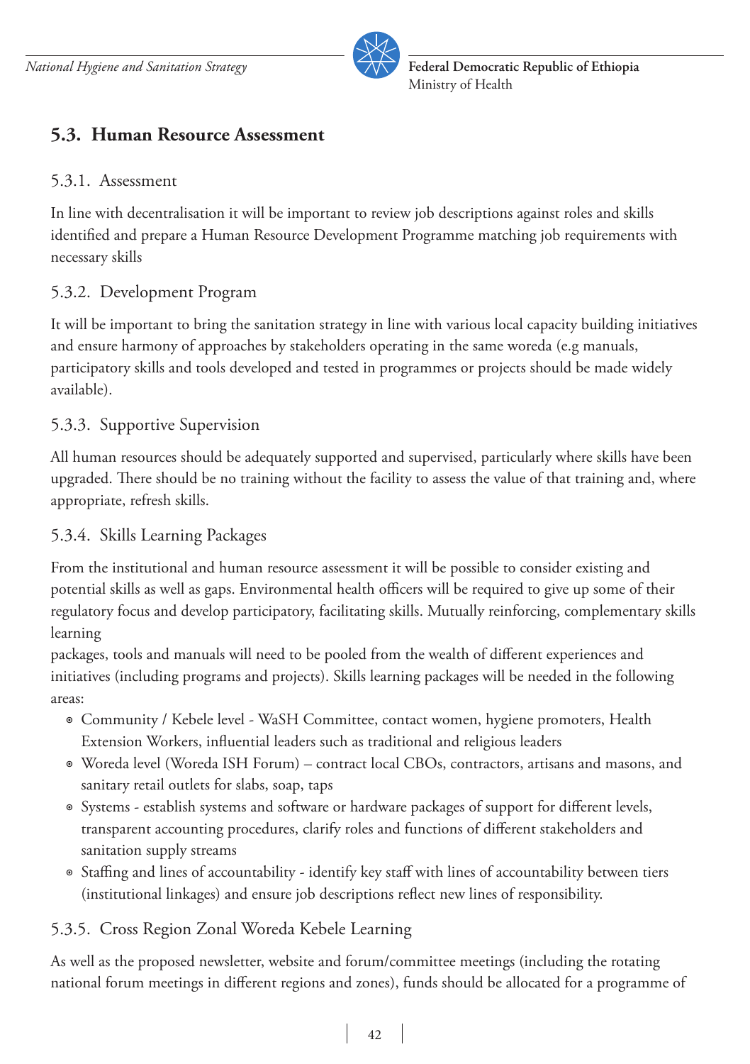## 5.3. Human Resource Assessment

### 5.3.1. Assessment

In line with decentralisation it will be important to review job descriptions against roles and skills identified and prepare a Human Resource Development Programme matching job requirements with necessary skills

### 5.3.2. Development Program

It will be important to bring the sanitation strategy in line with various local capacity building initiatives and ensure harmony of approaches by stakeholders operating in the same woreda (e.g manuals, participatory skills and tools developed and tested in programmes or projects should be made widely available).

### 5.3.3. Supportive Supervision

All human resources should be adequately supported and supervised, particularly where skills have been upgraded. There should be no training without the facility to assess the value of that training and, where appropriate, refresh skills.

### 5.3.4. Skills Learning Packages

From the institutional and human resource assessment it will be possible to consider existing and potential skills as well as gaps. Environmental health officers will be required to give up some of their regulatory focus and develop participatory, facilitating skills. Mutually reinforcing, complementary skills learning packages, tools and manuals will need to be pooled from the wealth of different experiences and initiatives (including programs and projects). Skills learning packages will be needed in the following areas:

- Community / Kebele level - WaSH Committee, contact women, hygiene promoters, Health Extension Workers, influential leaders such as traditional and religious leaders
- Woreda level (Woreda ISH Forum) – contract local CBOs, contractors, artisans and masons, and sanitary retail outlets for slabs, soap, taps
- Systems - establish systems and software or hardware packages of support for different levels, transparent accounting procedures, clarify roles and functions of different stakeholders and sanitation supply streams
- Staffing and lines of accountability - identify key staff with lines of accountability between tiers (institutional linkages) and ensure job descriptions reflect new lines of responsibility.

### 5.3.5. Cross Region Zonal Woreda Kebele Learning

As well as the proposed newsletter, website and forum/committee meetings (including the rotating national forum meetings in different regions and zones), funds should be allocated for a programme of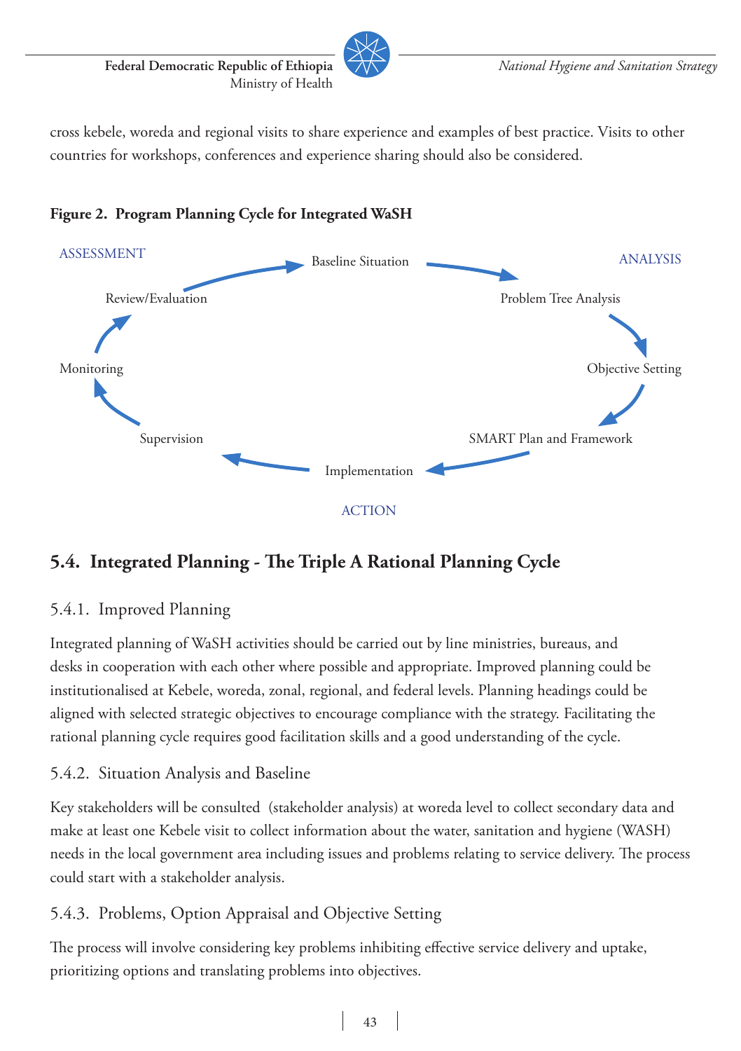cross kebele, woreda and regional visits to share experience and examples of best practice. Visits to other countries for workshops, conferences and experience sharing should also be considered.

**Figure 2. Program Planning Cycle for Integrated WaSH**

ASSESSMENT

Baseline Situation

ANALYSIS

Review/Evaluation

Problem Tree Analysis

Monitoring

Objective Setting

Supervision

SMART Plan and Framework

Implementation

ACTION

## 5.4. Integrated Planning - The Triple A Rational Planning Cycle

### 5.4.1. Improved Planning

Integrated planning of WaSH activities should be carried out by line ministries, bureaus, and desks in cooperation with each other where possible and appropriate. Improved planning could be institutionalised at Kebele, woreda, zonal, regional, and federal levels. Planning headings could be aligned with selected strategic objectives to encourage compliance with the strategy. Facilitating the rational planning cycle requires good facilitation skills and a good understanding of the cycle.

### 5.4.2. Situation Analysis and Baseline

Key stakeholders will be consulted (stakeholder analysis) at woreda level to collect secondary data and make at least one Kebele visit to collect information about the water, sanitation and hygiene (WASH) needs in the local government area including issues and problems relating to service delivery. The process could start with a stakeholder analysis.

### 5.4.3. Problems, Option Appraisal and Objective Setting

The process will involve considering key problems inhibiting effective service delivery and uptake, prioritizing options and translating problems into objectives.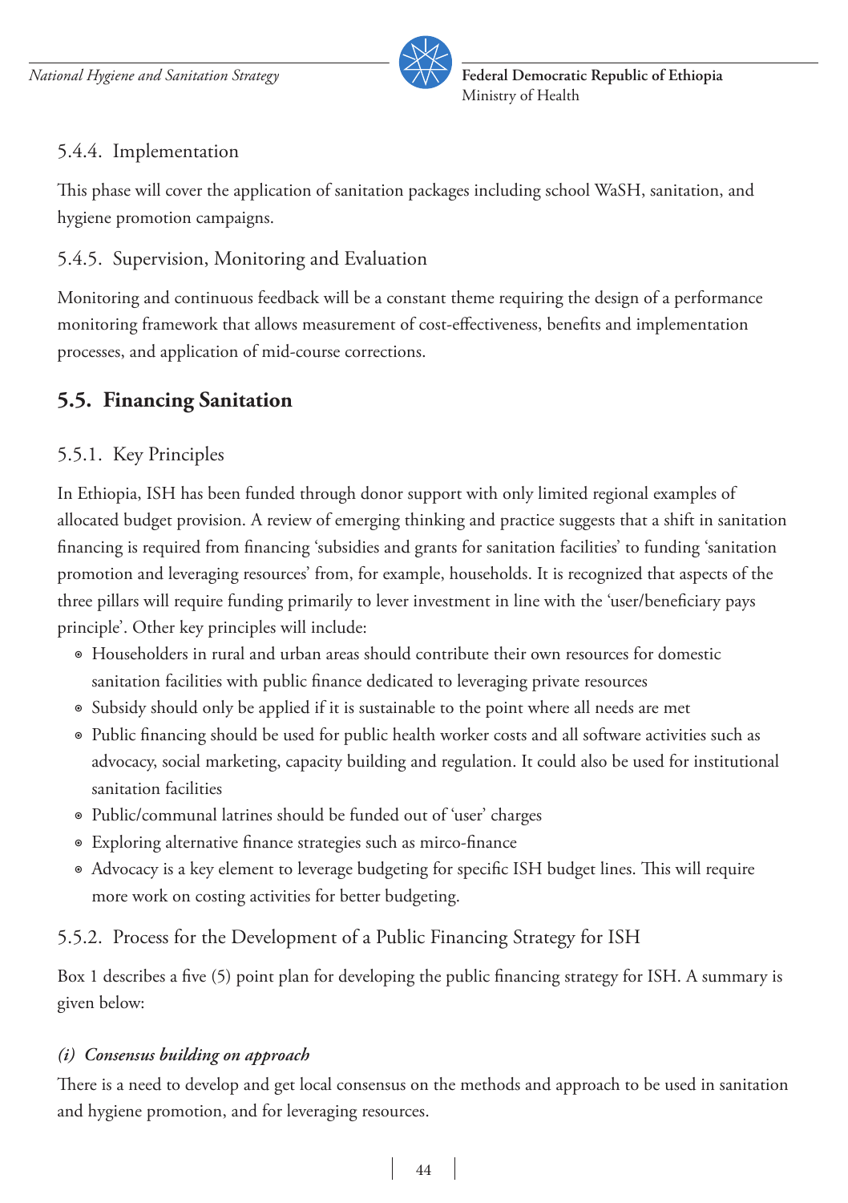### 5.4.4. Implementation

This phase will cover the application of sanitation packages including school WaSH, sanitation, and hygiene promotion campaigns.

### 5.4.5. Supervision, Monitoring and Evaluation

Monitoring and continuous feedback will be a constant theme requiring the design of a performance monitoring framework that allows measurement of cost-effectiveness, benefits and implementation processes, and application of mid-course corrections.

## 5.5. Financing Sanitation

### 5.5.1. Key Principles

In Ethiopia, ISH has been funded through donor support with only limited regional examples of allocated budget provision. A review of emerging thinking and practice suggests that a shift in sanitation financing is required from financing 'subsidies and grants for sanitation facilities' to funding 'sanitation promotion and leveraging resources' from, for example, households. It is recognized that aspects of the three pillars will require funding primarily to lever investment in line with the 'user/beneficiary pays principle'. Other key principles will include:

- Householders in rural and urban areas should contribute their own resources for domestic sanitation facilities with public finance dedicated to leveraging private resources
- Subsidy should only be applied if it is sustainable to the point where all needs are met
- Public financing should be used for public health worker costs and all software activities such as advocacy, social marketing, capacity building and regulation. It could also be used for institutional sanitation facilities
- Public/communal latrines should be funded out of 'user' charges
- Exploring alternative finance strategies such as mirco-finance
- Advocacy is a key element to leverage budgeting for specific ISH budget lines. This will require more work on costing activities for better budgeting.

### 5.5.2. Process for the Development of a Public Financing Strategy for ISH

Box 1 describes a five (5) point plan for developing the public financing strategy for ISH. A summary is given below:

***(i) Consensus building on approach***

There is a need to develop and get local consensus on the methods and approach to be used in sanitation and hygiene promotion, and for leveraging resources.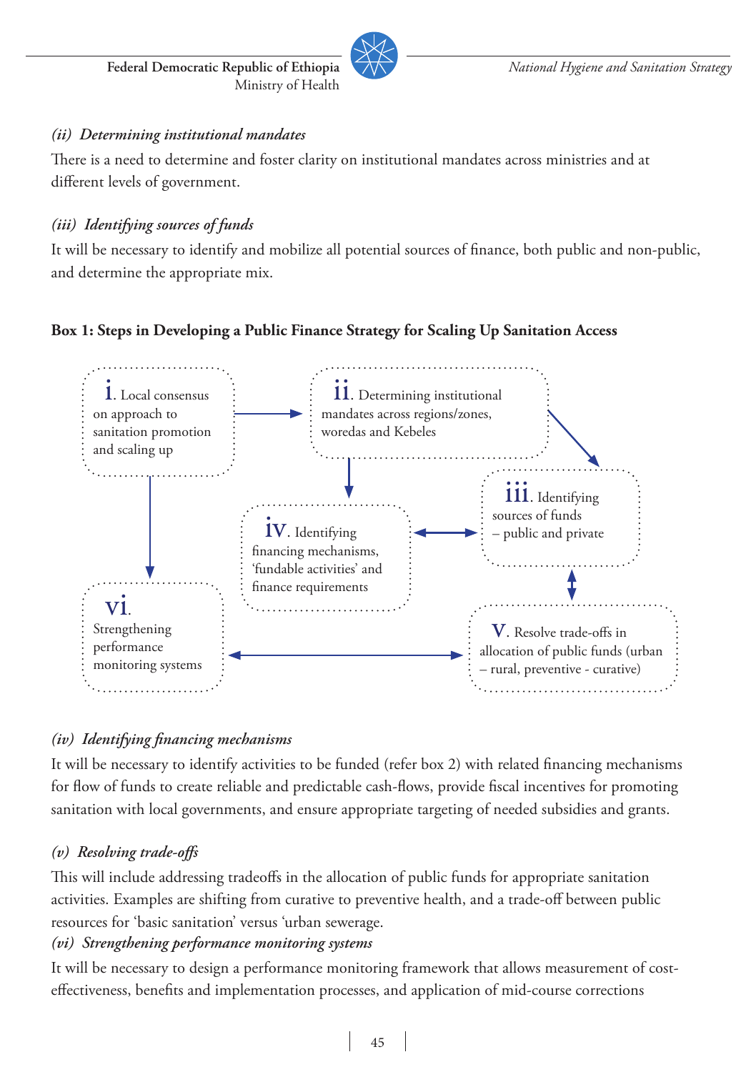*(ii) Determining institutional mandates*

There is a need to determine and foster clarity on institutional mandates across ministries and at different levels of government.

*(iii) Identifying sources of funds*

It will be necessary to identify and mobilize all potential sources of finance, both public and non-public, and determine the appropriate mix.

**Box 1: Steps in Developing a Public Finance Strategy for Scaling Up Sanitation Access**

i. Local consensus on approach to sanitation promotion and scaling up

ii. Determining institutional mandates across regions/zones, woredas and Kebeles

iii. Identifying sources of funds – public and private

iv. Identifying financing mechanisms, 'fundable activities' and finance requirements

v. Resolve trade-offs in allocation of public funds (urban – rural, preventive - curative)

vi. Strengthening performance monitoring systems

*(iv) Identifying financing mechanisms*

It will be necessary to identify activities to be funded (refer box 2) with related financing mechanisms for flow of funds to create reliable and predictable cash-flows, provide fiscal incentives for promoting sanitation with local governments, and ensure appropriate targeting of needed subsidies and grants.

*(v) Resolving trade-offs*

This will include addressing tradeoffs in the allocation of public funds for appropriate sanitation activities. Examples are shifting from curative to preventive health, and a trade-off between public resources for 'basic sanitation' versus 'urban sewerage.

*(vi) Strengthening performance monitoring systems*

It will be necessary to design a performance monitoring framework that allows measurement of cost-effectiveness, benefits and implementation processes, and application of mid-course corrections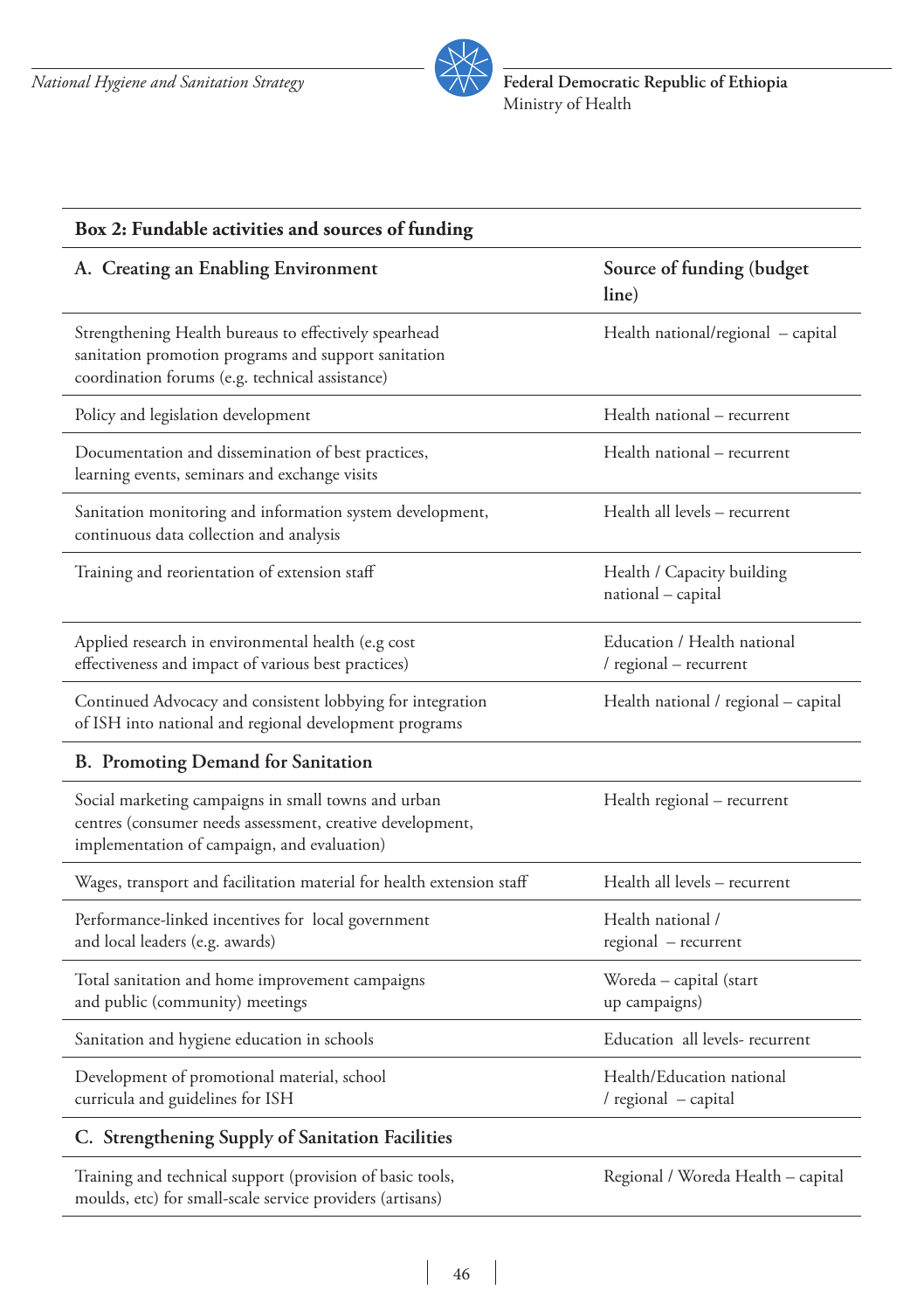**Box 2: Fundable activities and sources of funding**

| A. Creating an Enabling Environment | Source of funding (budget line) |
|---|---|
| Strengthening Health bureaus to effectively spearhead sanitation promotion programs and support sanitation coordination forums (e.g. technical assistance) | Health national/regional – capital |
| Policy and legislation development | Health national – recurrent |
| Documentation and dissemination of best practices, learning events, seminars and exchange visits | Health national – recurrent |
| Sanitation monitoring and information system development, continuous data collection and analysis | Health all levels – recurrent |
| Training and reorientation of extension staff | Health / Capacity building national – capital |
| Applied research in environmental health (e.g cost effectiveness and impact of various best practices) | Education / Health national / regional – recurrent |
| Continued Advocacy and consistent lobbying for integration of ISH into national and regional development programs | Health national / regional – capital |
| **B. Promoting Demand for Sanitation** | |
| Social marketing campaigns in small towns and urban centres (consumer needs assessment, creative development, implementation of campaign, and evaluation) | Health regional – recurrent |
| Wages, transport and facilitation material for health extension staff | Health all levels – recurrent |
| Performance-linked incentives for local government and local leaders (e.g. awards) | Health national / regional – recurrent |
| Total sanitation and home improvement campaigns and public (community) meetings | Woreda – capital (start up campaigns) |
| Sanitation and hygiene education in schools | Education all levels- recurrent |
| Development of promotional material, school curricula and guidelines for ISH | Health/Education national / regional – capital |
| **C. Strengthening Supply of Sanitation Facilities** | |
| Training and technical support (provision of basic tools, moulds, etc) for small-scale service providers (artisans) | Regional / Woreda Health – capital |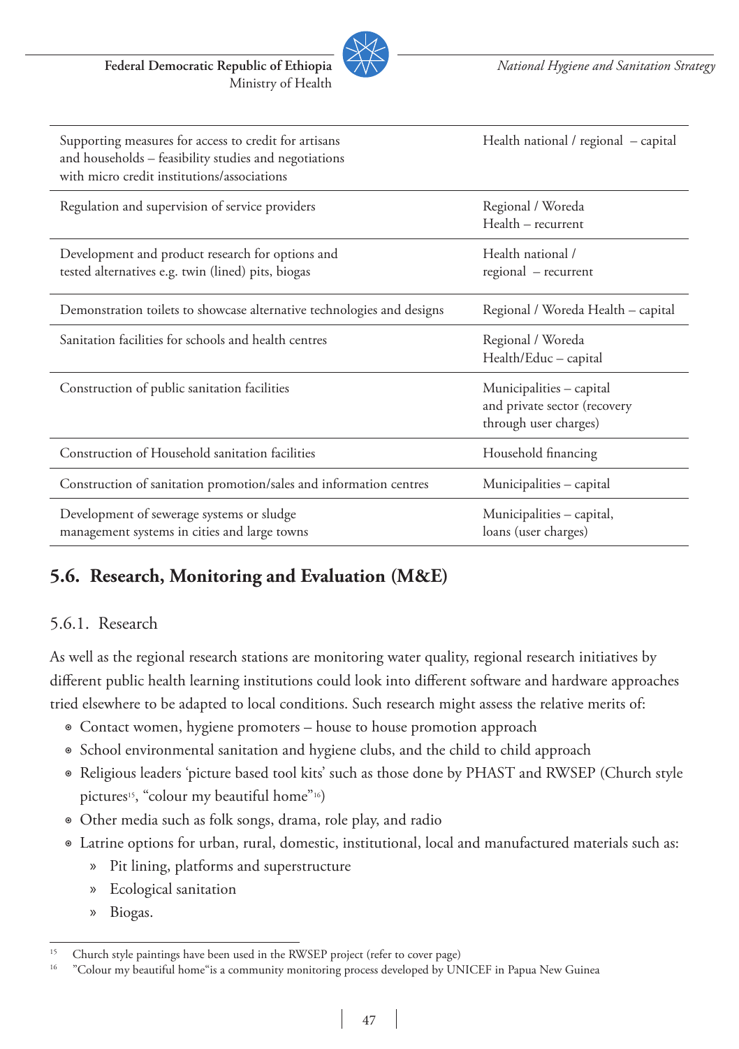| | |
|---|---|
| Supporting measures for access to credit for artisans and households – feasibility studies and negotiations with micro credit institutions/associations | Health national / regional – capital |
| Regulation and supervision of service providers | Regional / Woreda Health – recurrent |
| Development and product research for options and tested alternatives e.g. twin (lined) pits, biogas | Health national / regional – recurrent |
| Demonstration toilets to showcase alternative technologies and designs | Regional / Woreda Health – capital |
| Sanitation facilities for schools and health centres | Regional / Woreda Health/Educ – capital |
| Construction of public sanitation facilities | Municipalities – capital and private sector (recovery through user charges) |
| Construction of Household sanitation facilities | Household financing |
| Construction of sanitation promotion/sales and information centres | Municipalities – capital |
| Development of sewerage systems or sludge management systems in cities and large towns | Municipalities – capital, loans (user charges) |

## 5.6. Research, Monitoring and Evaluation (M&E)

### 5.6.1. Research

As well as the regional research stations are monitoring water quality, regional research initiatives by different public health learning institutions could look into different software and hardware approaches tried elsewhere to be adapted to local conditions. Such research might assess the relative merits of:

- Contact women, hygiene promoters – house to house promotion approach
- School environmental sanitation and hygiene clubs, and the child to child approach
- Religious leaders 'picture based tool kits' such as those done by PHAST and RWSEP (Church style pictures[15], "colour my beautiful home"[16])
- Other media such as folk songs, drama, role play, and radio
- Latrine options for urban, rural, domestic, institutional, local and manufactured materials such as:
  - Pit lining, platforms and superstructure
  - Ecological sanitation
  - Biogas.

---

[15] Church style paintings have been used in the RWSEP project (refer to cover page)

[16] "Colour my beautiful home"is a community monitoring process developed by UNICEF in Papua New Guinea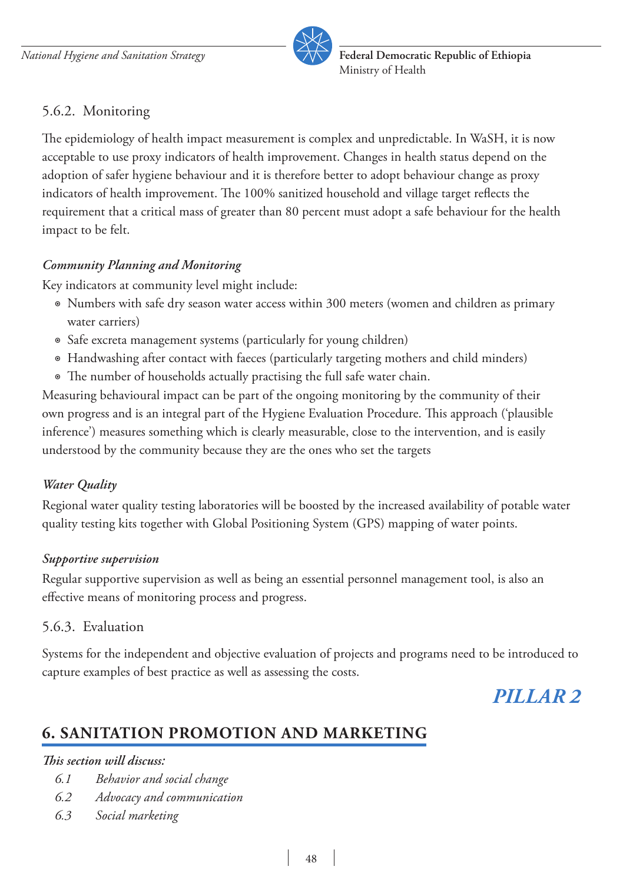### 5.6.2. Monitoring

The epidemiology of health impact measurement is complex and unpredictable. In WaSH, it is now acceptable to use proxy indicators of health improvement. Changes in health status depend on the adoption of safer hygiene behaviour and it is therefore better to adopt behaviour change as proxy indicators of health improvement. The 100% sanitized household and village target reflects the requirement that a critical mass of greater than 80 percent must adopt a safe behaviour for the health impact to be felt.

*Community Planning and Monitoring*

Key indicators at community level might include:

- Numbers with safe dry season water access within 300 meters (women and children as primary water carriers)
- Safe excreta management systems (particularly for young children)
- Handwashing after contact with faeces (particularly targeting mothers and child minders)
- The number of households actually practising the full safe water chain.

Measuring behavioural impact can be part of the ongoing monitoring by the community of their own progress and is an integral part of the Hygiene Evaluation Procedure. This approach ('plausible inference') measures something which is clearly measurable, close to the intervention, and is easily understood by the community because they are the ones who set the targets

*Water Quality*

Regional water quality testing laboratories will be boosted by the increased availability of potable water quality testing kits together with Global Positioning System (GPS) mapping of water points.

*Supportive supervision*

Regular supportive supervision as well as being an essential personnel management tool, is also an effective means of monitoring process and progress.

### 5.6.3. Evaluation

Systems for the independent and objective evaluation of projects and programs need to be introduced to capture examples of best practice as well as assessing the costs.

***PILLAR 2***

## 6. SANITATION PROMOTION AND MARKETING

***This section will discuss:***

*6.1 Behavior and social change*

*6.2 Advocacy and communication*

*6.3 Social marketing*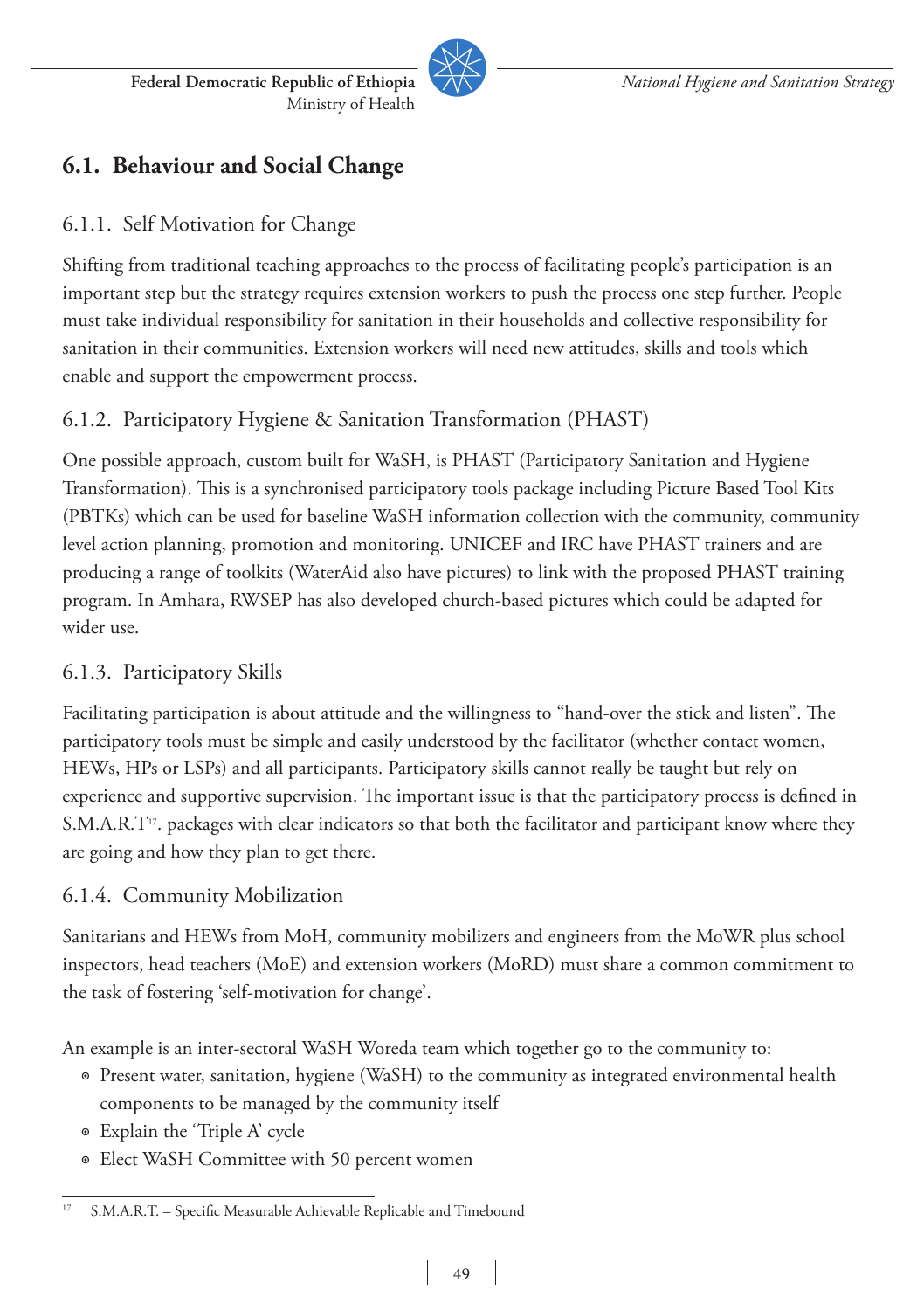## 6.1. Behaviour and Social Change

### 6.1.1. Self Motivation for Change

Shifting from traditional teaching approaches to the process of facilitating people's participation is an important step but the strategy requires extension workers to push the process one step further. People must take individual responsibility for sanitation in their households and collective responsibility for sanitation in their communities. Extension workers will need new attitudes, skills and tools which enable and support the empowerment process.

### 6.1.2. Participatory Hygiene & Sanitation Transformation (PHAST)

One possible approach, custom built for WaSH, is PHAST (Participatory Sanitation and Hygiene Transformation). This is a synchronised participatory tools package including Picture Based Tool Kits (PBTKs) which can be used for baseline WaSH information collection with the community, community level action planning, promotion and monitoring. UNICEF and IRC have PHAST trainers and are producing a range of toolkits (WaterAid also have pictures) to link with the proposed PHAST training program. In Amhara, RWSEP has also developed church-based pictures which could be adapted for wider use.

### 6.1.3. Participatory Skills

Facilitating participation is about attitude and the willingness to "hand-over the stick and listen". The participatory tools must be simple and easily understood by the facilitator (whether contact women, HEWs, HPs or LSPs) and all participants. Participatory skills cannot really be taught but rely on experience and supportive supervision. The important issue is that the participatory process is defined in S.M.A.R.T[17]. packages with clear indicators so that both the facilitator and participant know where they are going and how they plan to get there.

### 6.1.4. Community Mobilization

Sanitarians and HEWs from MoH, community mobilizers and engineers from the MoWR plus school inspectors, head teachers (MoE) and extension workers (MoRD) must share a common commitment to the task of fostering 'self-motivation for change'.

An example is an inter-sectoral WaSH Woreda team which together go to the community to:

- Present water, sanitation, hygiene (WaSH) to the community as integrated environmental health components to be managed by the community itself
- Explain the 'Triple A' cycle
- Elect WaSH Committee with 50 percent women

---

[17] S.M.A.R.T. – Specific Measurable Achievable Replicable and Timebound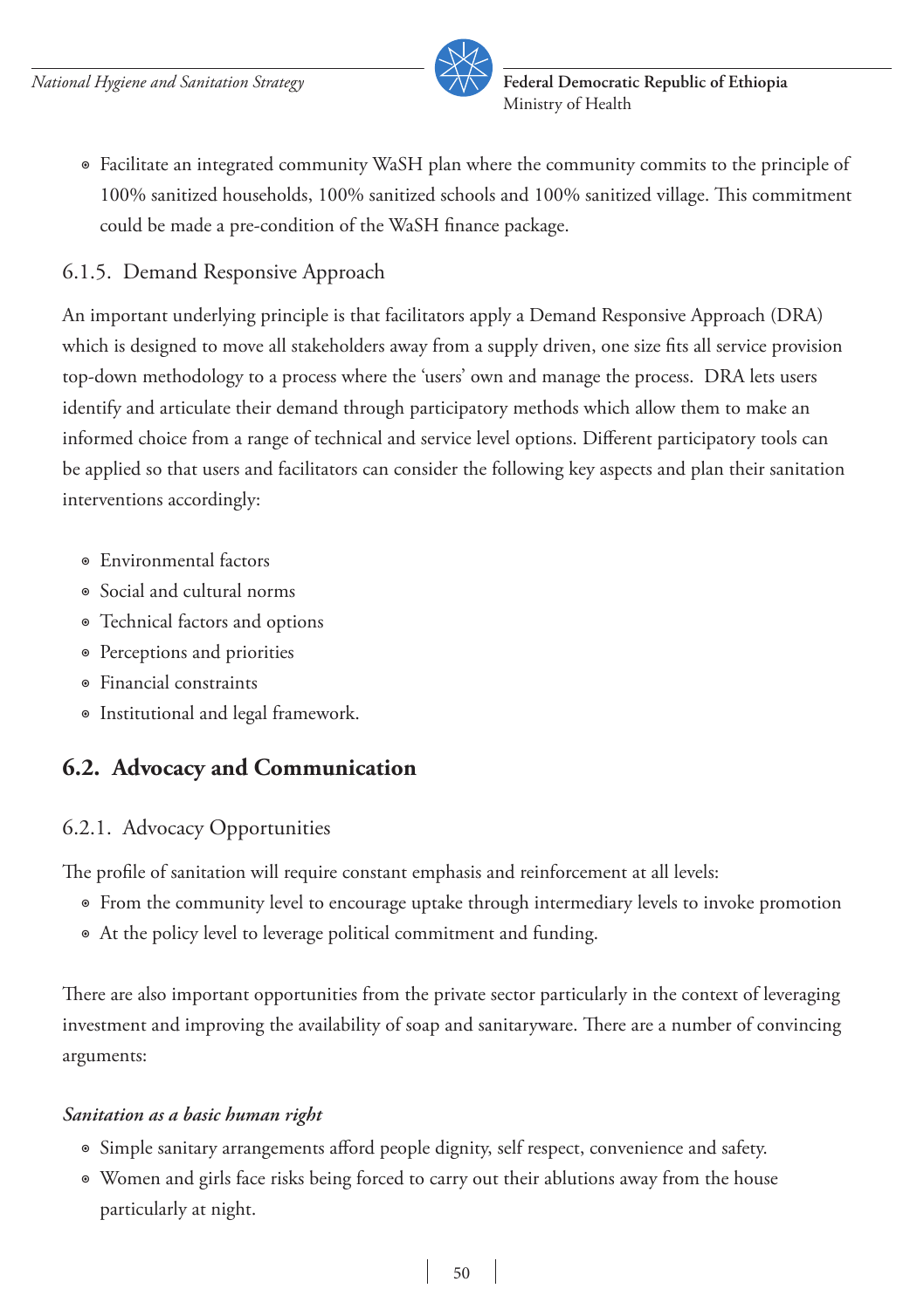- Facilitate an integrated community WaSH plan where the community commits to the principle of 100% sanitized households, 100% sanitized schools and 100% sanitized village. This commitment could be made a pre-condition of the WaSH finance package.

### 6.1.5. Demand Responsive Approach

An important underlying principle is that facilitators apply a Demand Responsive Approach (DRA) which is designed to move all stakeholders away from a supply driven, one size fits all service provision top-down methodology to a process where the 'users' own and manage the process. DRA lets users identify and articulate their demand through participatory methods which allow them to make an informed choice from a range of technical and service level options. Different participatory tools can be applied so that users and facilitators can consider the following key aspects and plan their sanitation interventions accordingly:

- Environmental factors
- Social and cultural norms
- Technical factors and options
- Perceptions and priorities
- Financial constraints
- Institutional and legal framework.

## 6.2. Advocacy and Communication

### 6.2.1. Advocacy Opportunities

The profile of sanitation will require constant emphasis and reinforcement at all levels:

- From the community level to encourage uptake through intermediary levels to invoke promotion
- At the policy level to leverage political commitment and funding.

There are also important opportunities from the private sector particularly in the context of leveraging investment and improving the availability of soap and sanitaryware. There are a number of convincing arguments:

***Sanitation as a basic human right***

- Simple sanitary arrangements afford people dignity, self respect, convenience and safety.
- Women and girls face risks being forced to carry out their ablutions away from the house particularly at night.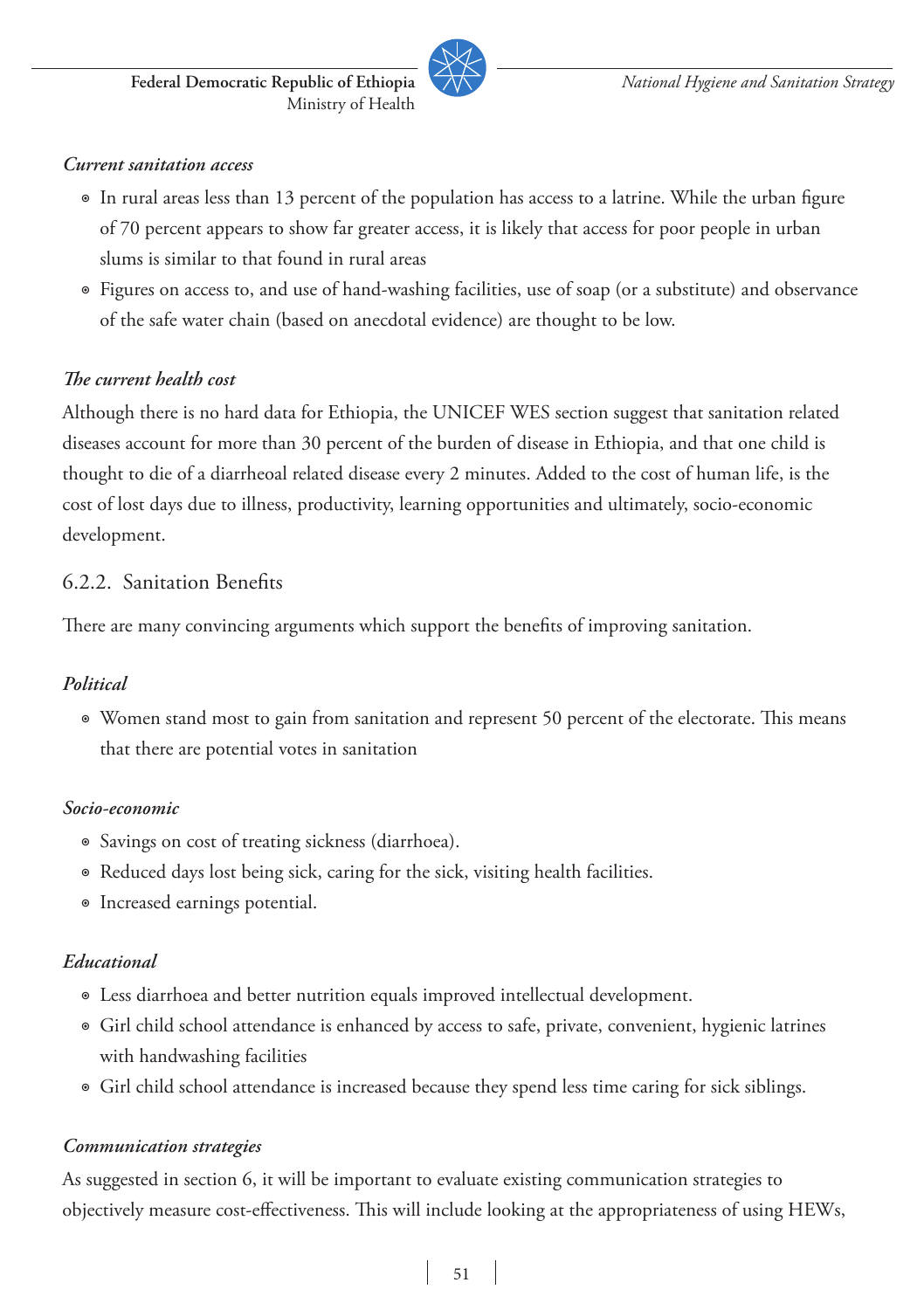*Current sanitation access*

- In rural areas less than 13 percent of the population has access to a latrine. While the urban figure of 70 percent appears to show far greater access, it is likely that access for poor people in urban slums is similar to that found in rural areas
- Figures on access to, and use of hand-washing facilities, use of soap (or a substitute) and observance of the safe water chain (based on anecdotal evidence) are thought to be low.

*The current health cost*

Although there is no hard data for Ethiopia, the UNICEF WES section suggest that sanitation related diseases account for more than 30 percent of the burden of disease in Ethiopia, and that one child is thought to die of a diarrheoal related disease every 2 minutes. Added to the cost of human life, is the cost of lost days due to illness, productivity, learning opportunities and ultimately, socio-economic development.

### 6.2.2. Sanitation Benefits

There are many convincing arguments which support the benefits of improving sanitation.

*Political*

- Women stand most to gain from sanitation and represent 50 percent of the electorate. This means that there are potential votes in sanitation

*Socio-economic*

- Savings on cost of treating sickness (diarrhoea).
- Reduced days lost being sick, caring for the sick, visiting health facilities.
- Increased earnings potential.

*Educational*

- Less diarrhoea and better nutrition equals improved intellectual development.
- Girl child school attendance is enhanced by access to safe, private, convenient, hygienic latrines with handwashing facilities
- Girl child school attendance is increased because they spend less time caring for sick siblings.

*Communication strategies*

As suggested in section 6, it will be important to evaluate existing communication strategies to objectively measure cost-effectiveness. This will include looking at the appropriateness of using HEWs,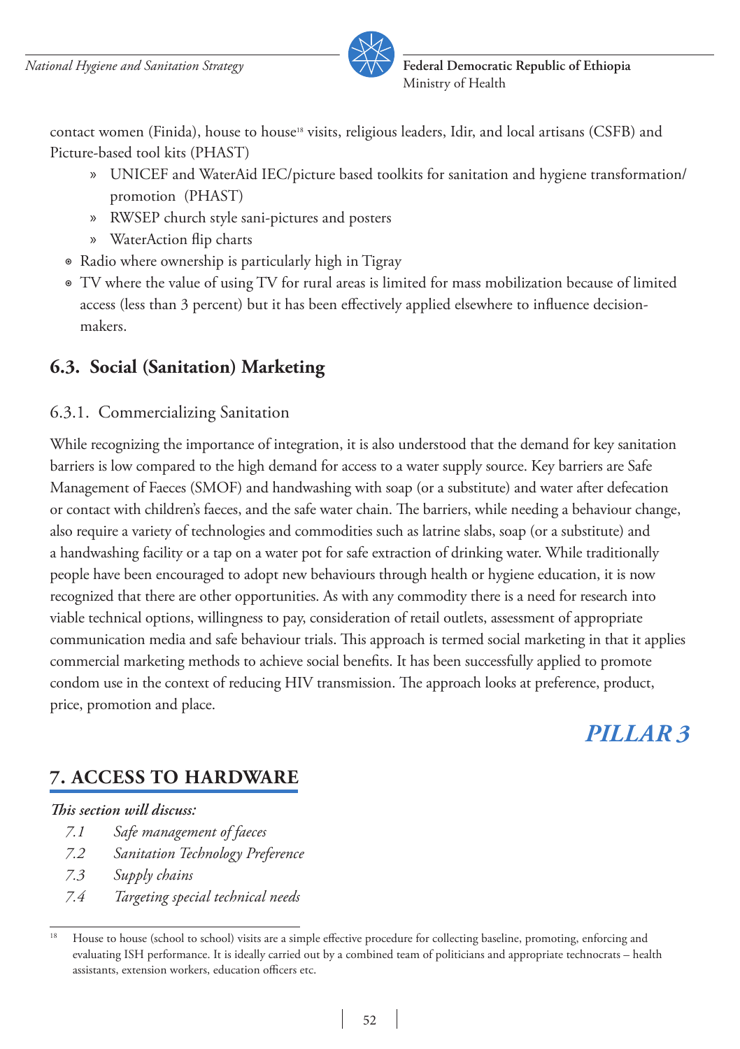contact women (Finida), house to house[18] visits, religious leaders, Idir, and local artisans (CSFB) and Picture-based tool kits (PHAST)

  - » UNICEF and WaterAid IEC/picture based toolkits for sanitation and hygiene transformation/ promotion (PHAST)
  - » RWSEP church style sani-pictures and posters
  - » WaterAction flip charts
- Radio where ownership is particularly high in Tigray
- TV where the value of using TV for rural areas is limited for mass mobilization because of limited access (less than 3 percent) but it has been effectively applied elsewhere to influence decision-makers.

## 6.3. Social (Sanitation) Marketing

### 6.3.1. Commercializing Sanitation

While recognizing the importance of integration, it is also understood that the demand for key sanitation barriers is low compared to the high demand for access to a water supply source. Key barriers are Safe Management of Faeces (SMOF) and handwashing with soap (or a substitute) and water after defecation or contact with children's faeces, and the safe water chain. The barriers, while needing a behaviour change, also require a variety of technologies and commodities such as latrine slabs, soap (or a substitute) and a handwashing facility or a tap on a water pot for safe extraction of drinking water. While traditionally people have been encouraged to adopt new behaviours through health or hygiene education, it is now recognized that there are other opportunities. As with any commodity there is a need for research into viable technical options, willingness to pay, consideration of retail outlets, assessment of appropriate communication media and safe behaviour trials. This approach is termed social marketing in that it applies commercial marketing methods to achieve social benefits. It has been successfully applied to promote condom use in the context of reducing HIV transmission. The approach looks at preference, product, price, promotion and place.

***PILLAR 3***

## 7. ACCESS TO HARDWARE

***This section will discuss:***

*7.1 Safe management of faeces*
*7.2 Sanitation Technology Preference*
*7.3 Supply chains*
*7.4 Targeting special technical needs*

---

[18] House to house (school to school) visits are a simple effective procedure for collecting baseline, promoting, enforcing and evaluating ISH performance. It is ideally carried out by a combined team of politicians and appropriate technocrats – health assistants, extension workers, education officers etc.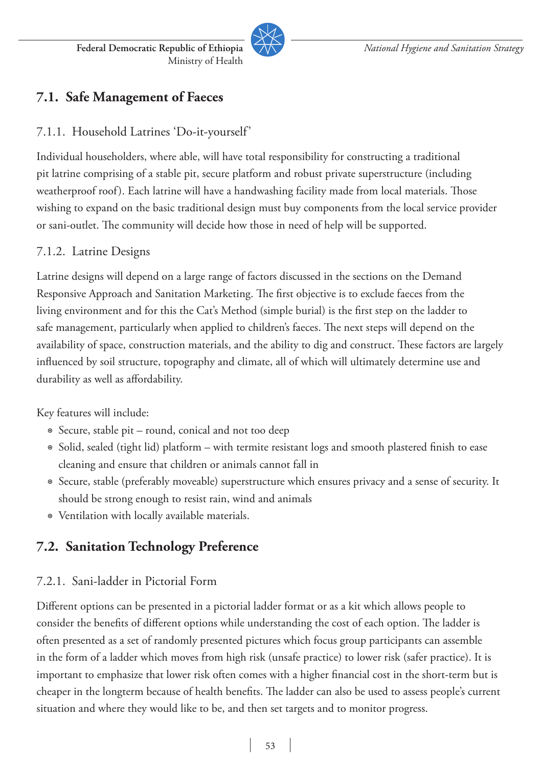## 7.1. Safe Management of Faeces

### 7.1.1. Household Latrines 'Do-it-yourself'

Individual householders, where able, will have total responsibility for constructing a traditional pit latrine comprising of a stable pit, secure platform and robust private superstructure (including weatherproof roof). Each latrine will have a handwashing facility made from local materials. Those wishing to expand on the basic traditional design must buy components from the local service provider or sani-outlet. The community will decide how those in need of help will be supported.

### 7.1.2. Latrine Designs

Latrine designs will depend on a large range of factors discussed in the sections on the Demand Responsive Approach and Sanitation Marketing. The first objective is to exclude faeces from the living environment and for this the Cat's Method (simple burial) is the first step on the ladder to safe management, particularly when applied to children's faeces. The next steps will depend on the availability of space, construction materials, and the ability to dig and construct. These factors are largely influenced by soil structure, topography and climate, all of which will ultimately determine use and durability as well as affordability.

Key features will include:

- Secure, stable pit – round, conical and not too deep
- Solid, sealed (tight lid) platform – with termite resistant logs and smooth plastered finish to ease cleaning and ensure that children or animals cannot fall in
- Secure, stable (preferably moveable) superstructure which ensures privacy and a sense of security. It should be strong enough to resist rain, wind and animals
- Ventilation with locally available materials.

## 7.2. Sanitation Technology Preference

### 7.2.1. Sani-ladder in Pictorial Form

Different options can be presented in a pictorial ladder format or as a kit which allows people to consider the benefits of different options while understanding the cost of each option. The ladder is often presented as a set of randomly presented pictures which focus group participants can assemble in the form of a ladder which moves from high risk (unsafe practice) to lower risk (safer practice). It is important to emphasize that lower risk often comes with a higher financial cost in the short-term but is cheaper in the longterm because of health benefits. The ladder can also be used to assess people's current situation and where they would like to be, and then set targets and to monitor progress.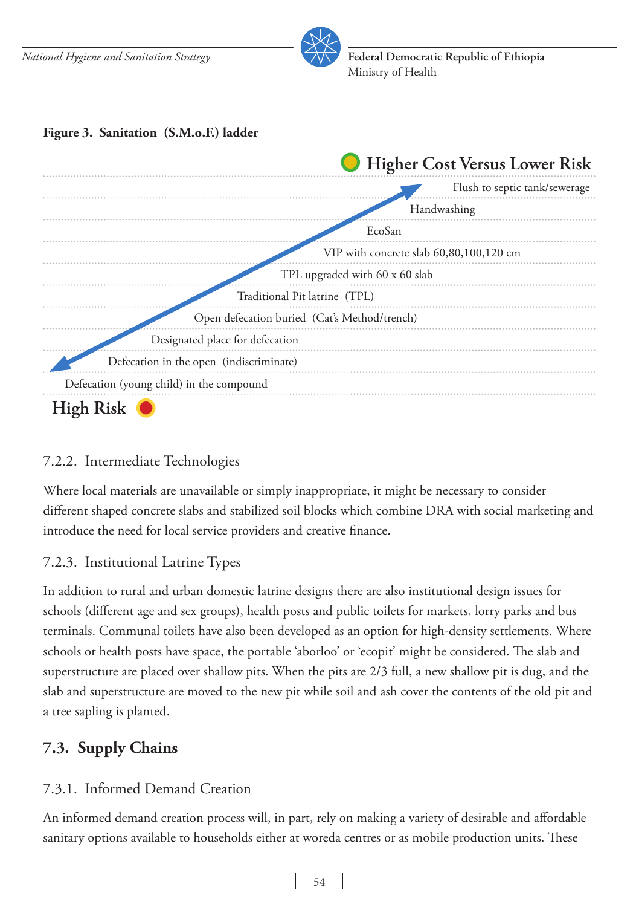**Figure 3. Sanitation (S.M.o.F.) ladder**

Higher Cost Versus Lower Risk

- Flush to septic tank/sewerage
- Handwashing
- EcoSan
- VIP with concrete slab 60,80,100,120 cm
- TPL upgraded with 60 x 60 slab
- Traditional Pit latrine (TPL)
- Open defecation buried (Cat's Method/trench)
- Designated place for defecation
- Defecation in the open (indiscriminate)
- Defecation (young child) in the compound

High Risk

### 7.2.2. Intermediate Technologies

Where local materials are unavailable or simply inappropriate, it might be necessary to consider different shaped concrete slabs and stabilized soil blocks which combine DRA with social marketing and introduce the need for local service providers and creative finance.

### 7.2.3. Institutional Latrine Types

In addition to rural and urban domestic latrine designs there are also institutional design issues for schools (different age and sex groups), health posts and public toilets for markets, lorry parks and bus terminals. Communal toilets have also been developed as an option for high-density settlements. Where schools or health posts have space, the portable 'aborloo' or 'ecopit' might be considered. The slab and superstructure are placed over shallow pits. When the pits are 2/3 full, a new shallow pit is dug, and the slab and superstructure are moved to the new pit while soil and ash cover the contents of the old pit and a tree sapling is planted.

## 7.3. Supply Chains

### 7.3.1. Informed Demand Creation

An informed demand creation process will, in part, rely on making a variety of desirable and affordable sanitary options available to households either at woreda centres or as mobile production units. These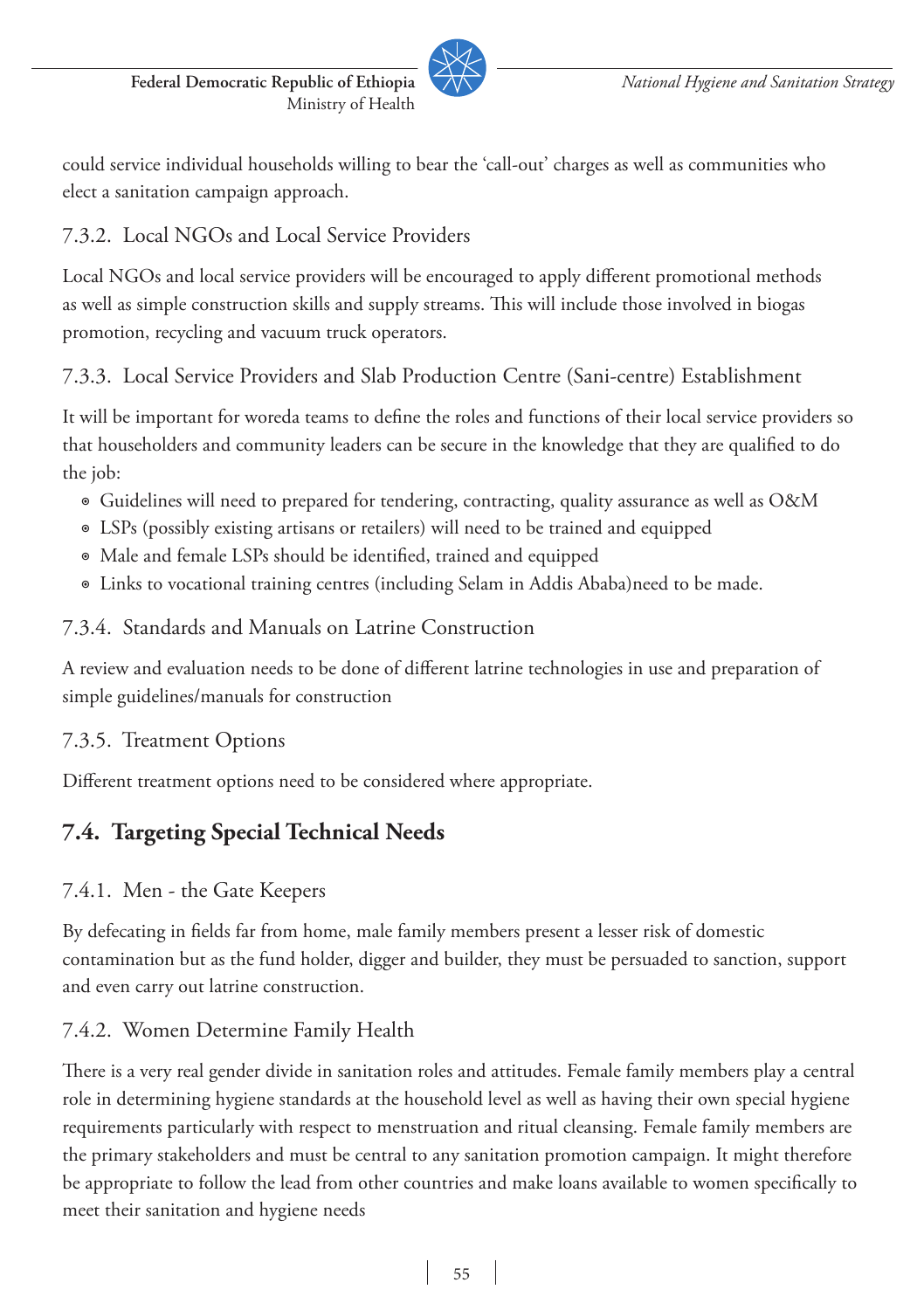could service individual households willing to bear the 'call-out' charges as well as communities who elect a sanitation campaign approach.

### 7.3.2. Local NGOs and Local Service Providers

Local NGOs and local service providers will be encouraged to apply different promotional methods as well as simple construction skills and supply streams. This will include those involved in biogas promotion, recycling and vacuum truck operators.

### 7.3.3. Local Service Providers and Slab Production Centre (Sani-centre) Establishment

It will be important for woreda teams to define the roles and functions of their local service providers so that householders and community leaders can be secure in the knowledge that they are qualified to do the job:

- Guidelines will need to prepared for tendering, contracting, quality assurance as well as O&M
- LSPs (possibly existing artisans or retailers) will need to be trained and equipped
- Male and female LSPs should be identified, trained and equipped
- Links to vocational training centres (including Selam in Addis Ababa)need to be made.

### 7.3.4. Standards and Manuals on Latrine Construction

A review and evaluation needs to be done of different latrine technologies in use and preparation of simple guidelines/manuals for construction

### 7.3.5. Treatment Options

Different treatment options need to be considered where appropriate.

## 7.4. Targeting Special Technical Needs

### 7.4.1. Men - the Gate Keepers

By defecating in fields far from home, male family members present a lesser risk of domestic contamination but as the fund holder, digger and builder, they must be persuaded to sanction, support and even carry out latrine construction.

### 7.4.2. Women Determine Family Health

There is a very real gender divide in sanitation roles and attitudes. Female family members play a central role in determining hygiene standards at the household level as well as having their own special hygiene requirements particularly with respect to menstruation and ritual cleansing. Female family members are the primary stakeholders and must be central to any sanitation promotion campaign. It might therefore be appropriate to follow the lead from other countries and make loans available to women specifically to meet their sanitation and hygiene needs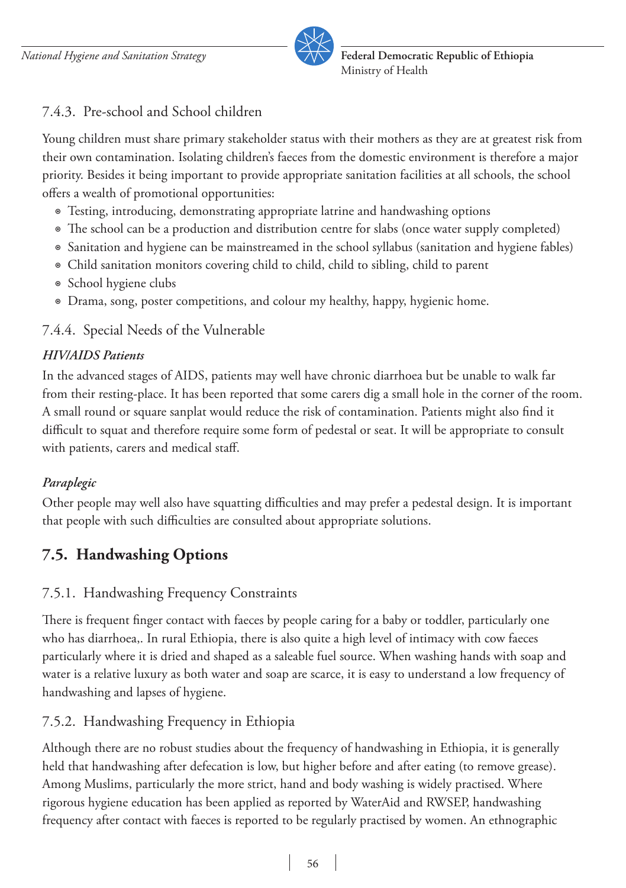### 7.4.3. Pre-school and School children

Young children must share primary stakeholder status with their mothers as they are at greatest risk from their own contamination. Isolating children's faeces from the domestic environment is therefore a major priority. Besides it being important to provide appropriate sanitation facilities at all schools, the school offers a wealth of promotional opportunities:

- Testing, introducing, demonstrating appropriate latrine and handwashing options
- The school can be a production and distribution centre for slabs (once water supply completed)
- Sanitation and hygiene can be mainstreamed in the school syllabus (sanitation and hygiene fables)
- Child sanitation monitors covering child to child, child to sibling, child to parent
- School hygiene clubs
- Drama, song, poster competitions, and colour my healthy, happy, hygienic home.

### 7.4.4. Special Needs of the Vulnerable

***HIV/AIDS Patients***

In the advanced stages of AIDS, patients may well have chronic diarrhoea but be unable to walk far from their resting-place. It has been reported that some carers dig a small hole in the corner of the room. A small round or square sanplat would reduce the risk of contamination. Patients might also find it difficult to squat and therefore require some form of pedestal or seat. It will be appropriate to consult with patients, carers and medical staff.

***Paraplegic***

Other people may well also have squatting difficulties and may prefer a pedestal design. It is important that people with such difficulties are consulted about appropriate solutions.

## 7.5. Handwashing Options

### 7.5.1. Handwashing Frequency Constraints

There is frequent finger contact with faeces by people caring for a baby or toddler, particularly one who has diarrhoea,. In rural Ethiopia, there is also quite a high level of intimacy with cow faeces particularly where it is dried and shaped as a saleable fuel source. When washing hands with soap and water is a relative luxury as both water and soap are scarce, it is easy to understand a low frequency of handwashing and lapses of hygiene.

### 7.5.2. Handwashing Frequency in Ethiopia

Although there are no robust studies about the frequency of handwashing in Ethiopia, it is generally held that handwashing after defecation is low, but higher before and after eating (to remove grease). Among Muslims, particularly the more strict, hand and body washing is widely practised. Where rigorous hygiene education has been applied as reported by WaterAid and RWSEP, handwashing frequency after contact with faeces is reported to be regularly practised by women. An ethnographic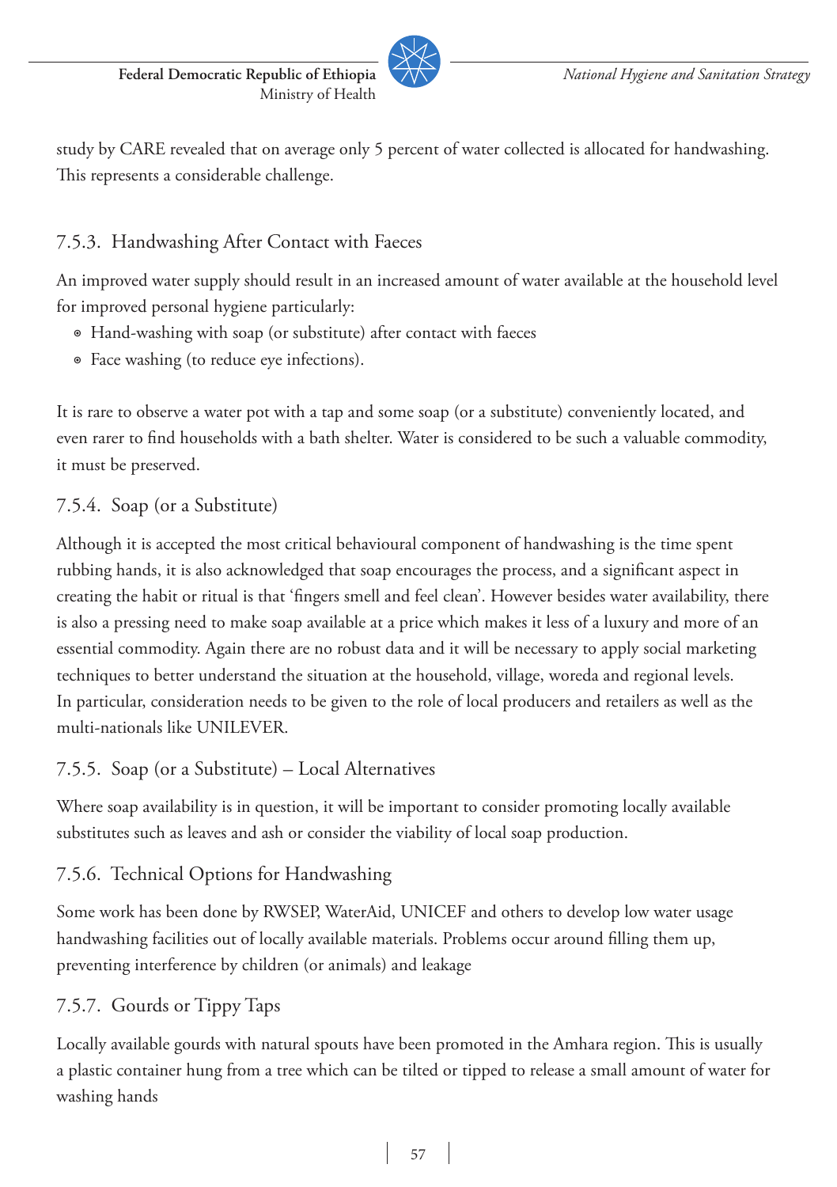study by CARE revealed that on average only 5 percent of water collected is allocated for handwashing. This represents a considerable challenge.

### 7.5.3. Handwashing After Contact with Faeces

An improved water supply should result in an increased amount of water available at the household level for improved personal hygiene particularly:

- Hand-washing with soap (or substitute) after contact with faeces
- Face washing (to reduce eye infections).

It is rare to observe a water pot with a tap and some soap (or a substitute) conveniently located, and even rarer to find households with a bath shelter. Water is considered to be such a valuable commodity, it must be preserved.

### 7.5.4. Soap (or a Substitute)

Although it is accepted the most critical behavioural component of handwashing is the time spent rubbing hands, it is also acknowledged that soap encourages the process, and a significant aspect in creating the habit or ritual is that 'fingers smell and feel clean'. However besides water availability, there is also a pressing need to make soap available at a price which makes it less of a luxury and more of an essential commodity. Again there are no robust data and it will be necessary to apply social marketing techniques to better understand the situation at the household, village, woreda and regional levels. In particular, consideration needs to be given to the role of local producers and retailers as well as the multi-nationals like UNILEVER.

### 7.5.5. Soap (or a Substitute) – Local Alternatives

Where soap availability is in question, it will be important to consider promoting locally available substitutes such as leaves and ash or consider the viability of local soap production.

### 7.5.6. Technical Options for Handwashing

Some work has been done by RWSEP, WaterAid, UNICEF and others to develop low water usage handwashing facilities out of locally available materials. Problems occur around filling them up, preventing interference by children (or animals) and leakage

### 7.5.7. Gourds or Tippy Taps

Locally available gourds with natural spouts have been promoted in the Amhara region. This is usually a plastic container hung from a tree which can be tilted or tipped to release a small amount of water for washing hands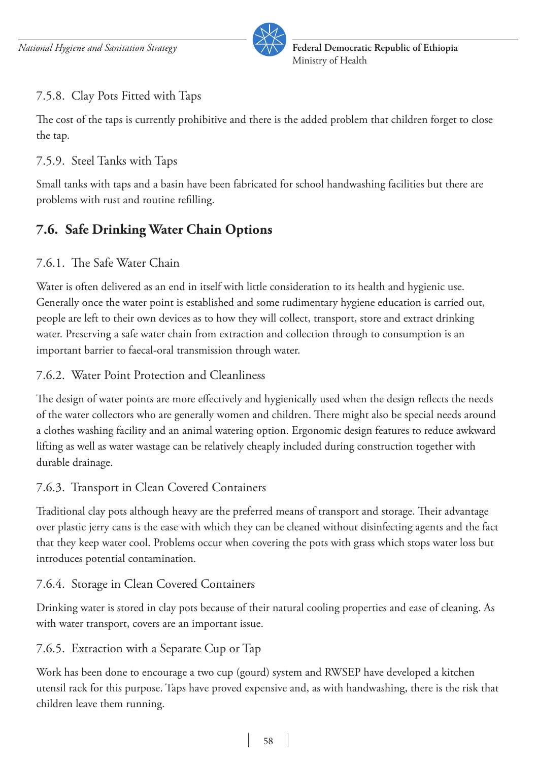### 7.5.8. Clay Pots Fitted with Taps

The cost of the taps is currently prohibitive and there is the added problem that children forget to close the tap.

### 7.5.9. Steel Tanks with Taps

Small tanks with taps and a basin have been fabricated for school handwashing facilities but there are problems with rust and routine refilling.

## 7.6. Safe Drinking Water Chain Options

### 7.6.1. The Safe Water Chain

Water is often delivered as an end in itself with little consideration to its health and hygienic use. Generally once the water point is established and some rudimentary hygiene education is carried out, people are left to their own devices as to how they will collect, transport, store and extract drinking water. Preserving a safe water chain from extraction and collection through to consumption is an important barrier to faecal-oral transmission through water.

### 7.6.2. Water Point Protection and Cleanliness

The design of water points are more effectively and hygienically used when the design reflects the needs of the water collectors who are generally women and children. There might also be special needs around a clothes washing facility and an animal watering option. Ergonomic design features to reduce awkward lifting as well as water wastage can be relatively cheaply included during construction together with durable drainage.

### 7.6.3. Transport in Clean Covered Containers

Traditional clay pots although heavy are the preferred means of transport and storage. Their advantage over plastic jerry cans is the ease with which they can be cleaned without disinfecting agents and the fact that they keep water cool. Problems occur when covering the pots with grass which stops water loss but introduces potential contamination.

### 7.6.4. Storage in Clean Covered Containers

Drinking water is stored in clay pots because of their natural cooling properties and ease of cleaning. As with water transport, covers are an important issue.

### 7.6.5. Extraction with a Separate Cup or Tap

Work has been done to encourage a two cup (gourd) system and RWSEP have developed a kitchen utensil rack for this purpose. Taps have proved expensive and, as with handwashing, there is the risk that children leave them running.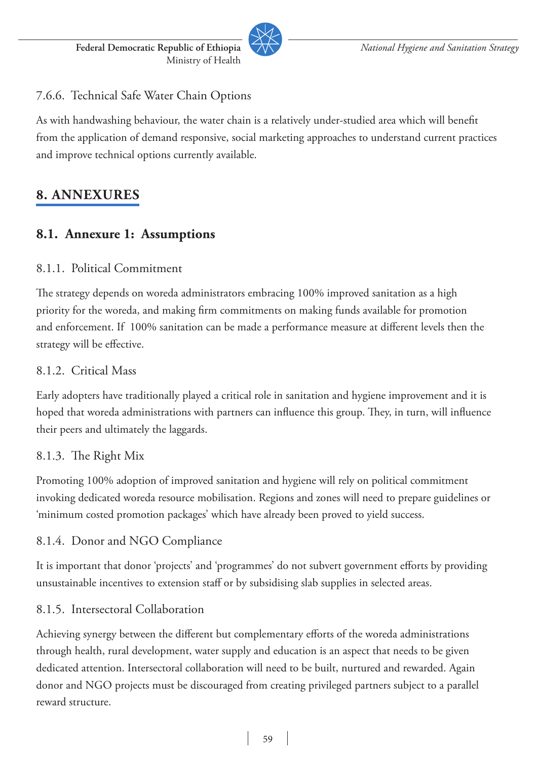#### 7.6.6. Technical Safe Water Chain Options

As with handwashing behaviour, the water chain is a relatively under-studied area which will benefit from the application of demand responsive, social marketing approaches to understand current practices and improve technical options currently available.

## 8. ANNEXURES

### 8.1. Annexure 1: Assumptions

#### 8.1.1. Political Commitment

The strategy depends on woreda administrators embracing 100% improved sanitation as a high priority for the woreda, and making firm commitments on making funds available for promotion and enforcement. If 100% sanitation can be made a performance measure at different levels then the strategy will be effective.

#### 8.1.2. Critical Mass

Early adopters have traditionally played a critical role in sanitation and hygiene improvement and it is hoped that woreda administrations with partners can influence this group. They, in turn, will influence their peers and ultimately the laggards.

#### 8.1.3. The Right Mix

Promoting 100% adoption of improved sanitation and hygiene will rely on political commitment invoking dedicated woreda resource mobilisation. Regions and zones will need to prepare guidelines or 'minimum costed promotion packages' which have already been proved to yield success.

#### 8.1.4. Donor and NGO Compliance

It is important that donor 'projects' and 'programmes' do not subvert government efforts by providing unsustainable incentives to extension staff or by subsidising slab supplies in selected areas.

#### 8.1.5. Intersectoral Collaboration

Achieving synergy between the different but complementary efforts of the woreda administrations through health, rural development, water supply and education is an aspect that needs to be given dedicated attention. Intersectoral collaboration will need to be built, nurtured and rewarded. Again donor and NGO projects must be discouraged from creating privileged partners subject to a parallel reward structure.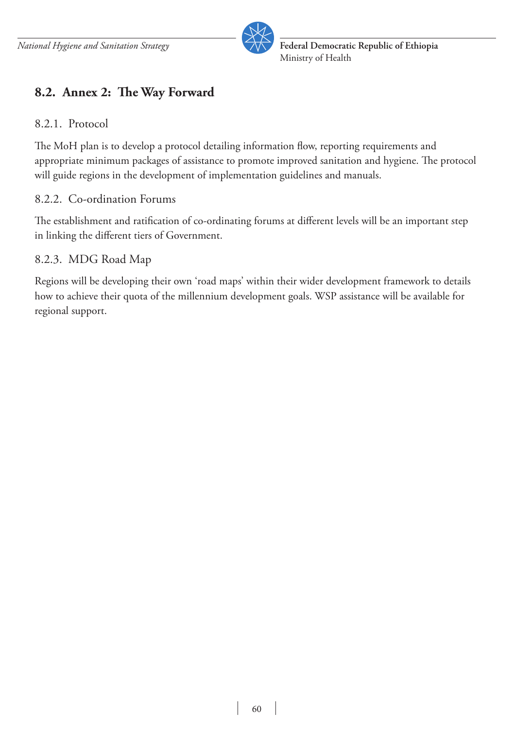## 8.2. Annex 2: The Way Forward

### 8.2.1. Protocol

The MoH plan is to develop a protocol detailing information flow, reporting requirements and appropriate minimum packages of assistance to promote improved sanitation and hygiene. The protocol will guide regions in the development of implementation guidelines and manuals.

### 8.2.2. Co-ordination Forums

The establishment and ratification of co-ordinating forums at different levels will be an important step in linking the different tiers of Government.

### 8.2.3. MDG Road Map

Regions will be developing their own 'road maps' within their wider development framework to details how to achieve their quota of the millennium development goals. WSP assistance will be available for regional support.